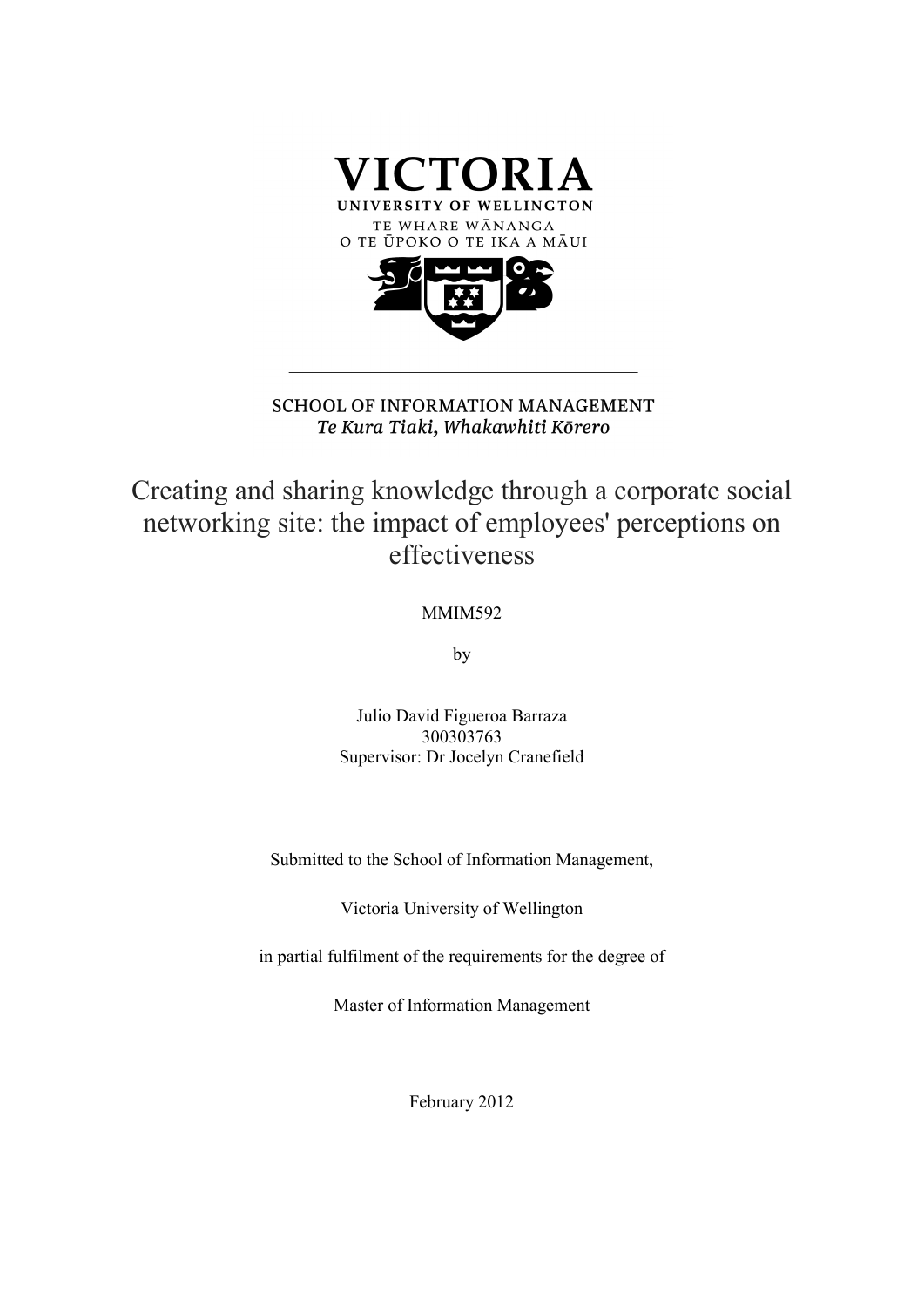VICTORIA

UNIVERSITY OF WELLINGTON

TE WHARE WĀNANGA

O TE ŪPOKO O TE IKA A MĀUI

SCHOOL OF INFORMATION MANAGEMENT

*Te Kura Tiaki, Whakawhiti Kōrero*

# Creating and sharing knowledge through a corporate social networking site: the impact of employees' perceptions on effectiveness

MMIM592

by

Julio David Figueroa Barraza

300303763

Supervisor: Dr Jocelyn Cranefield

Submitted to the School of Information Management,

Victoria University of Wellington

in partial fulfilment of the requirements for the degree of

Master of Information Management

February 2012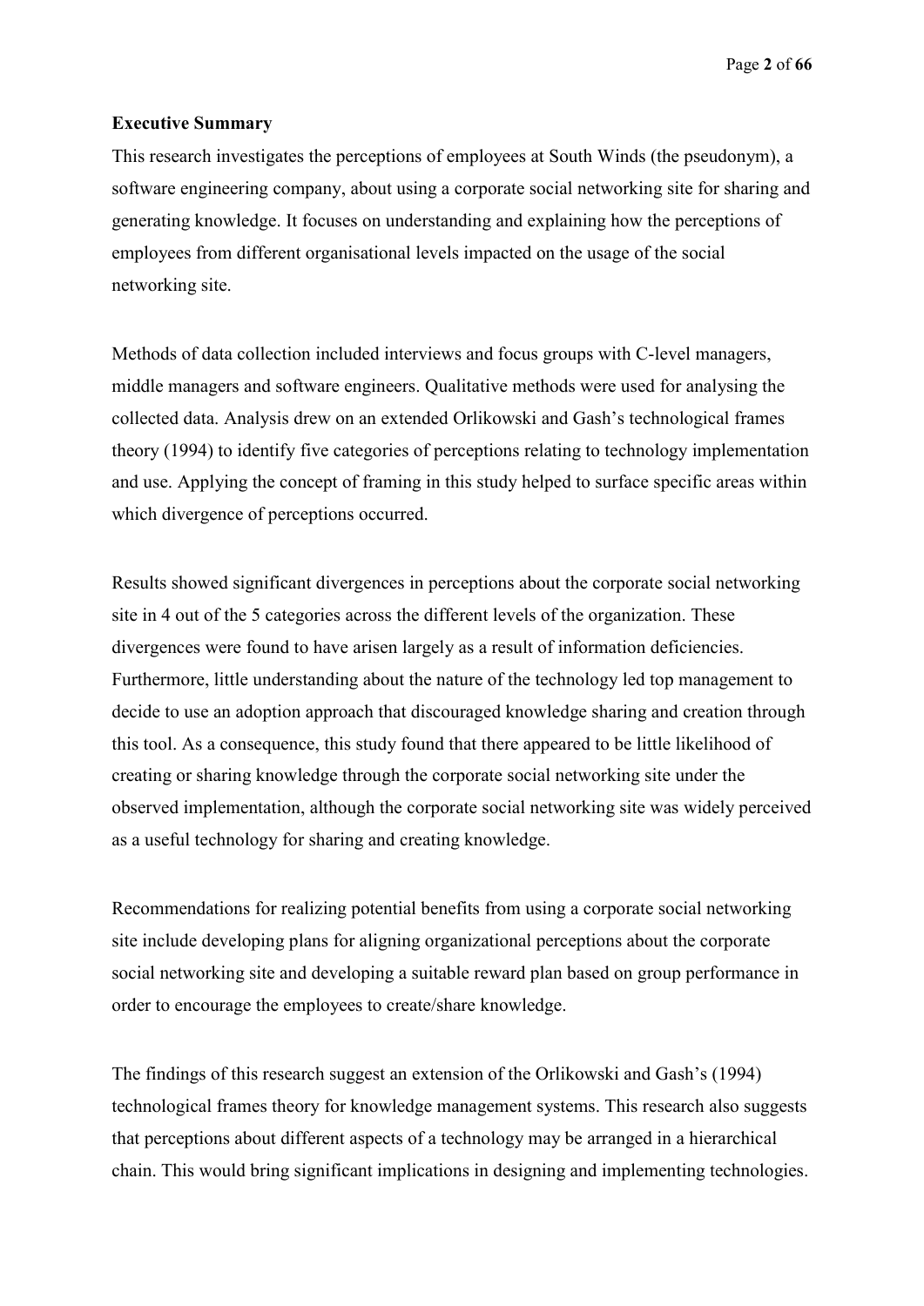## Executive Summary

This research investigates the perceptions of employees at South Winds (the pseudonym), a software engineering company, about using a corporate social networking site for sharing and generating knowledge. It focuses on understanding and explaining how the perceptions of employees from different organisational levels impacted on the usage of the social networking site.

Methods of data collection included interviews and focus groups with C-level managers, middle managers and software engineers. Qualitative methods were used for analysing the collected data. Analysis drew on an extended Orlikowski and Gash's technological frames theory (1994) to identify five categories of perceptions relating to technology implementation and use. Applying the concept of framing in this study helped to surface specific areas within which divergence of perceptions occurred.

Results showed significant divergences in perceptions about the corporate social networking site in 4 out of the 5 categories across the different levels of the organization. These divergences were found to have arisen largely as a result of information deficiencies. Furthermore, little understanding about the nature of the technology led top management to decide to use an adoption approach that discouraged knowledge sharing and creation through this tool. As a consequence, this study found that there appeared to be little likelihood of creating or sharing knowledge through the corporate social networking site under the observed implementation, although the corporate social networking site was widely perceived as a useful technology for sharing and creating knowledge.

Recommendations for realizing potential benefits from using a corporate social networking site include developing plans for aligning organizational perceptions about the corporate social networking site and developing a suitable reward plan based on group performance in order to encourage the employees to create/share knowledge.

The findings of this research suggest an extension of the Orlikowski and Gash's (1994) technological frames theory for knowledge management systems. This research also suggests that perceptions about different aspects of a technology may be arranged in a hierarchical chain. This would bring significant implications in designing and implementing technologies.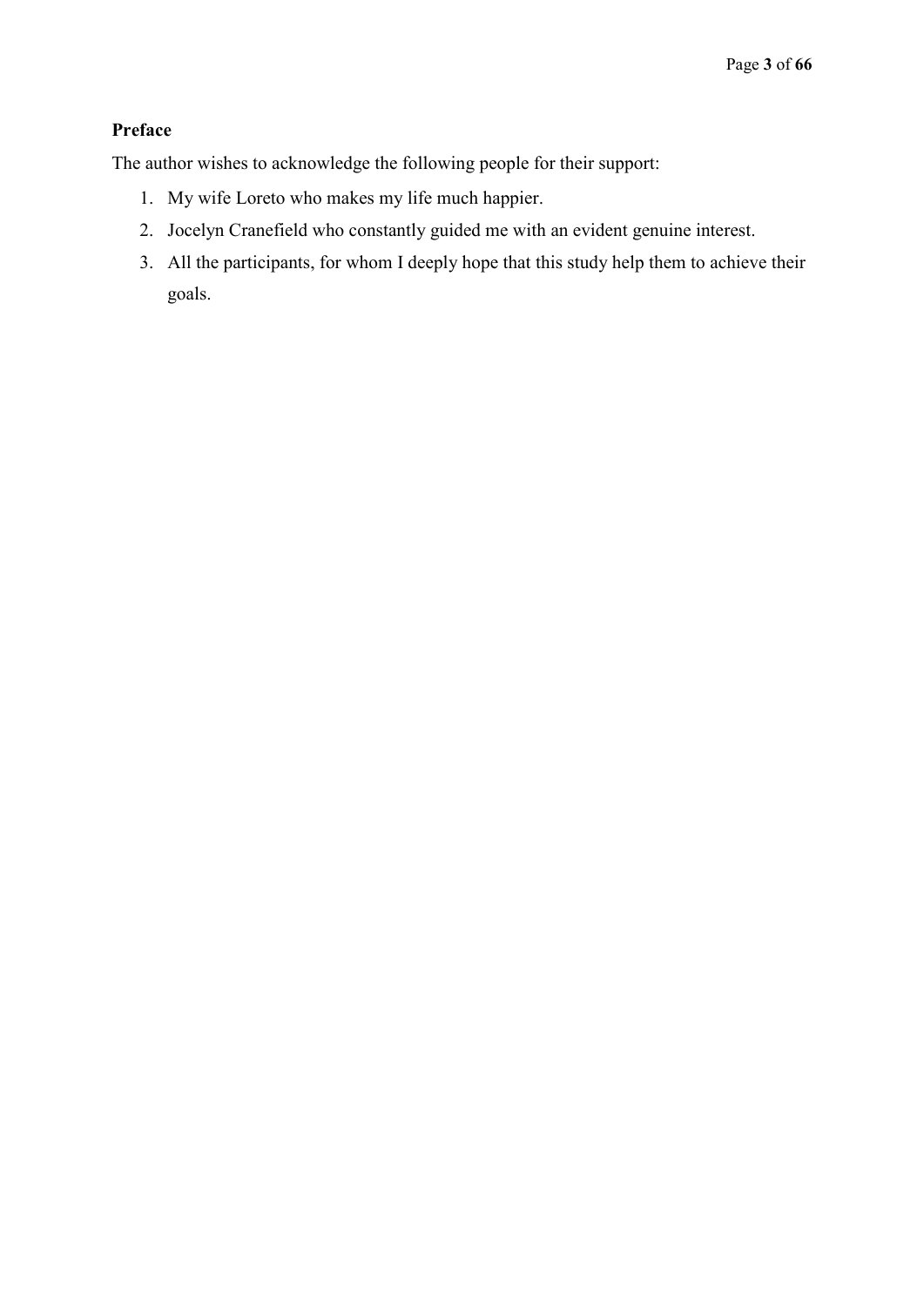**Preface**

The author wishes to acknowledge the following people for their support:

1. My wife Loreto who makes my life much happier.
2. Jocelyn Cranefield who constantly guided me with an evident genuine interest.
3. All the participants, for whom I deeply hope that this study help them to achieve their goals.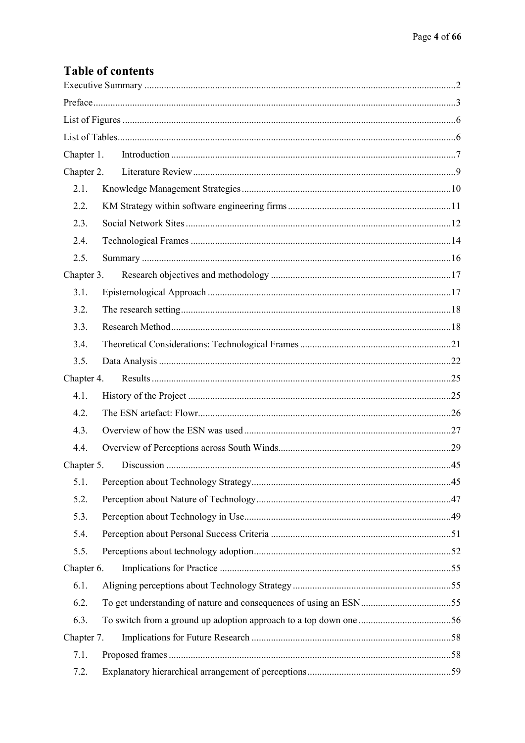## Table of contents

Executive Summary ....................2

Preface ....................3

List of Figures ....................6

List of Tables ....................6

Chapter 1. Introduction ....................7

Chapter 2. Literature Review ....................9

- 2.1. Knowledge Management Strategies ....................10
- 2.2. KM Strategy within software engineering firms ....................11
- 2.3. Social Network Sites ....................12
- 2.4. Technological Frames ....................14
- 2.5. Summary ....................16

Chapter 3. Research objectives and methodology ....................17

- 3.1. Epistemological Approach ....................17
- 3.2. The research setting ....................18
- 3.3. Research Method ....................18
- 3.4. Theoretical Considerations: Technological Frames ....................21
- 3.5. Data Analysis ....................22

Chapter 4. Results ....................25

- 4.1. History of the Project ....................25
- 4.2. The ESN artefact: Flowr ....................26
- 4.3. Overview of how the ESN was used ....................27
- 4.4. Overview of Perceptions across South Winds ....................29

Chapter 5. Discussion ....................45

- 5.1. Perception about Technology Strategy ....................45
- 5.2. Perception about Nature of Technology ....................47
- 5.3. Perception about Technology in Use ....................49
- 5.4. Perception about Personal Success Criteria ....................51
- 5.5. Perceptions about technology adoption ....................52

Chapter 6. Implications for Practice ....................55

- 6.1. Aligning perceptions about Technology Strategy ....................55
- 6.2. To get understanding of nature and consequences of using an ESN ....................55
- 6.3. To switch from a ground up adoption approach to a top down one ....................56

Chapter 7. Implications for Future Research ....................58

- 7.1. Proposed frames ....................58
- 7.2. Explanatory hierarchical arrangement of perceptions ....................59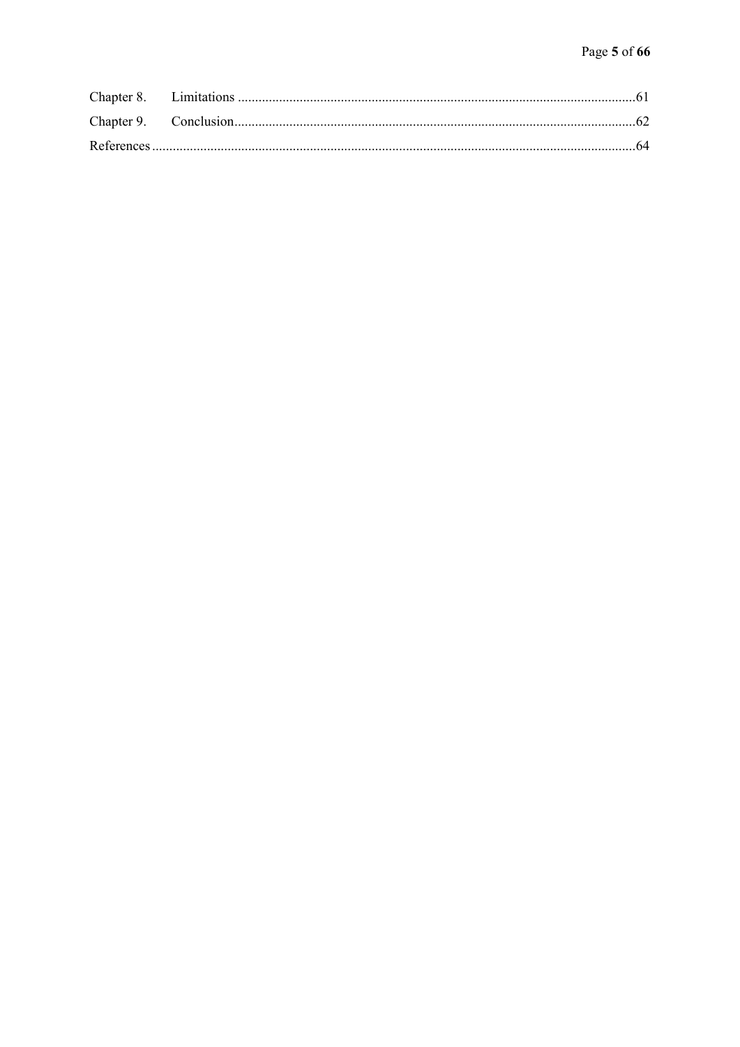Chapter 8. Limitations ........................................................................................................61

Chapter 9. Conclusion..........................................................................................................62

References ............................................................................................................................64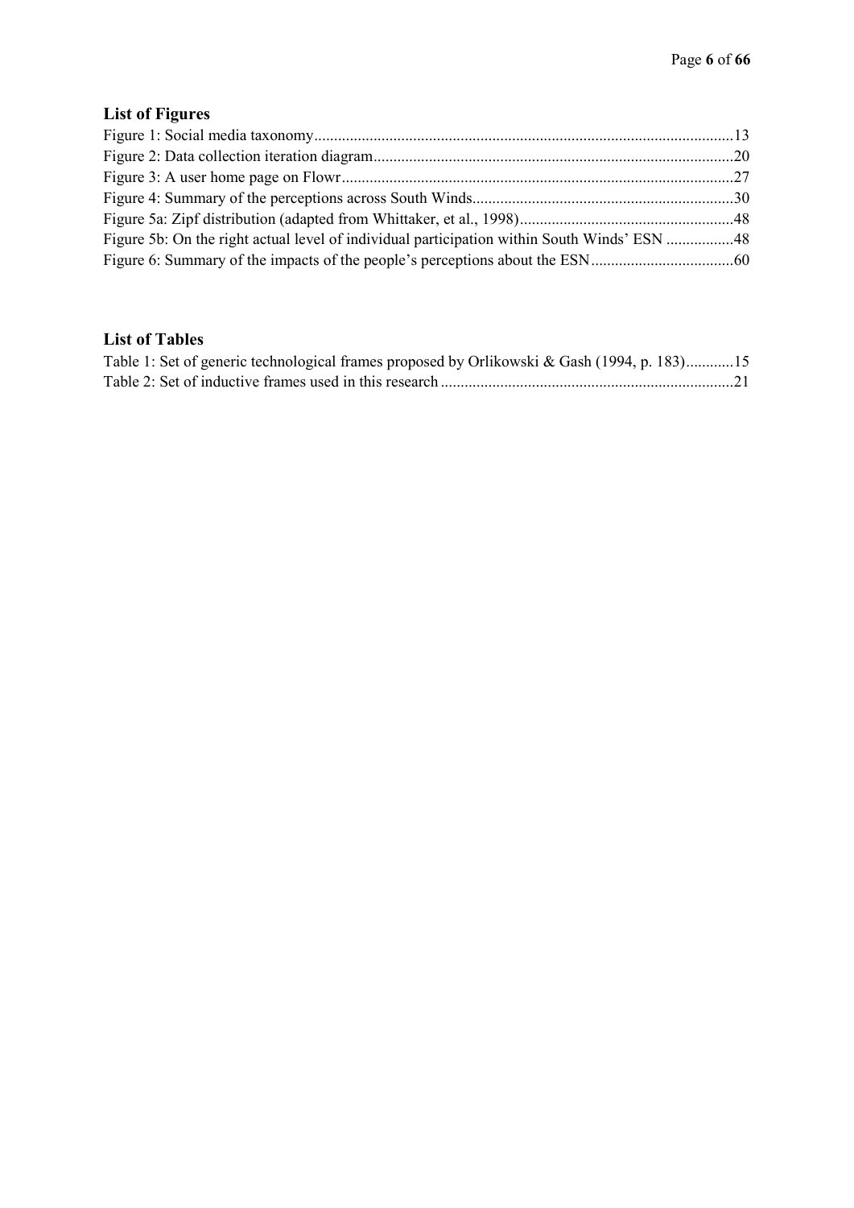## List of Figures

Figure 1: Social media taxonomy.........................................................................................................13
Figure 2: Data collection iteration diagram..........................................................................................20
Figure 3: A user home page on Flowr..................................................................................................27
Figure 4: Summary of the perceptions across South Winds.................................................................30
Figure 5a: Zipf distribution (adapted from Whittaker, et al., 1998)......................................................48
Figure 5b: On the right actual level of individual participation within South Winds' ESN .................48
Figure 6: Summary of the impacts of the people's perceptions about the ESN....................................60

## List of Tables

Table 1: Set of generic technological frames proposed by Orlikowski & Gash (1994, p. 183)............15
Table 2: Set of inductive frames used in this research .........................................................................21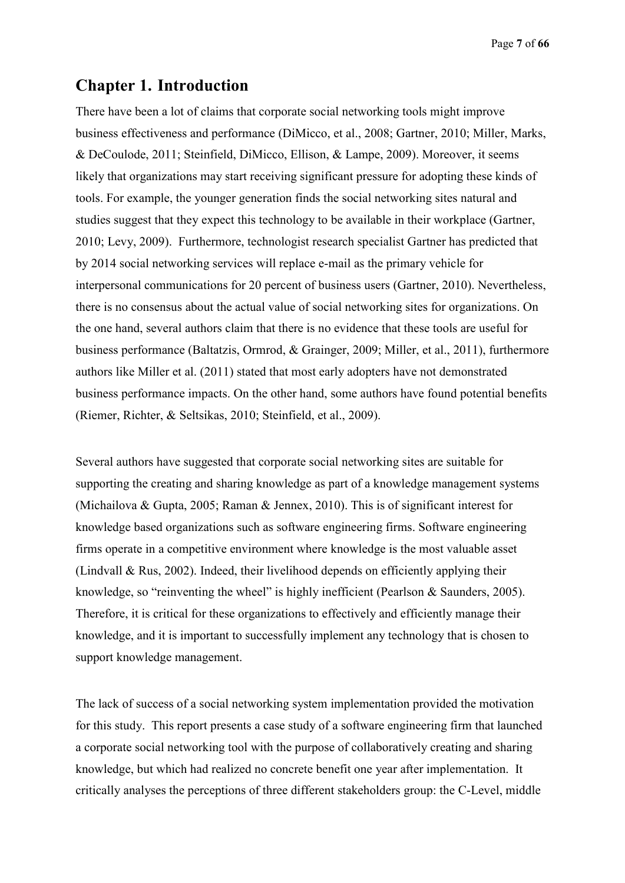# Chapter 1. Introduction

There have been a lot of claims that corporate social networking tools might improve business effectiveness and performance (DiMicco, et al., 2008; Gartner, 2010; Miller, Marks, & DeCoulode, 2011; Steinfield, DiMicco, Ellison, & Lampe, 2009). Moreover, it seems likely that organizations may start receiving significant pressure for adopting these kinds of tools. For example, the younger generation finds the social networking sites natural and studies suggest that they expect this technology to be available in their workplace (Gartner, 2010; Levy, 2009). Furthermore, technologist research specialist Gartner has predicted that by 2014 social networking services will replace e-mail as the primary vehicle for interpersonal communications for 20 percent of business users (Gartner, 2010). Nevertheless, there is no consensus about the actual value of social networking sites for organizations. On the one hand, several authors claim that there is no evidence that these tools are useful for business performance (Baltatzis, Ormrod, & Grainger, 2009; Miller, et al., 2011), furthermore authors like Miller et al. (2011) stated that most early adopters have not demonstrated business performance impacts. On the other hand, some authors have found potential benefits (Riemer, Richter, & Seltsikas, 2010; Steinfield, et al., 2009).

Several authors have suggested that corporate social networking sites are suitable for supporting the creating and sharing knowledge as part of a knowledge management systems (Michailova & Gupta, 2005; Raman & Jennex, 2010). This is of significant interest for knowledge based organizations such as software engineering firms. Software engineering firms operate in a competitive environment where knowledge is the most valuable asset (Lindvall & Rus, 2002). Indeed, their livelihood depends on efficiently applying their knowledge, so "reinventing the wheel" is highly inefficient (Pearlson & Saunders, 2005). Therefore, it is critical for these organizations to effectively and efficiently manage their knowledge, and it is important to successfully implement any technology that is chosen to support knowledge management.

The lack of success of a social networking system implementation provided the motivation for this study. This report presents a case study of a software engineering firm that launched a corporate social networking tool with the purpose of collaboratively creating and sharing knowledge, but which had realized no concrete benefit one year after implementation. It critically analyses the perceptions of three different stakeholders group: the C-Level, middle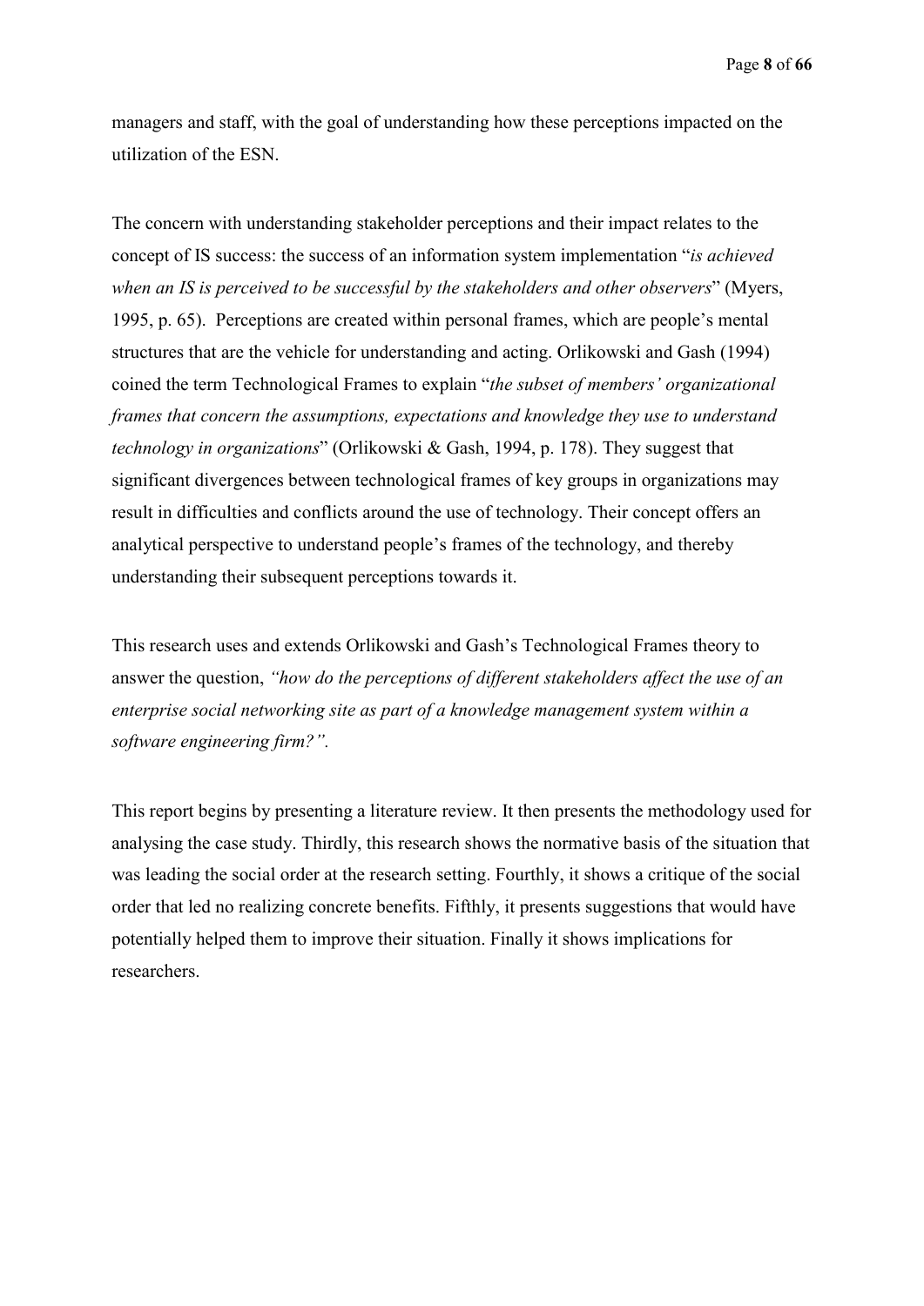managers and staff, with the goal of understanding how these perceptions impacted on the utilization of the ESN.

The concern with understanding stakeholder perceptions and their impact relates to the concept of IS success: the success of an information system implementation "*is achieved when an IS is perceived to be successful by the stakeholders and other observers*" (Myers, 1995, p. 65). Perceptions are created within personal frames, which are people's mental structures that are the vehicle for understanding and acting. Orlikowski and Gash (1994) coined the term Technological Frames to explain "*the subset of members' organizational frames that concern the assumptions, expectations and knowledge they use to understand technology in organizations*" (Orlikowski & Gash, 1994, p. 178). They suggest that significant divergences between technological frames of key groups in organizations may result in difficulties and conflicts around the use of technology. Their concept offers an analytical perspective to understand people's frames of the technology, and thereby understanding their subsequent perceptions towards it.

This research uses and extends Orlikowski and Gash's Technological Frames theory to answer the question, *"how do the perceptions of different stakeholders affect the use of an enterprise social networking site as part of a knowledge management system within a software engineering firm?".*

This report begins by presenting a literature review. It then presents the methodology used for analysing the case study. Thirdly, this research shows the normative basis of the situation that was leading the social order at the research setting. Fourthly, it shows a critique of the social order that led no realizing concrete benefits. Fifthly, it presents suggestions that would have potentially helped them to improve their situation. Finally it shows implications for researchers.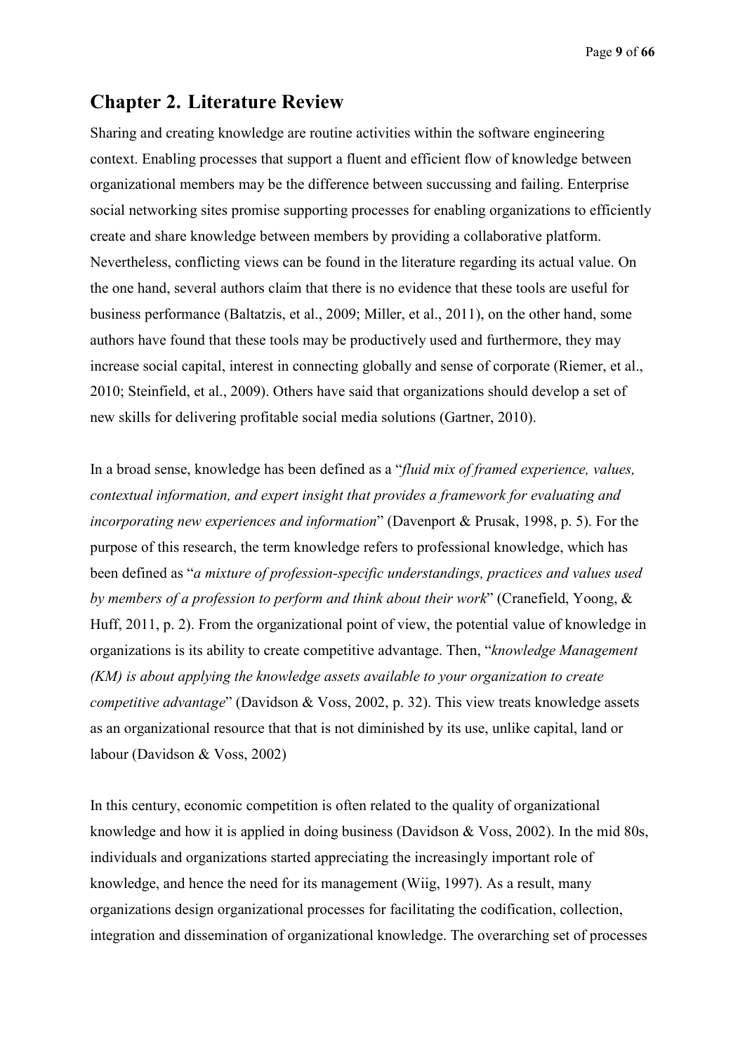# Chapter 2. Literature Review

Sharing and creating knowledge are routine activities within the software engineering context. Enabling processes that support a fluent and efficient flow of knowledge between organizational members may be the difference between succussing and failing. Enterprise social networking sites promise supporting processes for enabling organizations to efficiently create and share knowledge between members by providing a collaborative platform. Nevertheless, conflicting views can be found in the literature regarding its actual value. On the one hand, several authors claim that there is no evidence that these tools are useful for business performance (Baltatzis, et al., 2009; Miller, et al., 2011), on the other hand, some authors have found that these tools may be productively used and furthermore, they may increase social capital, interest in connecting globally and sense of corporate (Riemer, et al., 2010; Steinfield, et al., 2009). Others have said that organizations should develop a set of new skills for delivering profitable social media solutions (Gartner, 2010).

In a broad sense, knowledge has been defined as a "*fluid mix of framed experience, values, contextual information, and expert insight that provides a framework for evaluating and incorporating new experiences and information*" (Davenport & Prusak, 1998, p. 5). For the purpose of this research, the term knowledge refers to professional knowledge, which has been defined as "*a mixture of profession-specific understandings, practices and values used by members of a profession to perform and think about their work*" (Cranefield, Yoong, & Huff, 2011, p. 2). From the organizational point of view, the potential value of knowledge in organizations is its ability to create competitive advantage. Then, "*knowledge Management (KM) is about applying the knowledge assets available to your organization to create competitive advantage*" (Davidson & Voss, 2002, p. 32). This view treats knowledge assets as an organizational resource that that is not diminished by its use, unlike capital, land or labour (Davidson & Voss, 2002)

In this century, economic competition is often related to the quality of organizational knowledge and how it is applied in doing business (Davidson & Voss, 2002). In the mid 80s, individuals and organizations started appreciating the increasingly important role of knowledge, and hence the need for its management (Wiig, 1997). As a result, many organizations design organizational processes for facilitating the codification, collection, integration and dissemination of organizational knowledge. The overarching set of processes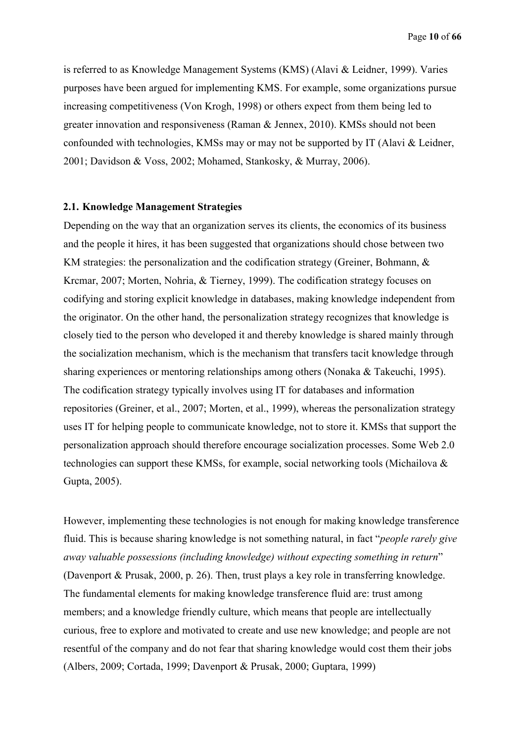is referred to as Knowledge Management Systems (KMS) (Alavi & Leidner, 1999). Varies purposes have been argued for implementing KMS. For example, some organizations pursue increasing competitiveness (Von Krogh, 1998) or others expect from them being led to greater innovation and responsiveness (Raman & Jennex, 2010). KMSs should not been confounded with technologies, KMSs may or may not be supported by IT (Alavi & Leidner, 2001; Davidson & Voss, 2002; Mohamed, Stankosky, & Murray, 2006).

### 2.1. Knowledge Management Strategies

Depending on the way that an organization serves its clients, the economics of its business and the people it hires, it has been suggested that organizations should chose between two KM strategies: the personalization and the codification strategy (Greiner, Bohmann, & Krcmar, 2007; Morten, Nohria, & Tierney, 1999). The codification strategy focuses on codifying and storing explicit knowledge in databases, making knowledge independent from the originator. On the other hand, the personalization strategy recognizes that knowledge is closely tied to the person who developed it and thereby knowledge is shared mainly through the socialization mechanism, which is the mechanism that transfers tacit knowledge through sharing experiences or mentoring relationships among others (Nonaka & Takeuchi, 1995). The codification strategy typically involves using IT for databases and information repositories (Greiner, et al., 2007; Morten, et al., 1999), whereas the personalization strategy uses IT for helping people to communicate knowledge, not to store it. KMSs that support the personalization approach should therefore encourage socialization processes. Some Web 2.0 technologies can support these KMSs, for example, social networking tools (Michailova & Gupta, 2005).

However, implementing these technologies is not enough for making knowledge transference fluid. This is because sharing knowledge is not something natural, in fact "*people rarely give away valuable possessions (including knowledge) without expecting something in return*" (Davenport & Prusak, 2000, p. 26). Then, trust plays a key role in transferring knowledge. The fundamental elements for making knowledge transference fluid are: trust among members; and a knowledge friendly culture, which means that people are intellectually curious, free to explore and motivated to create and use new knowledge; and people are not resentful of the company and do not fear that sharing knowledge would cost them their jobs (Albers, 2009; Cortada, 1999; Davenport & Prusak, 2000; Guptara, 1999)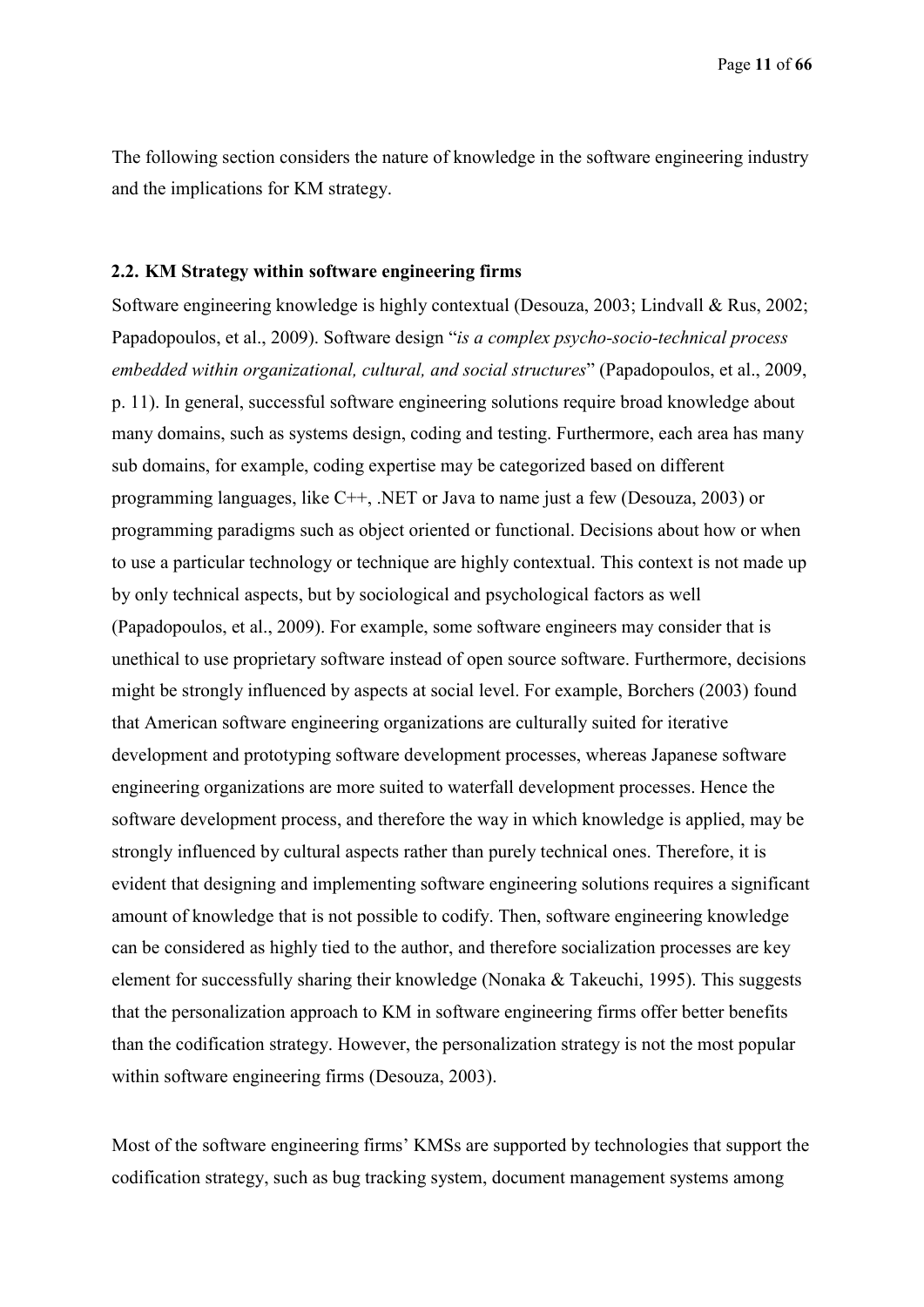The following section considers the nature of knowledge in the software engineering industry and the implications for KM strategy.

### 2.2. KM Strategy within software engineering firms

Software engineering knowledge is highly contextual (Desouza, 2003; Lindvall & Rus, 2002; Papadopoulos, et al., 2009). Software design "*is a complex psycho-socio-technical process embedded within organizational, cultural, and social structures*" (Papadopoulos, et al., 2009, p. 11). In general, successful software engineering solutions require broad knowledge about many domains, such as systems design, coding and testing. Furthermore, each area has many sub domains, for example, coding expertise may be categorized based on different programming languages, like C++, .NET or Java to name just a few (Desouza, 2003) or programming paradigms such as object oriented or functional. Decisions about how or when to use a particular technology or technique are highly contextual. This context is not made up by only technical aspects, but by sociological and psychological factors as well (Papadopoulos, et al., 2009). For example, some software engineers may consider that is unethical to use proprietary software instead of open source software. Furthermore, decisions might be strongly influenced by aspects at social level. For example, Borchers (2003) found that American software engineering organizations are culturally suited for iterative development and prototyping software development processes, whereas Japanese software engineering organizations are more suited to waterfall development processes. Hence the software development process, and therefore the way in which knowledge is applied, may be strongly influenced by cultural aspects rather than purely technical ones. Therefore, it is evident that designing and implementing software engineering solutions requires a significant amount of knowledge that is not possible to codify. Then, software engineering knowledge can be considered as highly tied to the author, and therefore socialization processes are key element for successfully sharing their knowledge (Nonaka & Takeuchi, 1995). This suggests that the personalization approach to KM in software engineering firms offer better benefits than the codification strategy. However, the personalization strategy is not the most popular within software engineering firms (Desouza, 2003).

Most of the software engineering firms' KMSs are supported by technologies that support the codification strategy, such as bug tracking system, document management systems among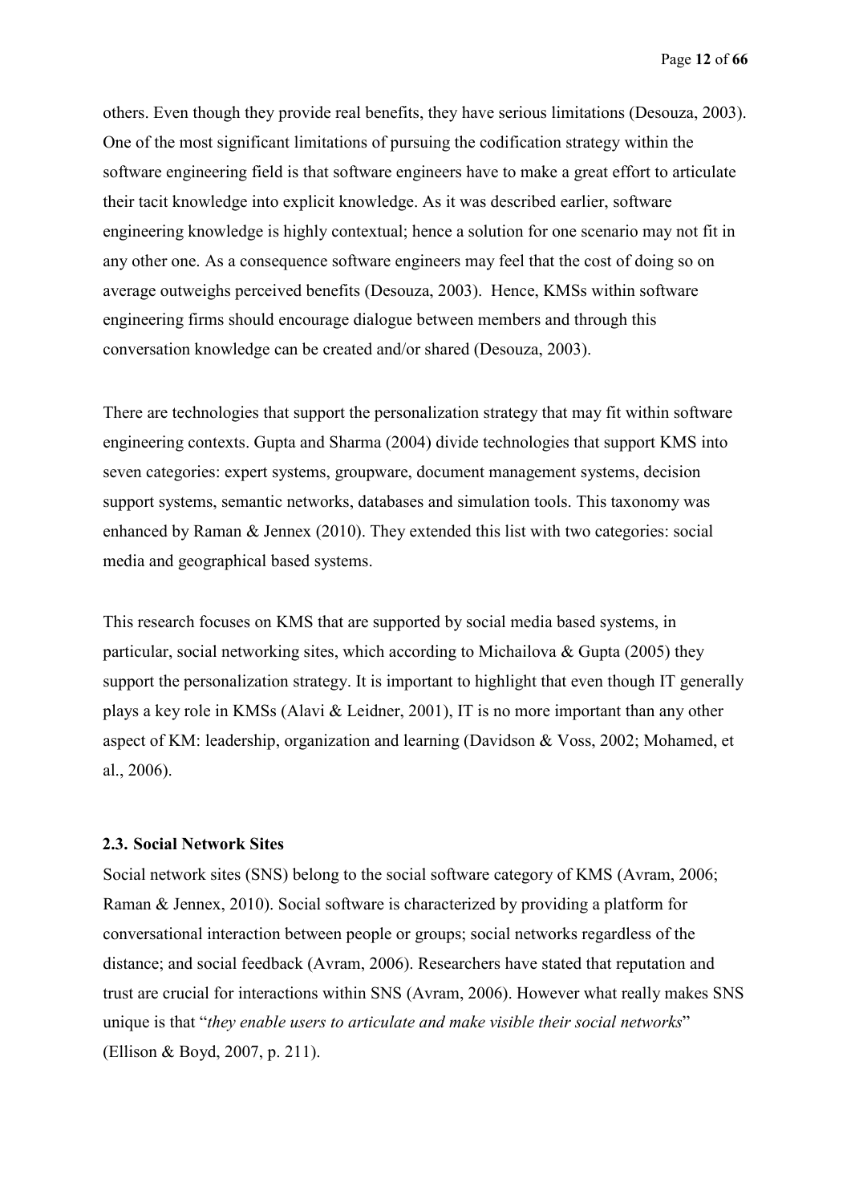others. Even though they provide real benefits, they have serious limitations (Desouza, 2003). One of the most significant limitations of pursuing the codification strategy within the software engineering field is that software engineers have to make a great effort to articulate their tacit knowledge into explicit knowledge. As it was described earlier, software engineering knowledge is highly contextual; hence a solution for one scenario may not fit in any other one. As a consequence software engineers may feel that the cost of doing so on average outweighs perceived benefits (Desouza, 2003). Hence, KMSs within software engineering firms should encourage dialogue between members and through this conversation knowledge can be created and/or shared (Desouza, 2003).

There are technologies that support the personalization strategy that may fit within software engineering contexts. Gupta and Sharma (2004) divide technologies that support KMS into seven categories: expert systems, groupware, document management systems, decision support systems, semantic networks, databases and simulation tools. This taxonomy was enhanced by Raman & Jennex (2010). They extended this list with two categories: social media and geographical based systems.

This research focuses on KMS that are supported by social media based systems, in particular, social networking sites, which according to Michailova & Gupta (2005) they support the personalization strategy. It is important to highlight that even though IT generally plays a key role in KMSs (Alavi & Leidner, 2001), IT is no more important than any other aspect of KM: leadership, organization and learning (Davidson & Voss, 2002; Mohamed, et al., 2006).

### 2.3. Social Network Sites

Social network sites (SNS) belong to the social software category of KMS (Avram, 2006; Raman & Jennex, 2010). Social software is characterized by providing a platform for conversational interaction between people or groups; social networks regardless of the distance; and social feedback (Avram, 2006). Researchers have stated that reputation and trust are crucial for interactions within SNS (Avram, 2006). However what really makes SNS unique is that "*they enable users to articulate and make visible their social networks*" (Ellison & Boyd, 2007, p. 211).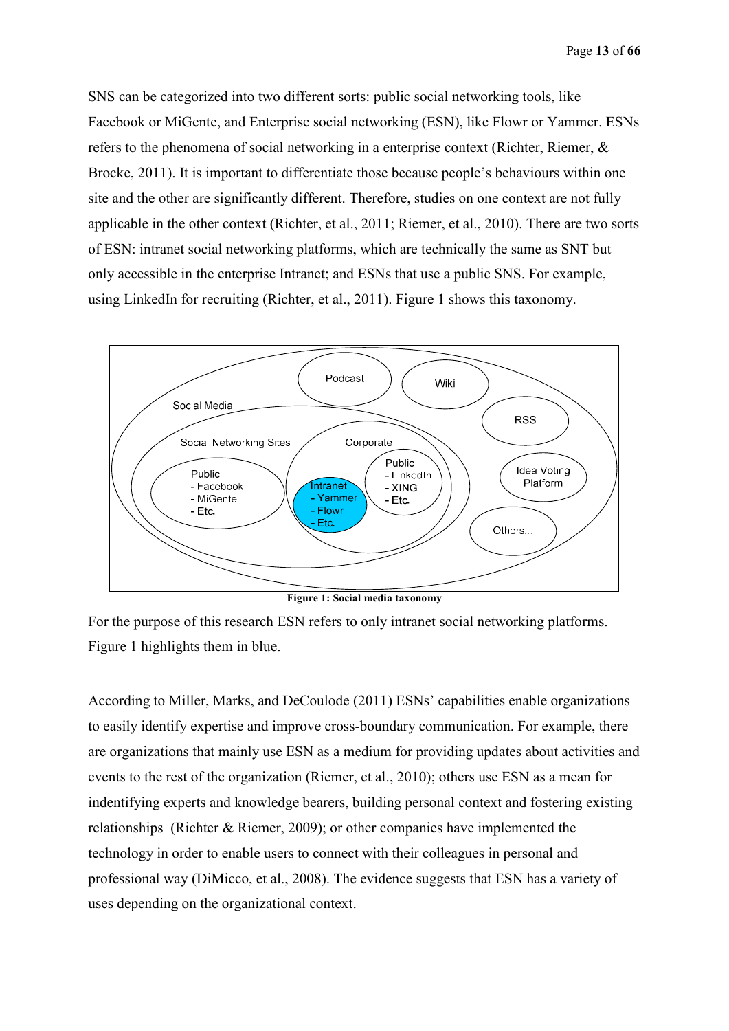SNS can be categorized into two different sorts: public social networking tools, like Facebook or MiGente, and Enterprise social networking (ESN), like Flowr or Yammer. ESNs refers to the phenomena of social networking in a enterprise context (Richter, Riemer, & Brocke, 2011). It is important to differentiate those because people's behaviours within one site and the other are significantly different. Therefore, studies on one context are not fully applicable in the other context (Richter, et al., 2011; Riemer, et al., 2010). There are two sorts of ESN: intranet social networking platforms, which are technically the same as SNT but only accessible in the enterprise Intranet; and ESNs that use a public SNS. For example, using LinkedIn for recruiting (Richter, et al., 2011). Figure 1 shows this taxonomy.

**Figure 1: Social media taxonomy**

For the purpose of this research ESN refers to only intranet social networking platforms. Figure 1 highlights them in blue.

According to Miller, Marks, and DeCoulode (2011) ESNs' capabilities enable organizations to easily identify expertise and improve cross-boundary communication. For example, there are organizations that mainly use ESN as a medium for providing updates about activities and events to the rest of the organization (Riemer, et al., 2010); others use ESN as a mean for indentifying experts and knowledge bearers, building personal context and fostering existing relationships (Richter & Riemer, 2009); or other companies have implemented the technology in order to enable users to connect with their colleagues in personal and professional way (DiMicco, et al., 2008). The evidence suggests that ESN has a variety of uses depending on the organizational context.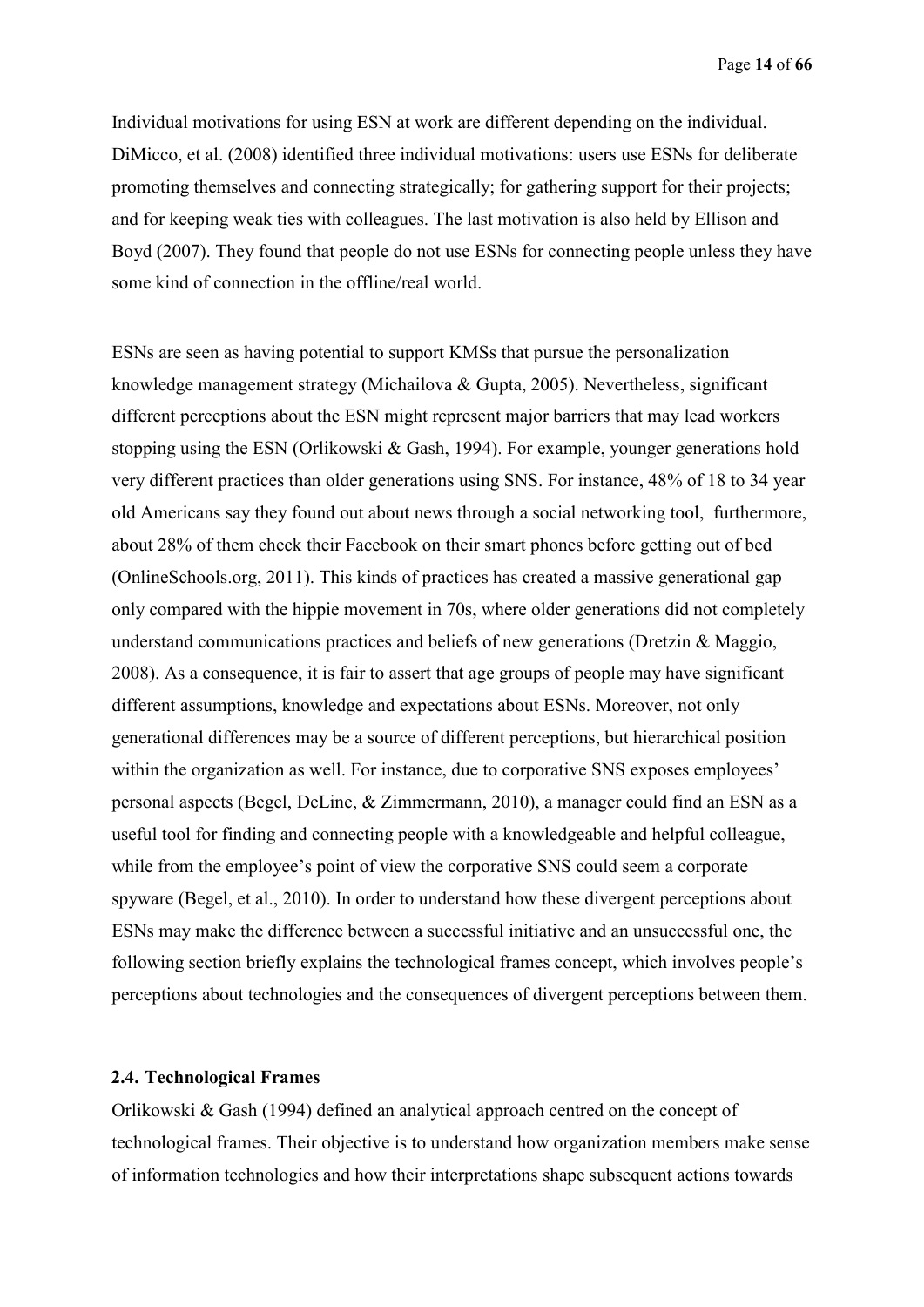Individual motivations for using ESN at work are different depending on the individual. DiMicco, et al. (2008) identified three individual motivations: users use ESNs for deliberate promoting themselves and connecting strategically; for gathering support for their projects; and for keeping weak ties with colleagues. The last motivation is also held by Ellison and Boyd (2007). They found that people do not use ESNs for connecting people unless they have some kind of connection in the offline/real world.

ESNs are seen as having potential to support KMSs that pursue the personalization knowledge management strategy (Michailova & Gupta, 2005). Nevertheless, significant different perceptions about the ESN might represent major barriers that may lead workers stopping using the ESN (Orlikowski & Gash, 1994). For example, younger generations hold very different practices than older generations using SNS. For instance, 48% of 18 to 34 year old Americans say they found out about news through a social networking tool, furthermore, about 28% of them check their Facebook on their smart phones before getting out of bed (OnlineSchools.org, 2011). This kinds of practices has created a massive generational gap only compared with the hippie movement in 70s, where older generations did not completely understand communications practices and beliefs of new generations (Dretzin & Maggio, 2008). As a consequence, it is fair to assert that age groups of people may have significant different assumptions, knowledge and expectations about ESNs. Moreover, not only generational differences may be a source of different perceptions, but hierarchical position within the organization as well. For instance, due to corporative SNS exposes employees' personal aspects (Begel, DeLine, & Zimmermann, 2010), a manager could find an ESN as a useful tool for finding and connecting people with a knowledgeable and helpful colleague, while from the employee's point of view the corporative SNS could seem a corporate spyware (Begel, et al., 2010). In order to understand how these divergent perceptions about ESNs may make the difference between a successful initiative and an unsuccessful one, the following section briefly explains the technological frames concept, which involves people's perceptions about technologies and the consequences of divergent perceptions between them.

### 2.4. Technological Frames

Orlikowski & Gash (1994) defined an analytical approach centred on the concept of technological frames. Their objective is to understand how organization members make sense of information technologies and how their interpretations shape subsequent actions towards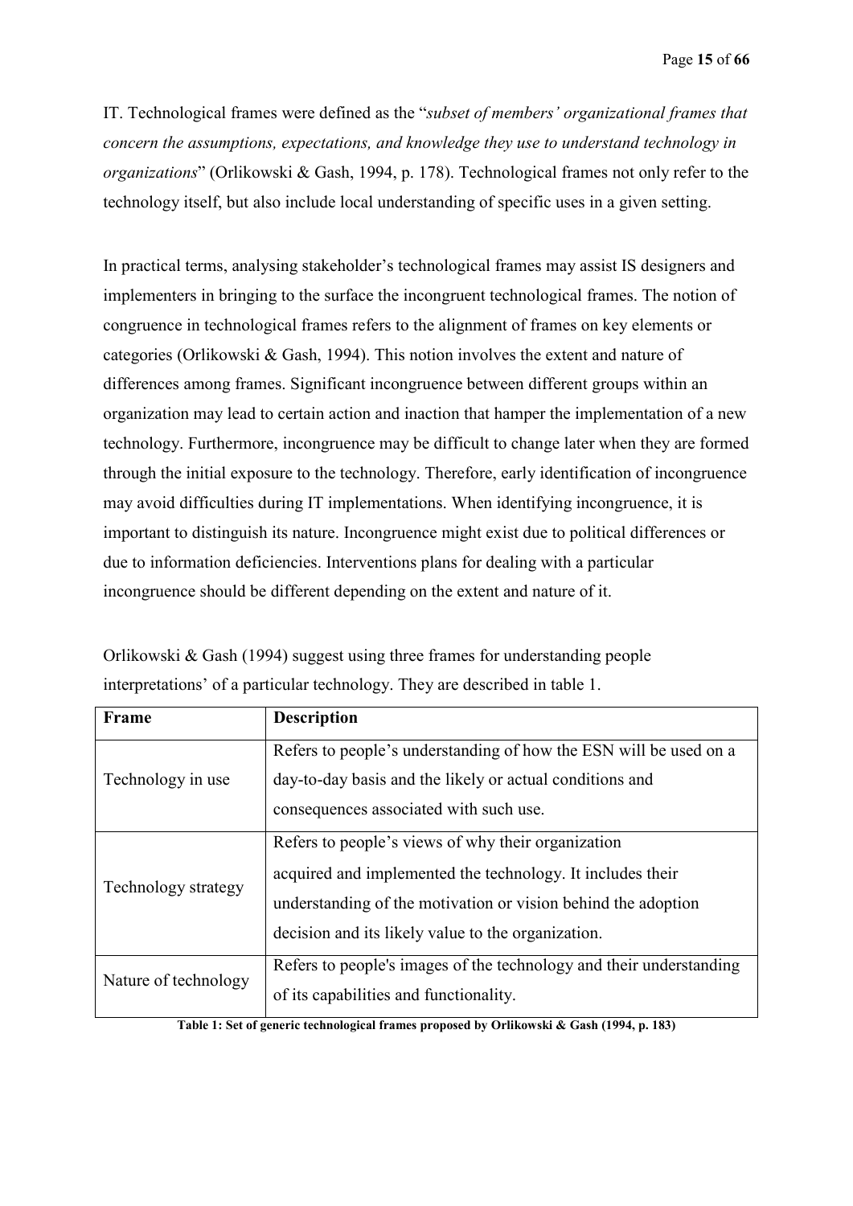IT. Technological frames were defined as the "*subset of members' organizational frames that concern the assumptions, expectations, and knowledge they use to understand technology in organizations*" (Orlikowski & Gash, 1994, p. 178). Technological frames not only refer to the technology itself, but also include local understanding of specific uses in a given setting.

In practical terms, analysing stakeholder's technological frames may assist IS designers and implementers in bringing to the surface the incongruent technological frames. The notion of congruence in technological frames refers to the alignment of frames on key elements or categories (Orlikowski & Gash, 1994). This notion involves the extent and nature of differences among frames. Significant incongruence between different groups within an organization may lead to certain action and inaction that hamper the implementation of a new technology. Furthermore, incongruence may be difficult to change later when they are formed through the initial exposure to the technology. Therefore, early identification of incongruence may avoid difficulties during IT implementations. When identifying incongruence, it is important to distinguish its nature. Incongruence might exist due to political differences or due to information deficiencies. Interventions plans for dealing with a particular incongruence should be different depending on the extent and nature of it.

Orlikowski & Gash (1994) suggest using three frames for understanding people interpretations' of a particular technology. They are described in table 1.

| Frame | Description |
| --- | --- |
| Technology in use | Refers to people's understanding of how the ESN will be used on a day-to-day basis and the likely or actual conditions and consequences associated with such use. |
| Technology strategy | Refers to people's views of why their organization acquired and implemented the technology. It includes their understanding of the motivation or vision behind the adoption decision and its likely value to the organization. |
| Nature of technology | Refers to people's images of the technology and their understanding of its capabilities and functionality. |

**Table 1: Set of generic technological frames proposed by Orlikowski & Gash (1994, p. 183)**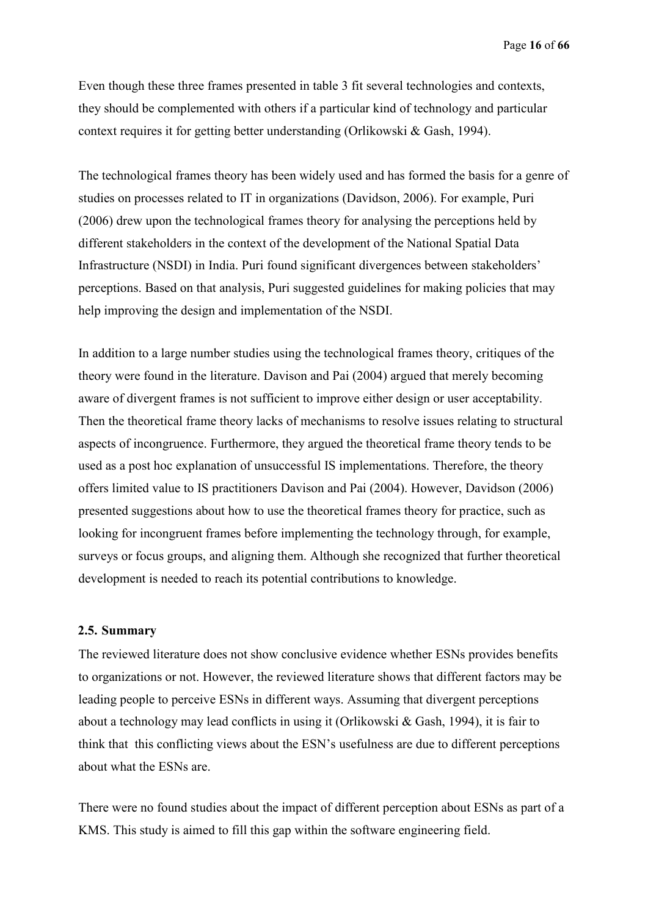Even though these three frames presented in table 3 fit several technologies and contexts, they should be complemented with others if a particular kind of technology and particular context requires it for getting better understanding (Orlikowski & Gash, 1994).

The technological frames theory has been widely used and has formed the basis for a genre of studies on processes related to IT in organizations (Davidson, 2006). For example, Puri (2006) drew upon the technological frames theory for analysing the perceptions held by different stakeholders in the context of the development of the National Spatial Data Infrastructure (NSDI) in India. Puri found significant divergences between stakeholders' perceptions. Based on that analysis, Puri suggested guidelines for making policies that may help improving the design and implementation of the NSDI.

In addition to a large number studies using the technological frames theory, critiques of the theory were found in the literature. Davison and Pai (2004) argued that merely becoming aware of divergent frames is not sufficient to improve either design or user acceptability. Then the theoretical frame theory lacks of mechanisms to resolve issues relating to structural aspects of incongruence. Furthermore, they argued the theoretical frame theory tends to be used as a post hoc explanation of unsuccessful IS implementations. Therefore, the theory offers limited value to IS practitioners Davison and Pai (2004). However, Davidson (2006) presented suggestions about how to use the theoretical frames theory for practice, such as looking for incongruent frames before implementing the technology through, for example, surveys or focus groups, and aligning them. Although she recognized that further theoretical development is needed to reach its potential contributions to knowledge.

### 2.5. Summary

The reviewed literature does not show conclusive evidence whether ESNs provides benefits to organizations or not. However, the reviewed literature shows that different factors may be leading people to perceive ESNs in different ways. Assuming that divergent perceptions about a technology may lead conflicts in using it (Orlikowski & Gash, 1994), it is fair to think that this conflicting views about the ESN's usefulness are due to different perceptions about what the ESNs are.

There were no found studies about the impact of different perception about ESNs as part of a KMS. This study is aimed to fill this gap within the software engineering field.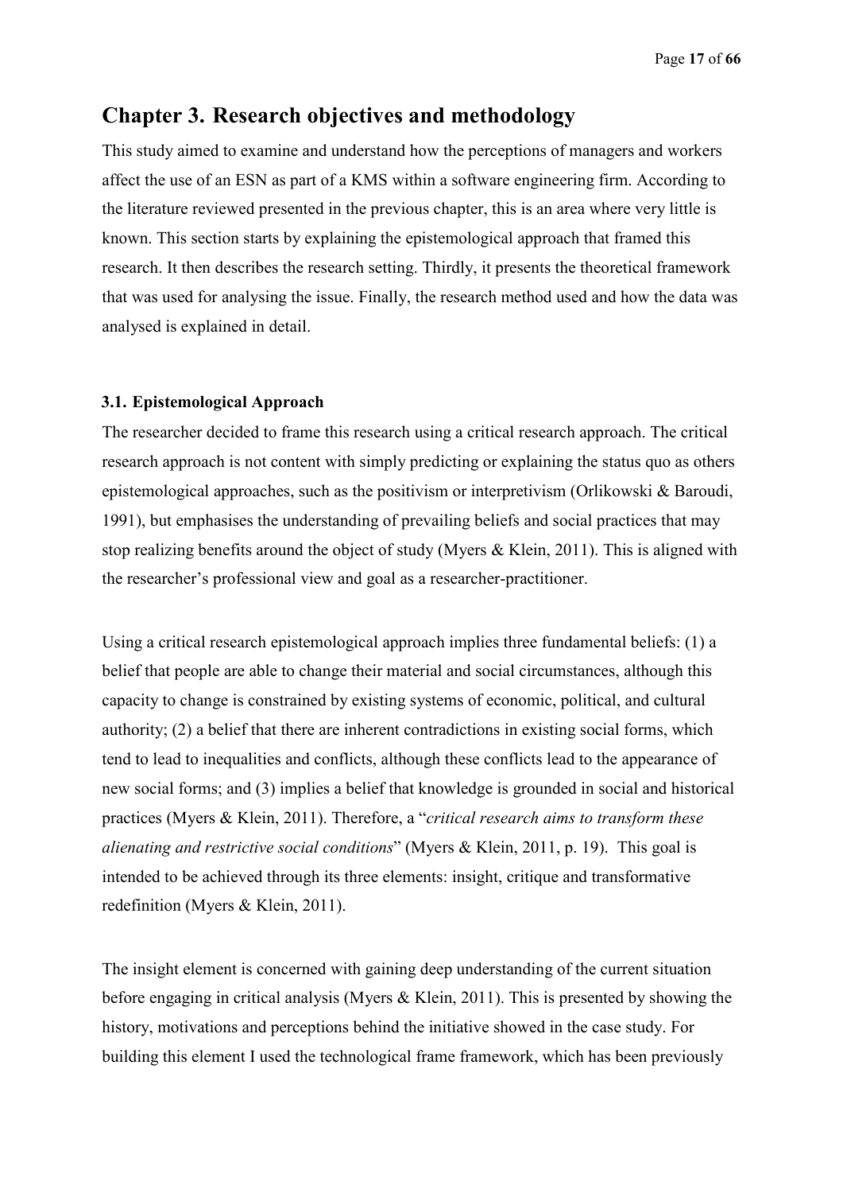# Chapter 3. Research objectives and methodology

This study aimed to examine and understand how the perceptions of managers and workers affect the use of an ESN as part of a KMS within a software engineering firm. According to the literature reviewed presented in the previous chapter, this is an area where very little is known. This section starts by explaining the epistemological approach that framed this research. It then describes the research setting. Thirdly, it presents the theoretical framework that was used for analysing the issue. Finally, the research method used and how the data was analysed is explained in detail.

### 3.1. Epistemological Approach

The researcher decided to frame this research using a critical research approach. The critical research approach is not content with simply predicting or explaining the status quo as others epistemological approaches, such as the positivism or interpretivism (Orlikowski & Baroudi, 1991), but emphasises the understanding of prevailing beliefs and social practices that may stop realizing benefits around the object of study (Myers & Klein, 2011). This is aligned with the researcher's professional view and goal as a researcher-practitioner.

Using a critical research epistemological approach implies three fundamental beliefs: (1) a belief that people are able to change their material and social circumstances, although this capacity to change is constrained by existing systems of economic, political, and cultural authority; (2) a belief that there are inherent contradictions in existing social forms, which tend to lead to inequalities and conflicts, although these conflicts lead to the appearance of new social forms; and (3) implies a belief that knowledge is grounded in social and historical practices (Myers & Klein, 2011). Therefore, a "*critical research aims to transform these alienating and restrictive social conditions*" (Myers & Klein, 2011, p. 19). This goal is intended to be achieved through its three elements: insight, critique and transformative redefinition (Myers & Klein, 2011).

The insight element is concerned with gaining deep understanding of the current situation before engaging in critical analysis (Myers & Klein, 2011). This is presented by showing the history, motivations and perceptions behind the initiative showed in the case study. For building this element I used the technological frame framework, which has been previously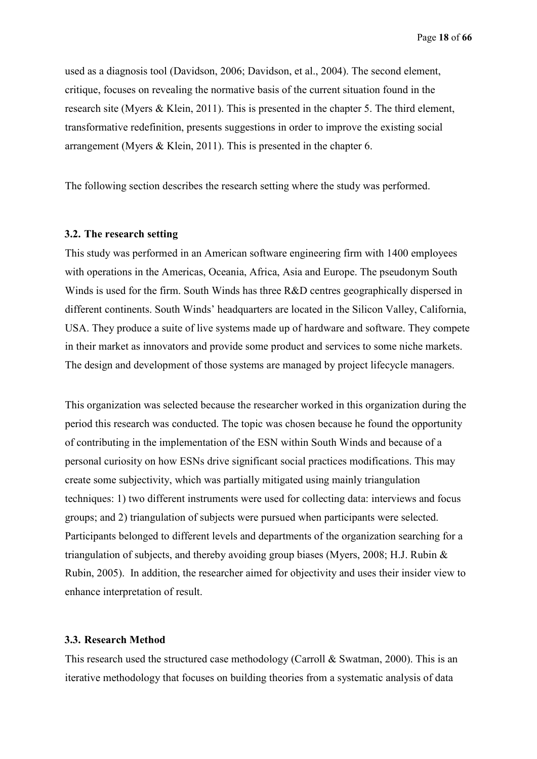used as a diagnosis tool (Davidson, 2006; Davidson, et al., 2004). The second element, critique, focuses on revealing the normative basis of the current situation found in the research site (Myers & Klein, 2011). This is presented in the chapter 5. The third element, transformative redefinition, presents suggestions in order to improve the existing social arrangement (Myers & Klein, 2011). This is presented in the chapter 6.

The following section describes the research setting where the study was performed.

### 3.2. The research setting

This study was performed in an American software engineering firm with 1400 employees with operations in the Americas, Oceania, Africa, Asia and Europe. The pseudonym South Winds is used for the firm. South Winds has three R&D centres geographically dispersed in different continents. South Winds' headquarters are located in the Silicon Valley, California, USA. They produce a suite of live systems made up of hardware and software. They compete in their market as innovators and provide some product and services to some niche markets. The design and development of those systems are managed by project lifecycle managers.

This organization was selected because the researcher worked in this organization during the period this research was conducted. The topic was chosen because he found the opportunity of contributing in the implementation of the ESN within South Winds and because of a personal curiosity on how ESNs drive significant social practices modifications. This may create some subjectivity, which was partially mitigated using mainly triangulation techniques: 1) two different instruments were used for collecting data: interviews and focus groups; and 2) triangulation of subjects were pursued when participants were selected. Participants belonged to different levels and departments of the organization searching for a triangulation of subjects, and thereby avoiding group biases (Myers, 2008; H.J. Rubin & Rubin, 2005). In addition, the researcher aimed for objectivity and uses their insider view to enhance interpretation of result.

### 3.3. Research Method

This research used the structured case methodology (Carroll & Swatman, 2000). This is an iterative methodology that focuses on building theories from a systematic analysis of data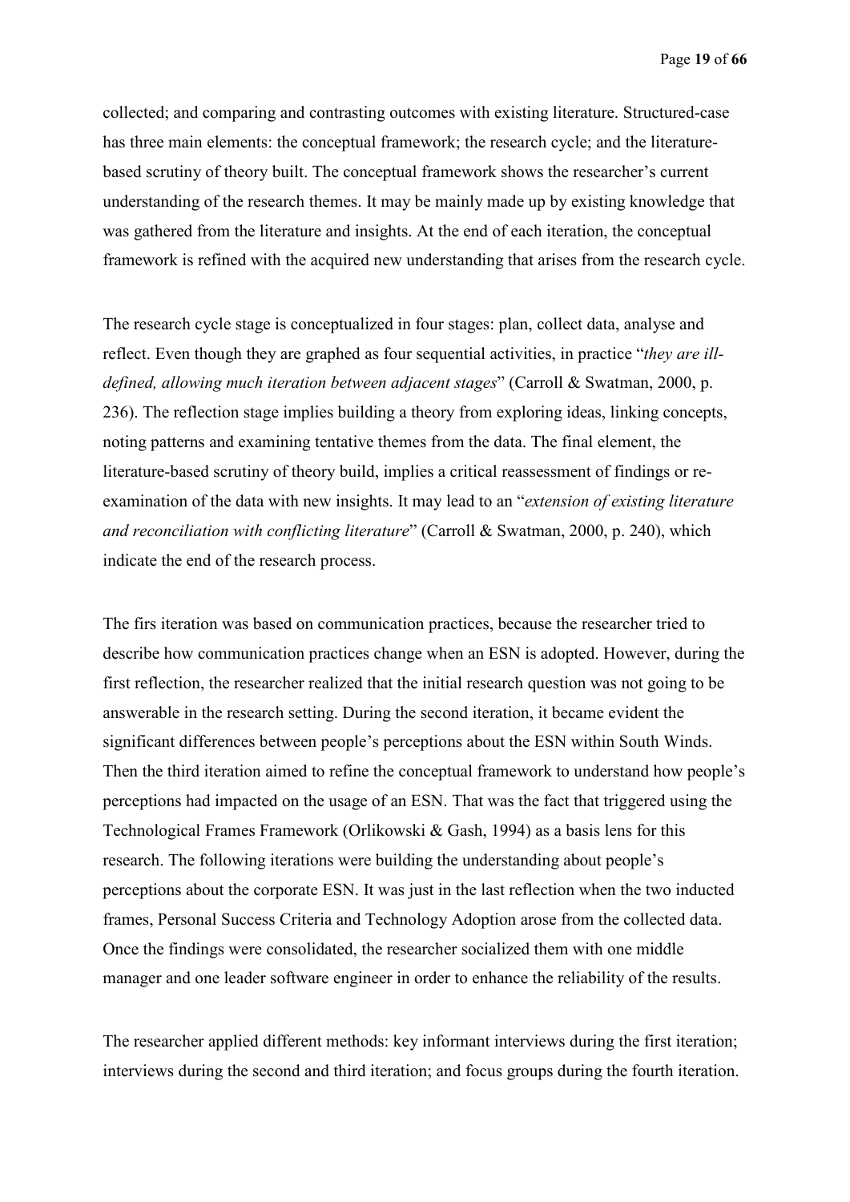collected; and comparing and contrasting outcomes with existing literature. Structured-case has three main elements: the conceptual framework; the research cycle; and the literature-based scrutiny of theory built. The conceptual framework shows the researcher's current understanding of the research themes. It may be mainly made up by existing knowledge that was gathered from the literature and insights. At the end of each iteration, the conceptual framework is refined with the acquired new understanding that arises from the research cycle.

The research cycle stage is conceptualized in four stages: plan, collect data, analyse and reflect. Even though they are graphed as four sequential activities, in practice "*they are ill-defined, allowing much iteration between adjacent stages*" (Carroll & Swatman, 2000, p. 236). The reflection stage implies building a theory from exploring ideas, linking concepts, noting patterns and examining tentative themes from the data. The final element, the literature-based scrutiny of theory build, implies a critical reassessment of findings or re-examination of the data with new insights. It may lead to an "*extension of existing literature and reconciliation with conflicting literature*" (Carroll & Swatman, 2000, p. 240), which indicate the end of the research process.

The firs iteration was based on communication practices, because the researcher tried to describe how communication practices change when an ESN is adopted. However, during the first reflection, the researcher realized that the initial research question was not going to be answerable in the research setting. During the second iteration, it became evident the significant differences between people's perceptions about the ESN within South Winds. Then the third iteration aimed to refine the conceptual framework to understand how people's perceptions had impacted on the usage of an ESN. That was the fact that triggered using the Technological Frames Framework (Orlikowski & Gash, 1994) as a basis lens for this research. The following iterations were building the understanding about people's perceptions about the corporate ESN. It was just in the last reflection when the two inducted frames, Personal Success Criteria and Technology Adoption arose from the collected data. Once the findings were consolidated, the researcher socialized them with one middle manager and one leader software engineer in order to enhance the reliability of the results.

The researcher applied different methods: key informant interviews during the first iteration; interviews during the second and third iteration; and focus groups during the fourth iteration.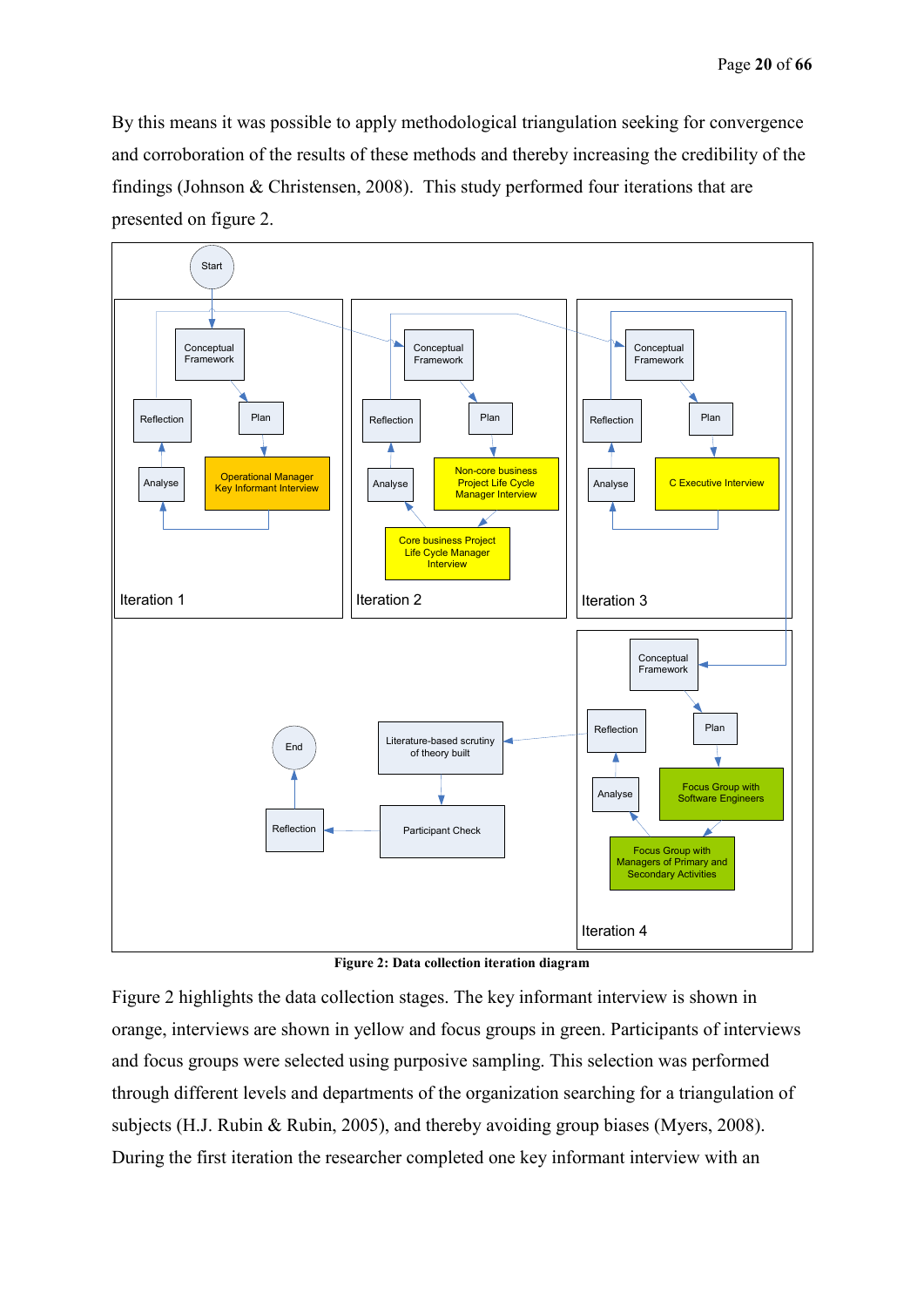By this means it was possible to apply methodological triangulation seeking for convergence and corroboration of the results of these methods and thereby increasing the credibility of the findings (Johnson & Christensen, 2008). This study performed four iterations that are presented on figure 2.

**Figure 2: Data collection iteration diagram**

Figure 2 highlights the data collection stages. The key informant interview is shown in orange, interviews are shown in yellow and focus groups in green. Participants of interviews and focus groups were selected using purposive sampling. This selection was performed through different levels and departments of the organization searching for a triangulation of subjects (H.J. Rubin & Rubin, 2005), and thereby avoiding group biases (Myers, 2008). During the first iteration the researcher completed one key informant interview with an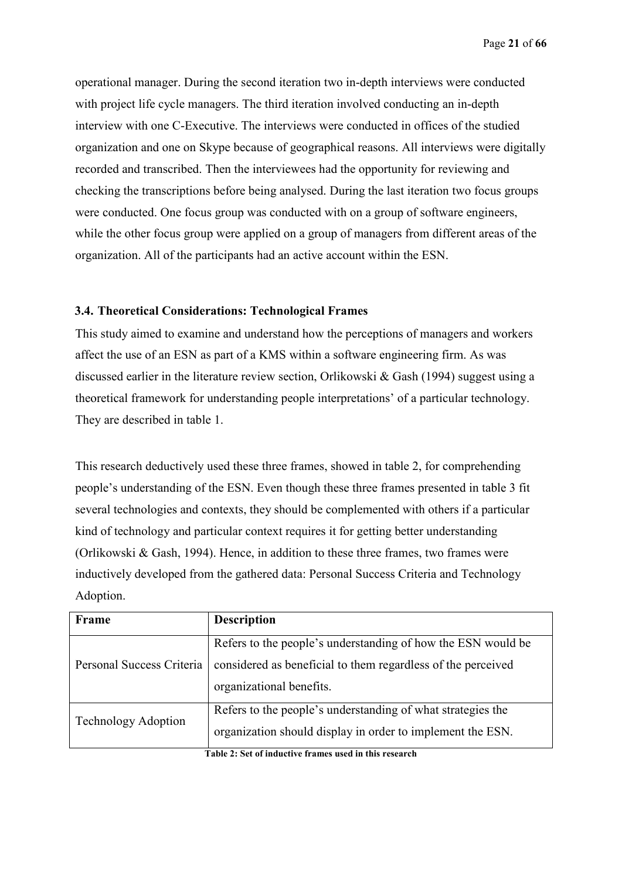operational manager. During the second iteration two in-depth interviews were conducted with project life cycle managers. The third iteration involved conducting an in-depth interview with one C-Executive. The interviews were conducted in offices of the studied organization and one on Skype because of geographical reasons. All interviews were digitally recorded and transcribed. Then the interviewees had the opportunity for reviewing and checking the transcriptions before being analysed. During the last iteration two focus groups were conducted. One focus group was conducted with on a group of software engineers, while the other focus group were applied on a group of managers from different areas of the organization. All of the participants had an active account within the ESN.

### 3.4. Theoretical Considerations: Technological Frames

This study aimed to examine and understand how the perceptions of managers and workers affect the use of an ESN as part of a KMS within a software engineering firm. As was discussed earlier in the literature review section, Orlikowski & Gash (1994) suggest using a theoretical framework for understanding people interpretations' of a particular technology. They are described in table 1.

This research deductively used these three frames, showed in table 2, for comprehending people's understanding of the ESN. Even though these three frames presented in table 3 fit several technologies and contexts, they should be complemented with others if a particular kind of technology and particular context requires it for getting better understanding (Orlikowski & Gash, 1994). Hence, in addition to these three frames, two frames were inductively developed from the gathered data: Personal Success Criteria and Technology Adoption.

| Frame | Description |
| --- | --- |
| Personal Success Criteria | Refers to the people's understanding of how the ESN would be considered as beneficial to them regardless of the perceived organizational benefits. |
| Technology Adoption | Refers to the people's understanding of what strategies the organization should display in order to implement the ESN. |

**Table 2: Set of inductive frames used in this research**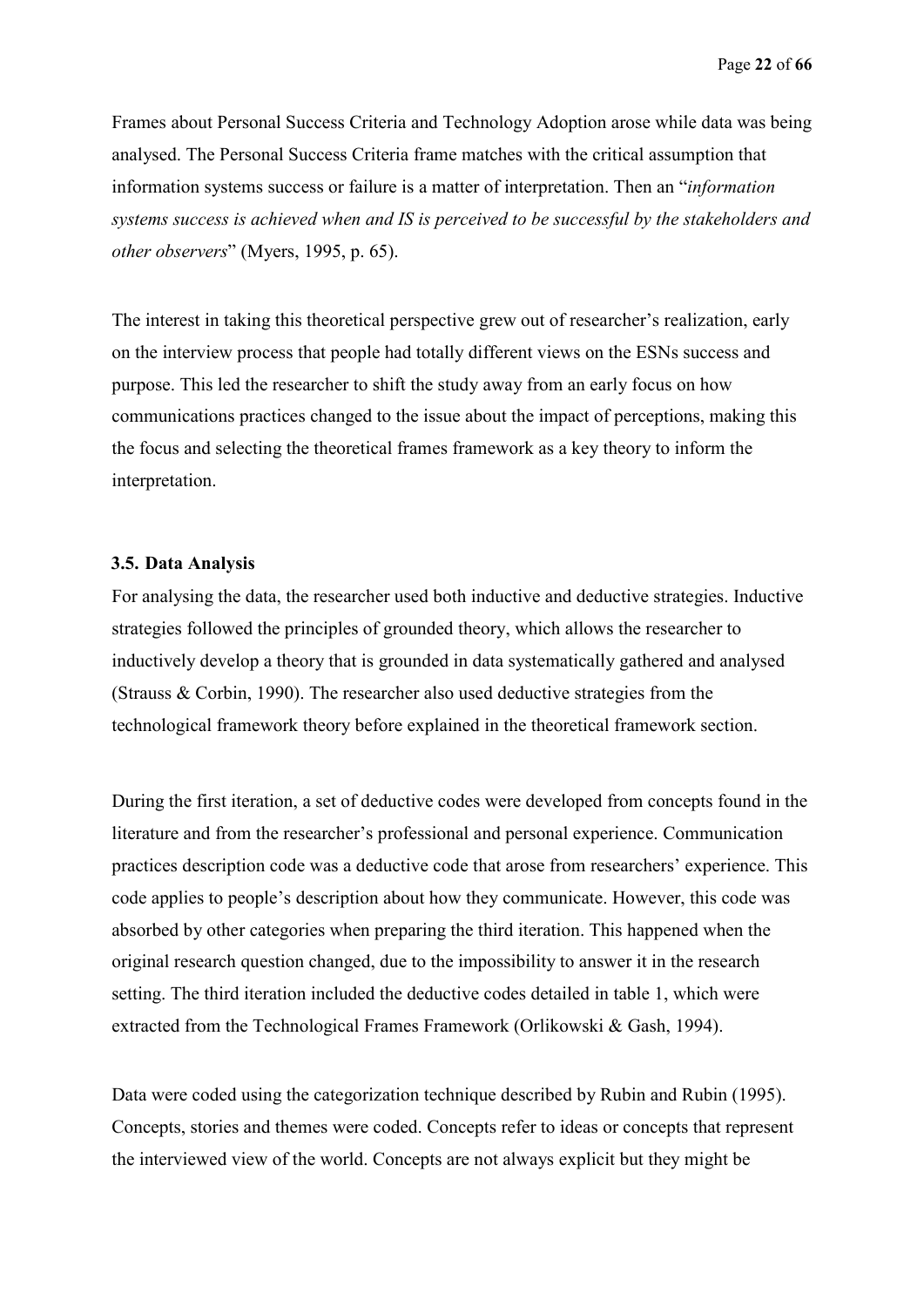Frames about Personal Success Criteria and Technology Adoption arose while data was being analysed. The Personal Success Criteria frame matches with the critical assumption that information systems success or failure is a matter of interpretation. Then an "*information systems success is achieved when and IS is perceived to be successful by the stakeholders and other observers*" (Myers, 1995, p. 65).

The interest in taking this theoretical perspective grew out of researcher's realization, early on the interview process that people had totally different views on the ESNs success and purpose. This led the researcher to shift the study away from an early focus on how communications practices changed to the issue about the impact of perceptions, making this the focus and selecting the theoretical frames framework as a key theory to inform the interpretation.

### 3.5. Data Analysis

For analysing the data, the researcher used both inductive and deductive strategies. Inductive strategies followed the principles of grounded theory, which allows the researcher to inductively develop a theory that is grounded in data systematically gathered and analysed (Strauss & Corbin, 1990). The researcher also used deductive strategies from the technological framework theory before explained in the theoretical framework section.

During the first iteration, a set of deductive codes were developed from concepts found in the literature and from the researcher's professional and personal experience. Communication practices description code was a deductive code that arose from researchers' experience. This code applies to people's description about how they communicate. However, this code was absorbed by other categories when preparing the third iteration. This happened when the original research question changed, due to the impossibility to answer it in the research setting. The third iteration included the deductive codes detailed in table 1, which were extracted from the Technological Frames Framework (Orlikowski & Gash, 1994).

Data were coded using the categorization technique described by Rubin and Rubin (1995). Concepts, stories and themes were coded. Concepts refer to ideas or concepts that represent the interviewed view of the world. Concepts are not always explicit but they might be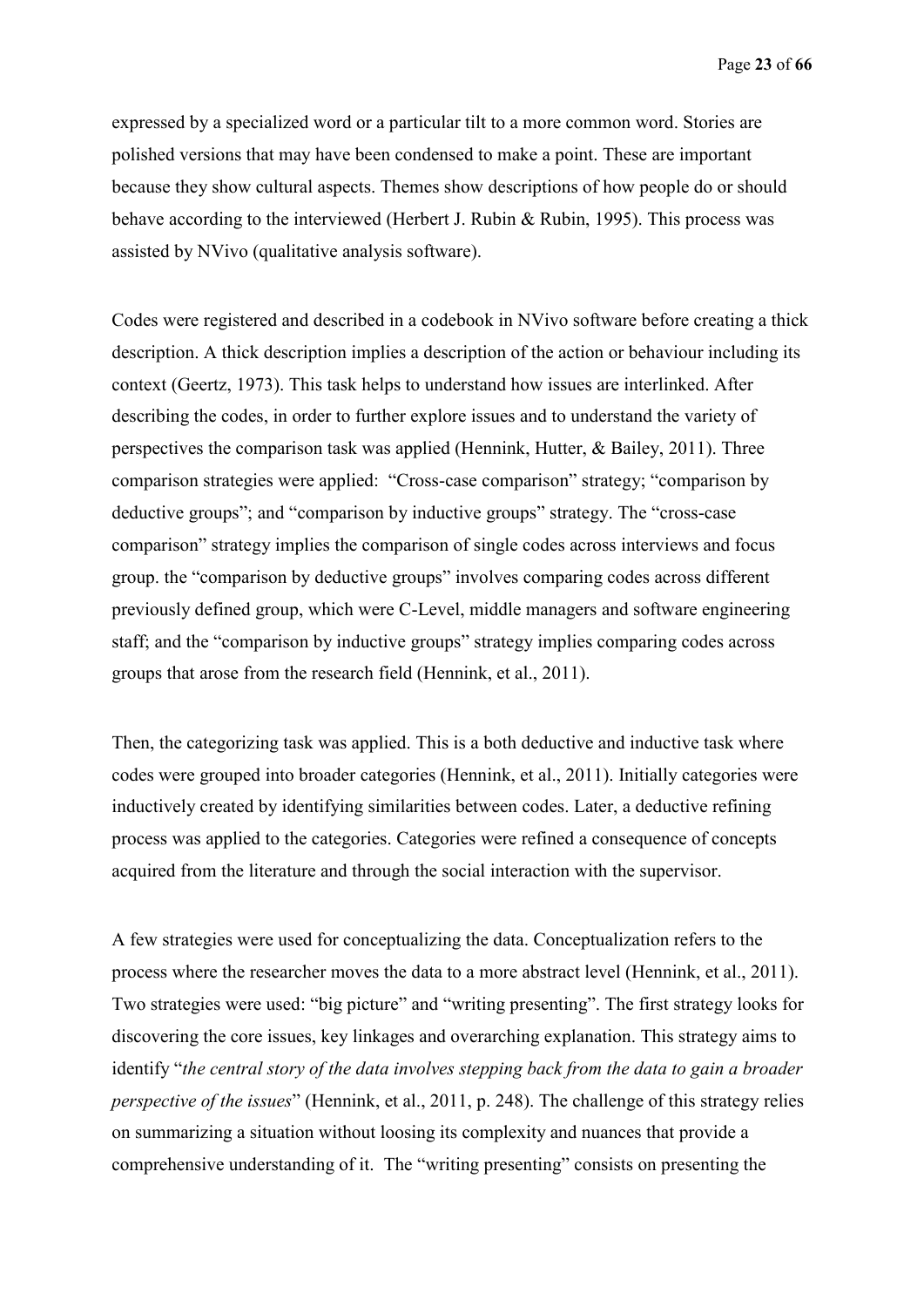expressed by a specialized word or a particular tilt to a more common word. Stories are polished versions that may have been condensed to make a point. These are important because they show cultural aspects. Themes show descriptions of how people do or should behave according to the interviewed (Herbert J. Rubin & Rubin, 1995). This process was assisted by NVivo (qualitative analysis software).

Codes were registered and described in a codebook in NVivo software before creating a thick description. A thick description implies a description of the action or behaviour including its context (Geertz, 1973). This task helps to understand how issues are interlinked. After describing the codes, in order to further explore issues and to understand the variety of perspectives the comparison task was applied (Hennink, Hutter, & Bailey, 2011). Three comparison strategies were applied: "Cross-case comparison" strategy; "comparison by deductive groups"; and "comparison by inductive groups" strategy. The "cross-case comparison" strategy implies the comparison of single codes across interviews and focus group. the "comparison by deductive groups" involves comparing codes across different previously defined group, which were C-Level, middle managers and software engineering staff; and the "comparison by inductive groups" strategy implies comparing codes across groups that arose from the research field (Hennink, et al., 2011).

Then, the categorizing task was applied. This is a both deductive and inductive task where codes were grouped into broader categories (Hennink, et al., 2011). Initially categories were inductively created by identifying similarities between codes. Later, a deductive refining process was applied to the categories. Categories were refined a consequence of concepts acquired from the literature and through the social interaction with the supervisor.

A few strategies were used for conceptualizing the data. Conceptualization refers to the process where the researcher moves the data to a more abstract level (Hennink, et al., 2011). Two strategies were used: "big picture" and "writing presenting". The first strategy looks for discovering the core issues, key linkages and overarching explanation. This strategy aims to identify "*the central story of the data involves stepping back from the data to gain a broader perspective of the issues*" (Hennink, et al., 2011, p. 248). The challenge of this strategy relies on summarizing a situation without loosing its complexity and nuances that provide a comprehensive understanding of it. The "writing presenting" consists on presenting the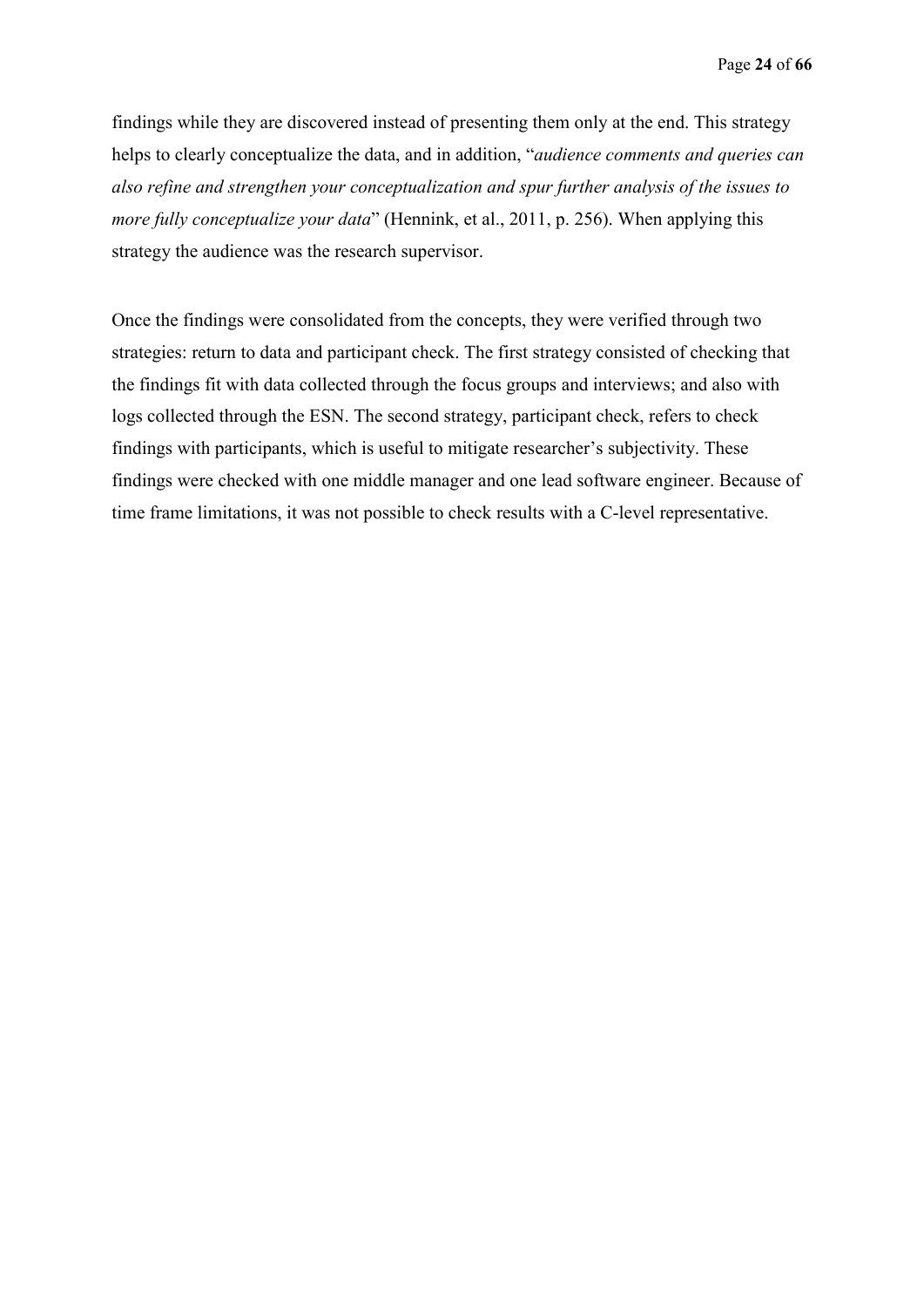findings while they are discovered instead of presenting them only at the end. This strategy helps to clearly conceptualize the data, and in addition, "*audience comments and queries can also refine and strengthen your conceptualization and spur further analysis of the issues to more fully conceptualize your data*" (Hennink, et al., 2011, p. 256). When applying this strategy the audience was the research supervisor.

Once the findings were consolidated from the concepts, they were verified through two strategies: return to data and participant check. The first strategy consisted of checking that the findings fit with data collected through the focus groups and interviews; and also with logs collected through the ESN. The second strategy, participant check, refers to check findings with participants, which is useful to mitigate researcher's subjectivity. These findings were checked with one middle manager and one lead software engineer. Because of time frame limitations, it was not possible to check results with a C-level representative.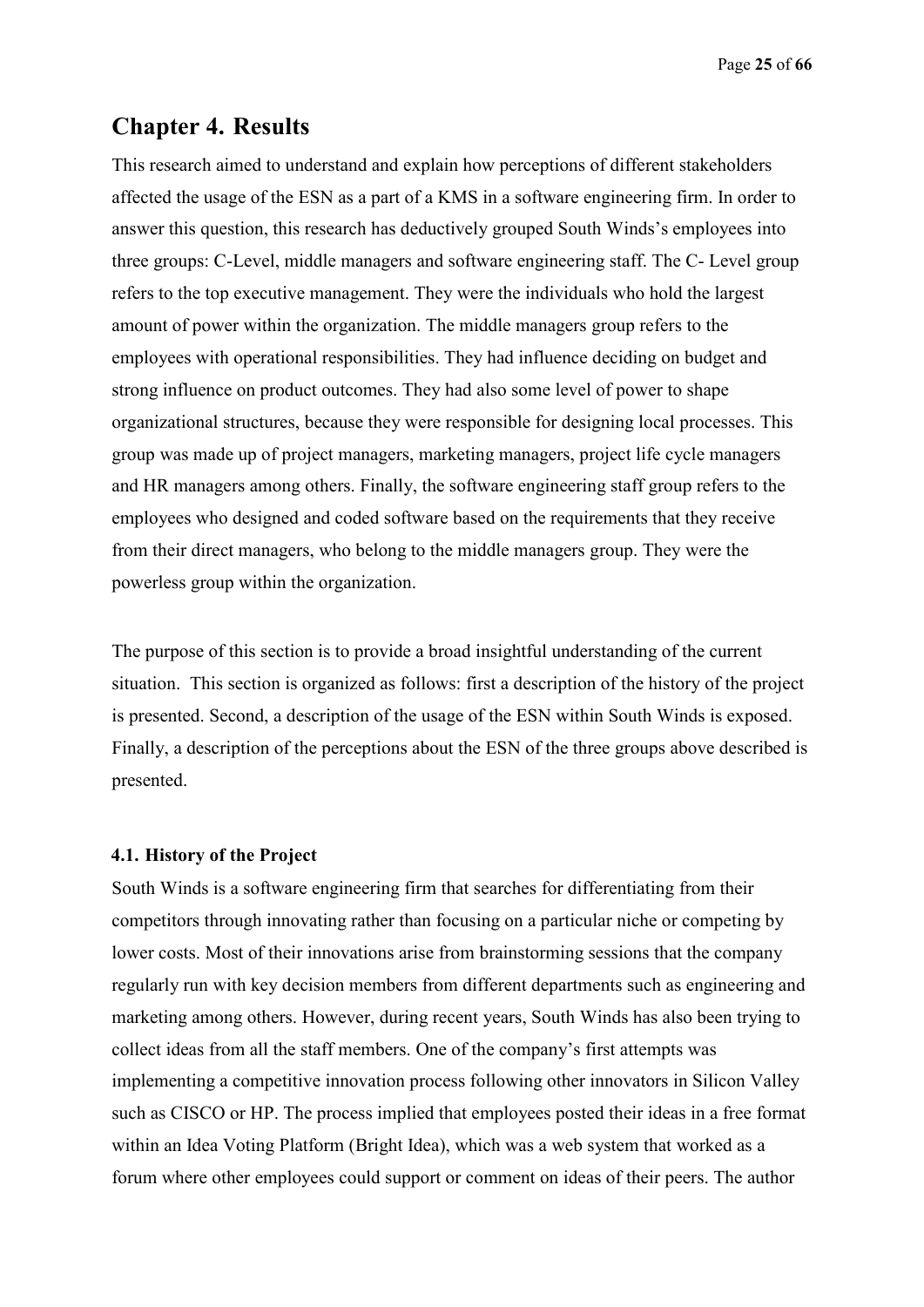# Chapter 4. Results

This research aimed to understand and explain how perceptions of different stakeholders affected the usage of the ESN as a part of a KMS in a software engineering firm. In order to answer this question, this research has deductively grouped South Winds's employees into three groups: C-Level, middle managers and software engineering staff. The C- Level group refers to the top executive management. They were the individuals who hold the largest amount of power within the organization. The middle managers group refers to the employees with operational responsibilities. They had influence deciding on budget and strong influence on product outcomes. They had also some level of power to shape organizational structures, because they were responsible for designing local processes. This group was made up of project managers, marketing managers, project life cycle managers and HR managers among others. Finally, the software engineering staff group refers to the employees who designed and coded software based on the requirements that they receive from their direct managers, who belong to the middle managers group. They were the powerless group within the organization.

The purpose of this section is to provide a broad insightful understanding of the current situation. This section is organized as follows: first a description of the history of the project is presented. Second, a description of the usage of the ESN within South Winds is exposed. Finally, a description of the perceptions about the ESN of the three groups above described is presented.

### 4.1. History of the Project

South Winds is a software engineering firm that searches for differentiating from their competitors through innovating rather than focusing on a particular niche or competing by lower costs. Most of their innovations arise from brainstorming sessions that the company regularly run with key decision members from different departments such as engineering and marketing among others. However, during recent years, South Winds has also been trying to collect ideas from all the staff members. One of the company's first attempts was implementing a competitive innovation process following other innovators in Silicon Valley such as CISCO or HP. The process implied that employees posted their ideas in a free format within an Idea Voting Platform (Bright Idea), which was a web system that worked as a forum where other employees could support or comment on ideas of their peers. The author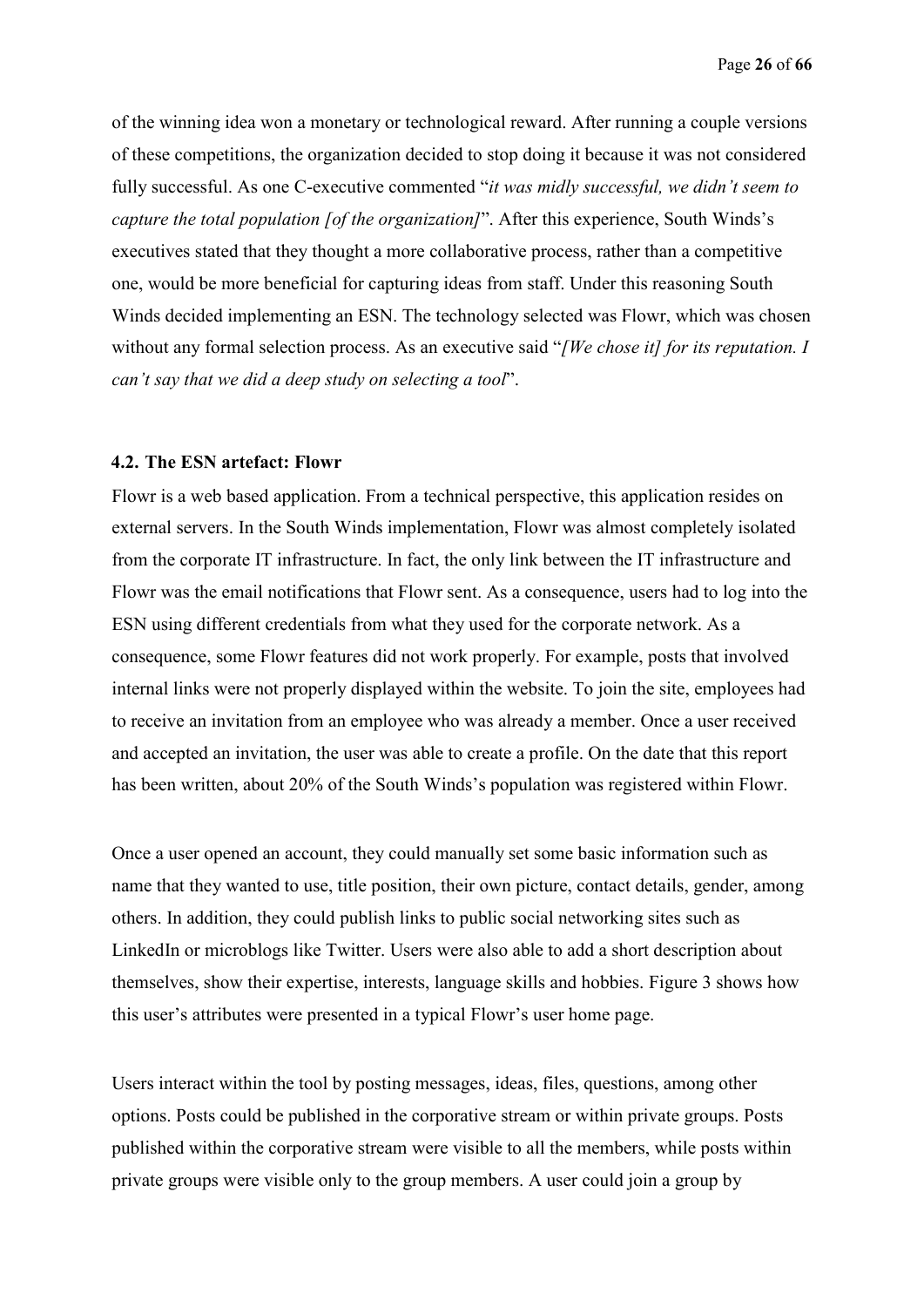of the winning idea won a monetary or technological reward. After running a couple versions of these competitions, the organization decided to stop doing it because it was not considered fully successful. As one C-executive commented "*it was midly successful, we didn't seem to capture the total population [of the organization]*". After this experience, South Winds's executives stated that they thought a more collaborative process, rather than a competitive one, would be more beneficial for capturing ideas from staff. Under this reasoning South Winds decided implementing an ESN. The technology selected was Flowr, which was chosen without any formal selection process. As an executive said "*[We chose it] for its reputation. I can't say that we did a deep study on selecting a tool*".

### 4.2. The ESN artefact: Flowr

Flowr is a web based application. From a technical perspective, this application resides on external servers. In the South Winds implementation, Flowr was almost completely isolated from the corporate IT infrastructure. In fact, the only link between the IT infrastructure and Flowr was the email notifications that Flowr sent. As a consequence, users had to log into the ESN using different credentials from what they used for the corporate network. As a consequence, some Flowr features did not work properly. For example, posts that involved internal links were not properly displayed within the website. To join the site, employees had to receive an invitation from an employee who was already a member. Once a user received and accepted an invitation, the user was able to create a profile. On the date that this report has been written, about 20% of the South Winds's population was registered within Flowr.

Once a user opened an account, they could manually set some basic information such as name that they wanted to use, title position, their own picture, contact details, gender, among others. In addition, they could publish links to public social networking sites such as LinkedIn or microblogs like Twitter. Users were also able to add a short description about themselves, show their expertise, interests, language skills and hobbies. Figure 3 shows how this user's attributes were presented in a typical Flowr's user home page.

Users interact within the tool by posting messages, ideas, files, questions, among other options. Posts could be published in the corporative stream or within private groups. Posts published within the corporative stream were visible to all the members, while posts within private groups were visible only to the group members. A user could join a group by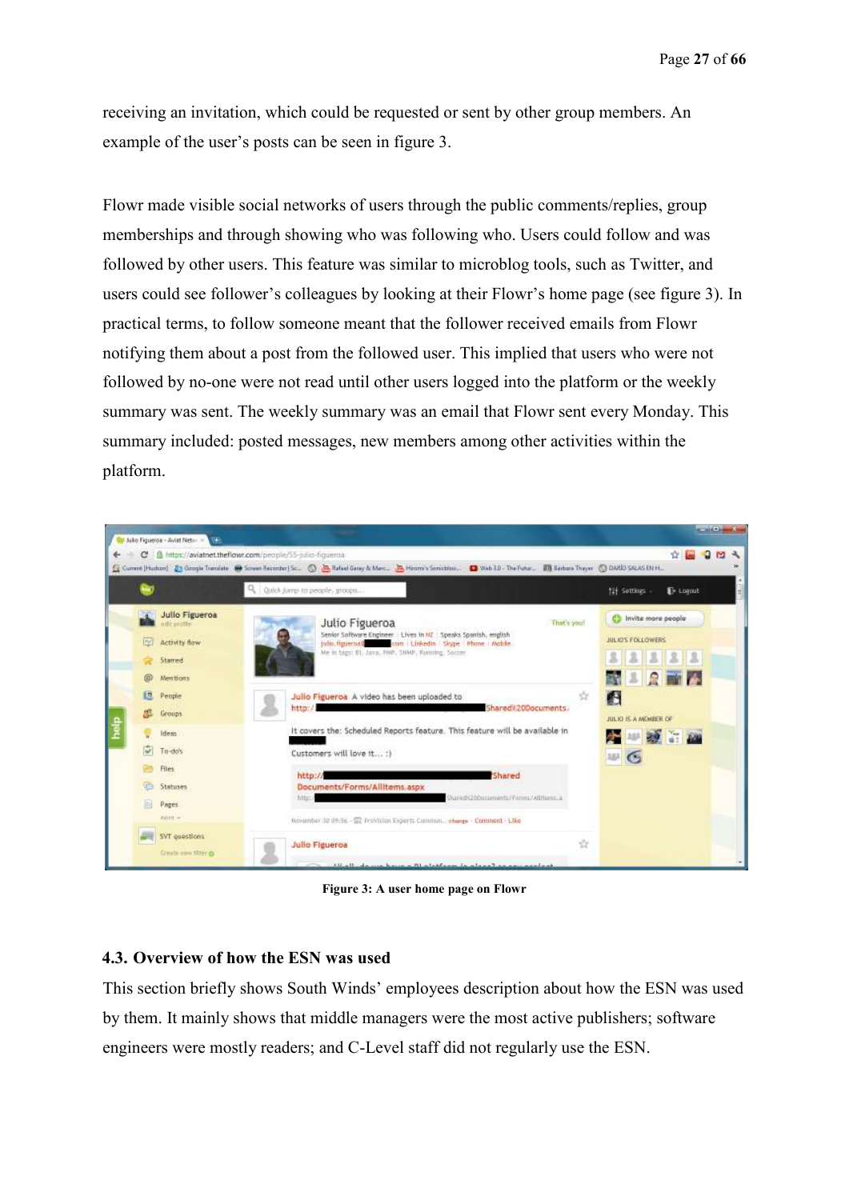receiving an invitation, which could be requested or sent by other group members. An example of the user's posts can be seen in figure 3.

Flowr made visible social networks of users through the public comments/replies, group memberships and through showing who was following who. Users could follow and was followed by other users. This feature was similar to microblog tools, such as Twitter, and users could see follower's colleagues by looking at their Flowr's home page (see figure 3). In practical terms, to follow someone meant that the follower received emails from Flowr notifying them about a post from the followed user. This implied that users who were not followed by no-one were not read until other users logged into the platform or the weekly summary was sent. The weekly summary was an email that Flowr sent every Monday. This summary included: posted messages, new members among other activities within the platform.

**Figure 3: A user home page on Flowr**

### 4.3. Overview of how the ESN was used

This section briefly shows South Winds' employees description about how the ESN was used by them. It mainly shows that middle managers were the most active publishers; software engineers were mostly readers; and C-Level staff did not regularly use the ESN.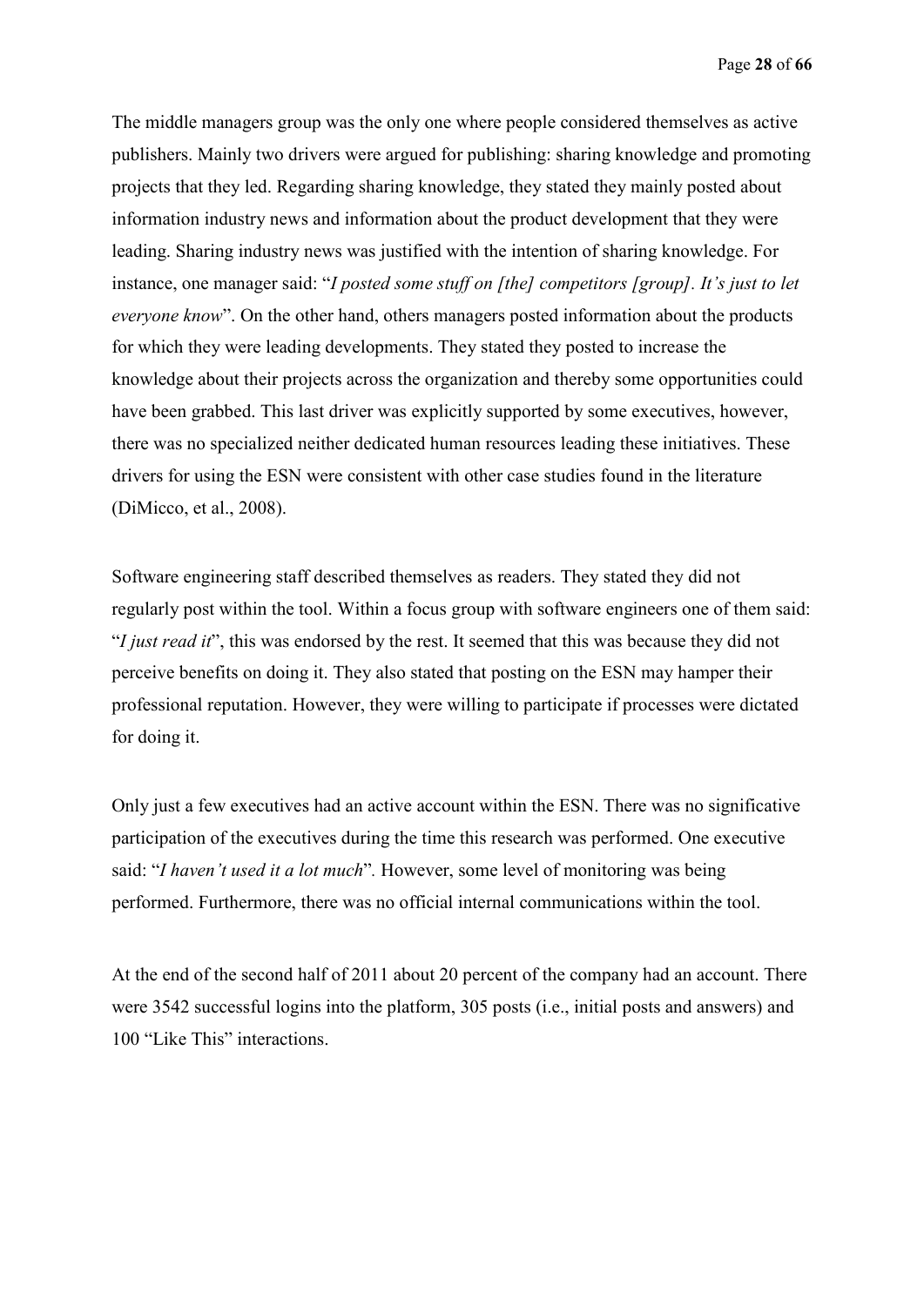The middle managers group was the only one where people considered themselves as active publishers. Mainly two drivers were argued for publishing: sharing knowledge and promoting projects that they led. Regarding sharing knowledge, they stated they mainly posted about information industry news and information about the product development that they were leading. Sharing industry news was justified with the intention of sharing knowledge. For instance, one manager said: "*I posted some stuff on [the] competitors [group]. It's just to let everyone know*". On the other hand, others managers posted information about the products for which they were leading developments. They stated they posted to increase the knowledge about their projects across the organization and thereby some opportunities could have been grabbed. This last driver was explicitly supported by some executives, however, there was no specialized neither dedicated human resources leading these initiatives. These drivers for using the ESN were consistent with other case studies found in the literature (DiMicco, et al., 2008).

Software engineering staff described themselves as readers. They stated they did not regularly post within the tool. Within a focus group with software engineers one of them said: "*I just read it*", this was endorsed by the rest. It seemed that this was because they did not perceive benefits on doing it. They also stated that posting on the ESN may hamper their professional reputation. However, they were willing to participate if processes were dictated for doing it.

Only just a few executives had an active account within the ESN. There was no significative participation of the executives during the time this research was performed. One executive said: "*I haven't used it a lot much*". However, some level of monitoring was being performed. Furthermore, there was no official internal communications within the tool.

At the end of the second half of 2011 about 20 percent of the company had an account. There were 3542 successful logins into the platform, 305 posts (i.e., initial posts and answers) and 100 "Like This" interactions.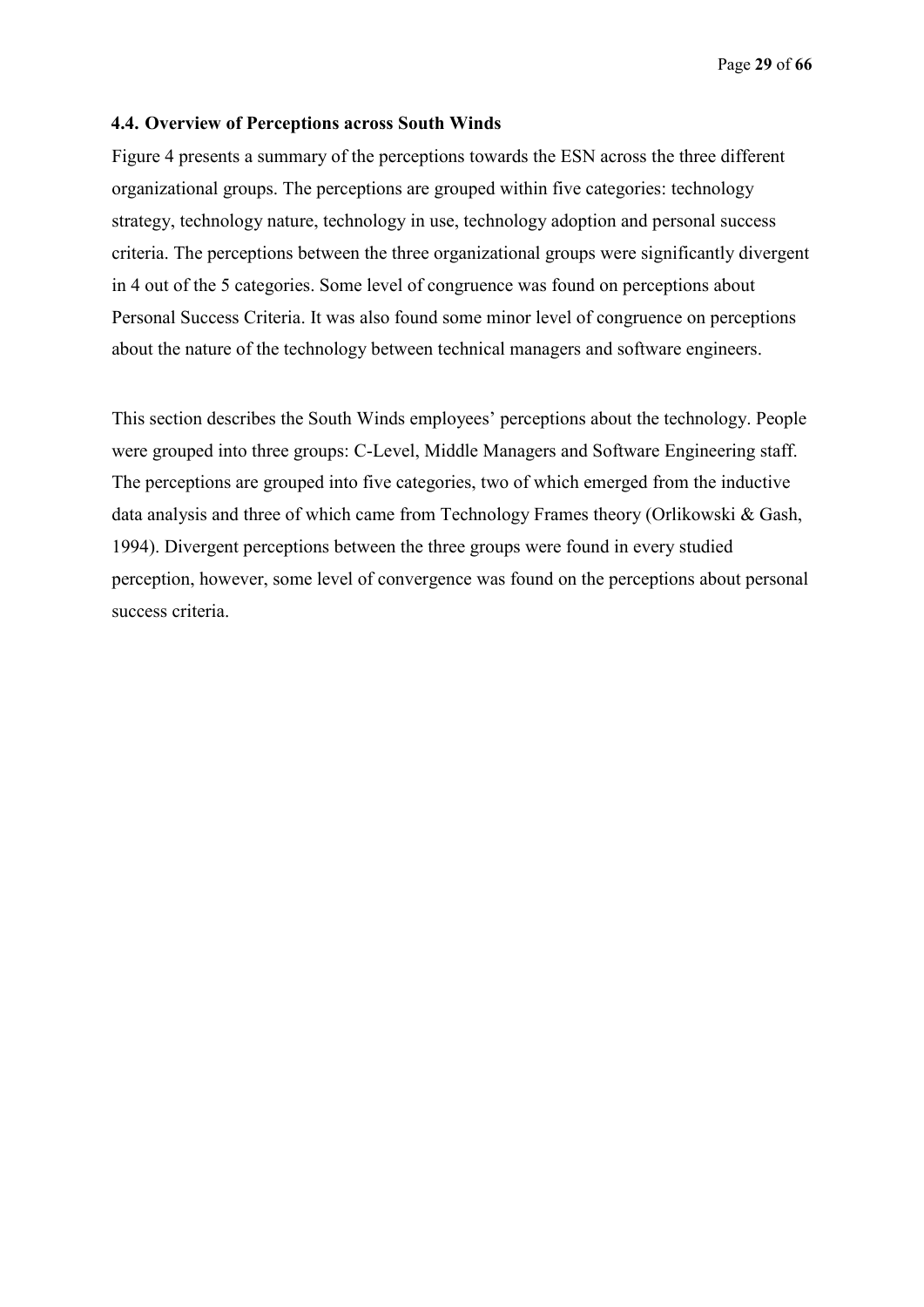### 4.4. Overview of Perceptions across South Winds

Figure 4 presents a summary of the perceptions towards the ESN across the three different organizational groups. The perceptions are grouped within five categories: technology strategy, technology nature, technology in use, technology adoption and personal success criteria. The perceptions between the three organizational groups were significantly divergent in 4 out of the 5 categories. Some level of congruence was found on perceptions about Personal Success Criteria. It was also found some minor level of congruence on perceptions about the nature of the technology between technical managers and software engineers.

This section describes the South Winds employees' perceptions about the technology. People were grouped into three groups: C-Level, Middle Managers and Software Engineering staff. The perceptions are grouped into five categories, two of which emerged from the inductive data analysis and three of which came from Technology Frames theory (Orlikowski & Gash, 1994). Divergent perceptions between the three groups were found in every studied perception, however, some level of convergence was found on the perceptions about personal success criteria.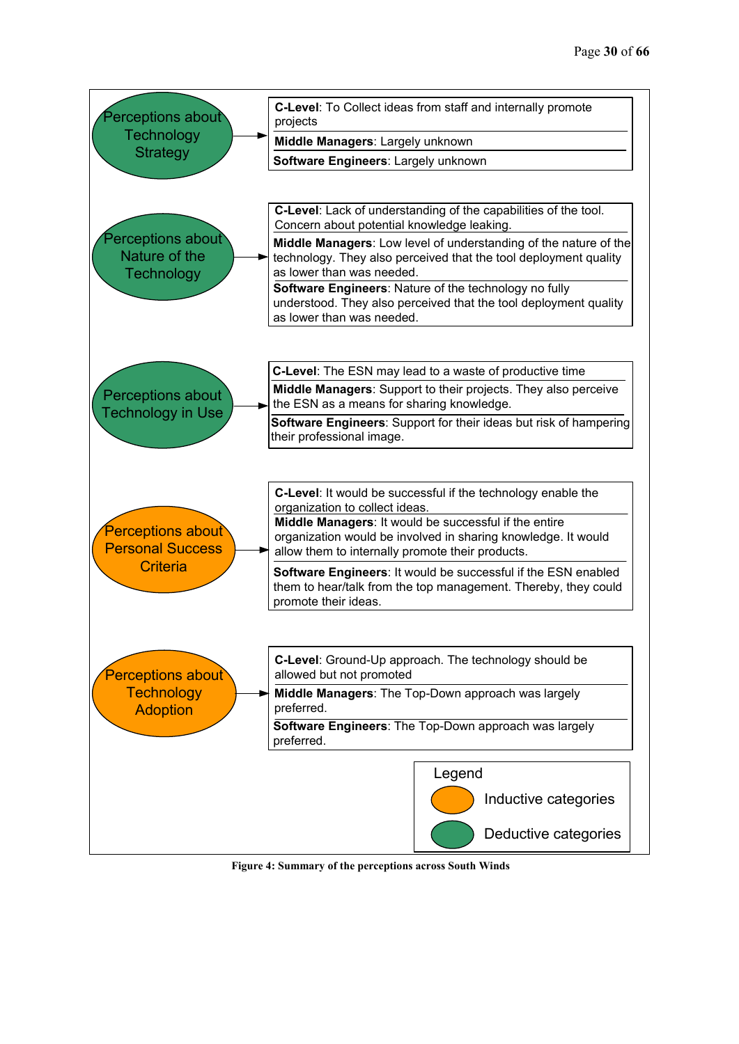| Perceptions | C-Level | Middle Managers | Software Engineers |
|---|---|---|---|
| Perceptions about Technology Strategy | To Collect ideas from staff and internally promote projects | Largely unknown | Largely unknown |
| Perceptions about Nature of the Technology | Lack of understanding of the capabilities of the tool. Concern about potential knowledge leaking. | Low level of understanding of the nature of the technology. They also perceived that the tool deployment quality as lower than was needed. | Nature of the technology no fully understood. They also perceived that the tool deployment quality as lower than was needed. |
| Perceptions about Technology in Use | The ESN may lead to a waste of productive time | Support to their projects. They also perceive the ESN as a means for sharing knowledge. | Support for their ideas but risk of hampering their professional image. |
| Perceptions about Personal Success Criteria | It would be successful if the technology enable the organization to collect ideas. | It would be successful if the entire organization would be involved in sharing knowledge. It would allow them to internally promote their products. | It would be successful if the ESN enabled them to hear/talk from the top management. Thereby, they could promote their ideas. |
| Perceptions about Technology Adoption | Ground-Up approach. The technology should be allowed but not promoted | The Top-Down approach was largely preferred. | The Top-Down approach was largely preferred. |

Legend
- Inductive categories (orange): Perceptions about Personal Success Criteria; Perceptions about Technology Adoption
- Deductive categories (green): Perceptions about Technology Strategy; Perceptions about Nature of the Technology; Perceptions about Technology in Use

**Figure 4: Summary of the perceptions across South Winds**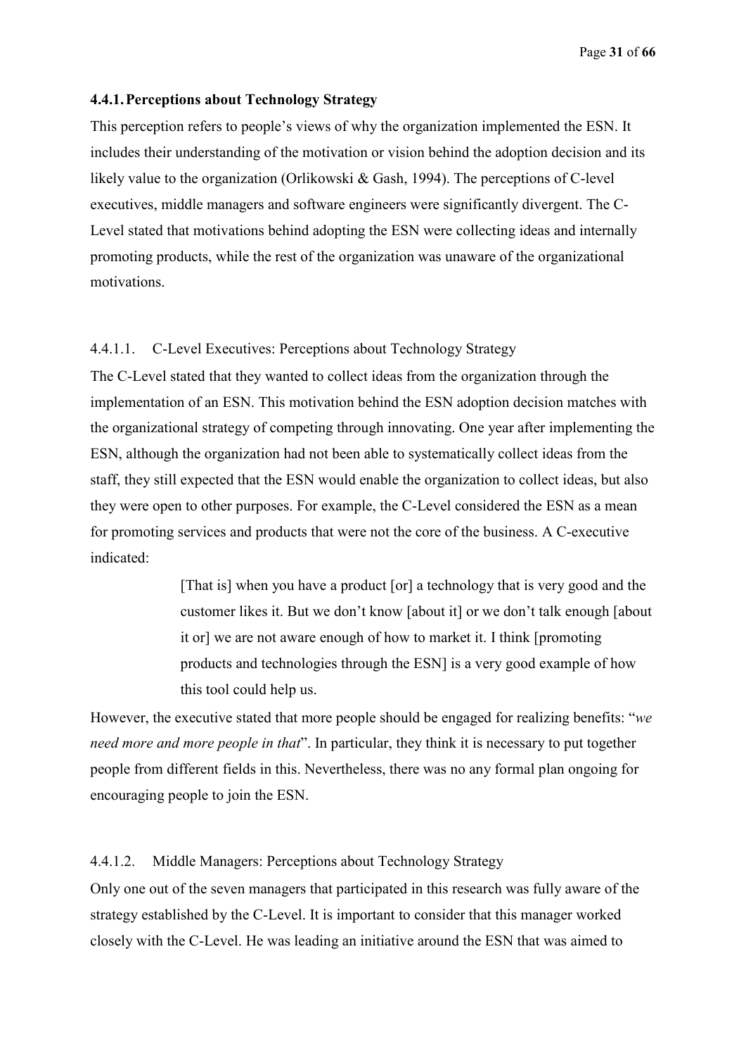### 4.4.1. Perceptions about Technology Strategy

This perception refers to people's views of why the organization implemented the ESN. It includes their understanding of the motivation or vision behind the adoption decision and its likely value to the organization (Orlikowski & Gash, 1994). The perceptions of C-level executives, middle managers and software engineers were significantly divergent. The C-Level stated that motivations behind adopting the ESN were collecting ideas and internally promoting products, while the rest of the organization was unaware of the organizational motivations.

#### 4.4.1.1. C-Level Executives: Perceptions about Technology Strategy

The C-Level stated that they wanted to collect ideas from the organization through the implementation of an ESN. This motivation behind the ESN adoption decision matches with the organizational strategy of competing through innovating. One year after implementing the ESN, although the organization had not been able to systematically collect ideas from the staff, they still expected that the ESN would enable the organization to collect ideas, but also they were open to other purposes. For example, the C-Level considered the ESN as a mean for promoting services and products that were not the core of the business. A C-executive indicated:

> [That is] when you have a product [or] a technology that is very good and the customer likes it. But we don't know [about it] or we don't talk enough [about it or] we are not aware enough of how to market it. I think [promoting products and technologies through the ESN] is a very good example of how this tool could help us.

However, the executive stated that more people should be engaged for realizing benefits: "*we need more and more people in that*". In particular, they think it is necessary to put together people from different fields in this. Nevertheless, there was no any formal plan ongoing for encouraging people to join the ESN.

#### 4.4.1.2. Middle Managers: Perceptions about Technology Strategy

Only one out of the seven managers that participated in this research was fully aware of the strategy established by the C-Level. It is important to consider that this manager worked closely with the C-Level. He was leading an initiative around the ESN that was aimed to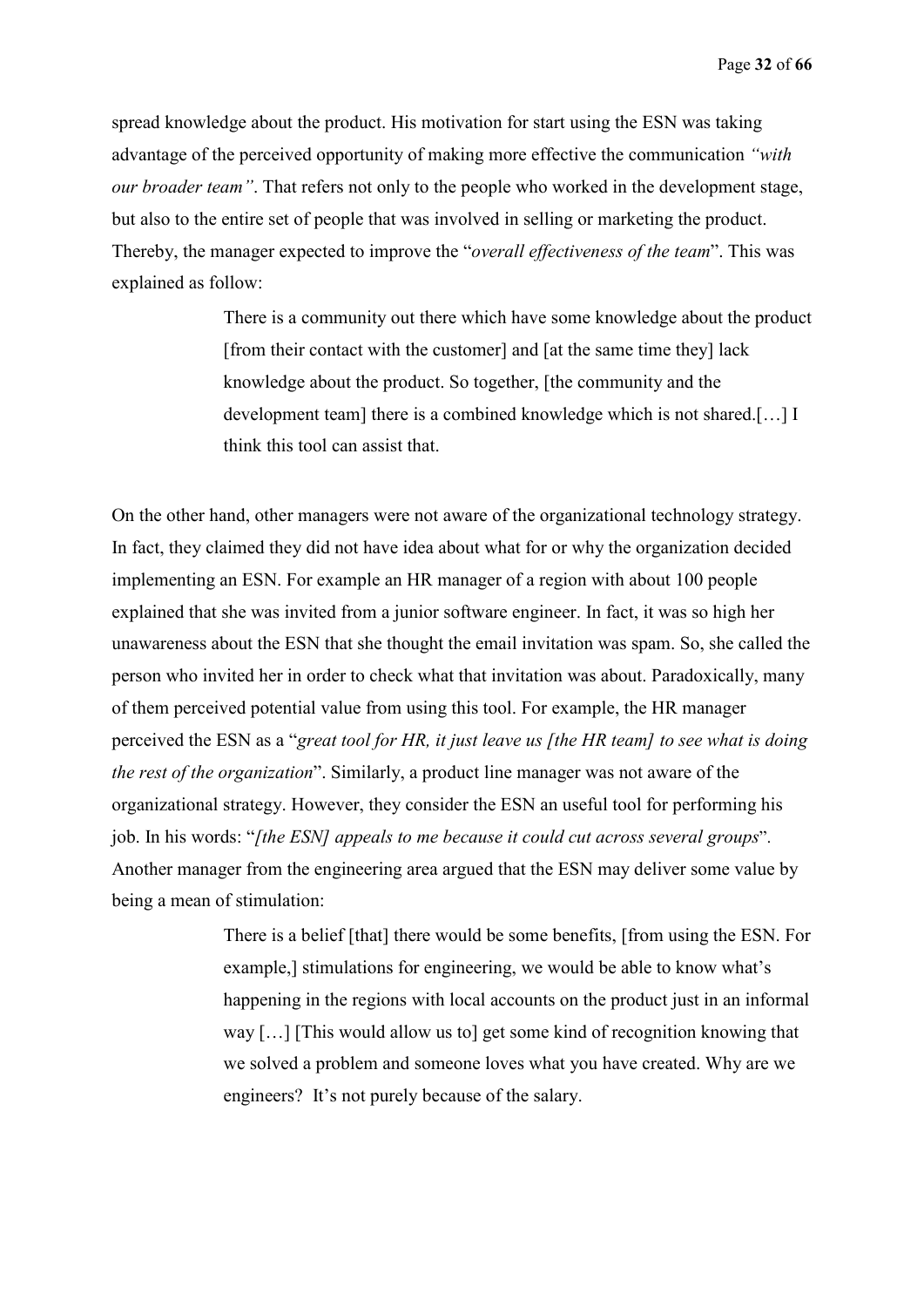spread knowledge about the product. His motivation for start using the ESN was taking advantage of the perceived opportunity of making more effective the communication *"with our broader team"*. That refers not only to the people who worked in the development stage, but also to the entire set of people that was involved in selling or marketing the product. Thereby, the manager expected to improve the "*overall effectiveness of the team*". This was explained as follow:

> There is a community out there which have some knowledge about the product [from their contact with the customer] and [at the same time they] lack knowledge about the product. So together, [the community and the development team] there is a combined knowledge which is not shared.[…] I think this tool can assist that.

On the other hand, other managers were not aware of the organizational technology strategy. In fact, they claimed they did not have idea about what for or why the organization decided implementing an ESN. For example an HR manager of a region with about 100 people explained that she was invited from a junior software engineer. In fact, it was so high her unawareness about the ESN that she thought the email invitation was spam. So, she called the person who invited her in order to check what that invitation was about. Paradoxically, many of them perceived potential value from using this tool. For example, the HR manager perceived the ESN as a "*great tool for HR, it just leave us [the HR team] to see what is doing the rest of the organization*". Similarly, a product line manager was not aware of the organizational strategy. However, they consider the ESN an useful tool for performing his job. In his words: "*[the ESN] appeals to me because it could cut across several groups*". Another manager from the engineering area argued that the ESN may deliver some value by being a mean of stimulation:

> There is a belief [that] there would be some benefits, [from using the ESN. For example,] stimulations for engineering, we would be able to know what's happening in the regions with local accounts on the product just in an informal way […] [This would allow us to] get some kind of recognition knowing that we solved a problem and someone loves what you have created. Why are we engineers? It's not purely because of the salary.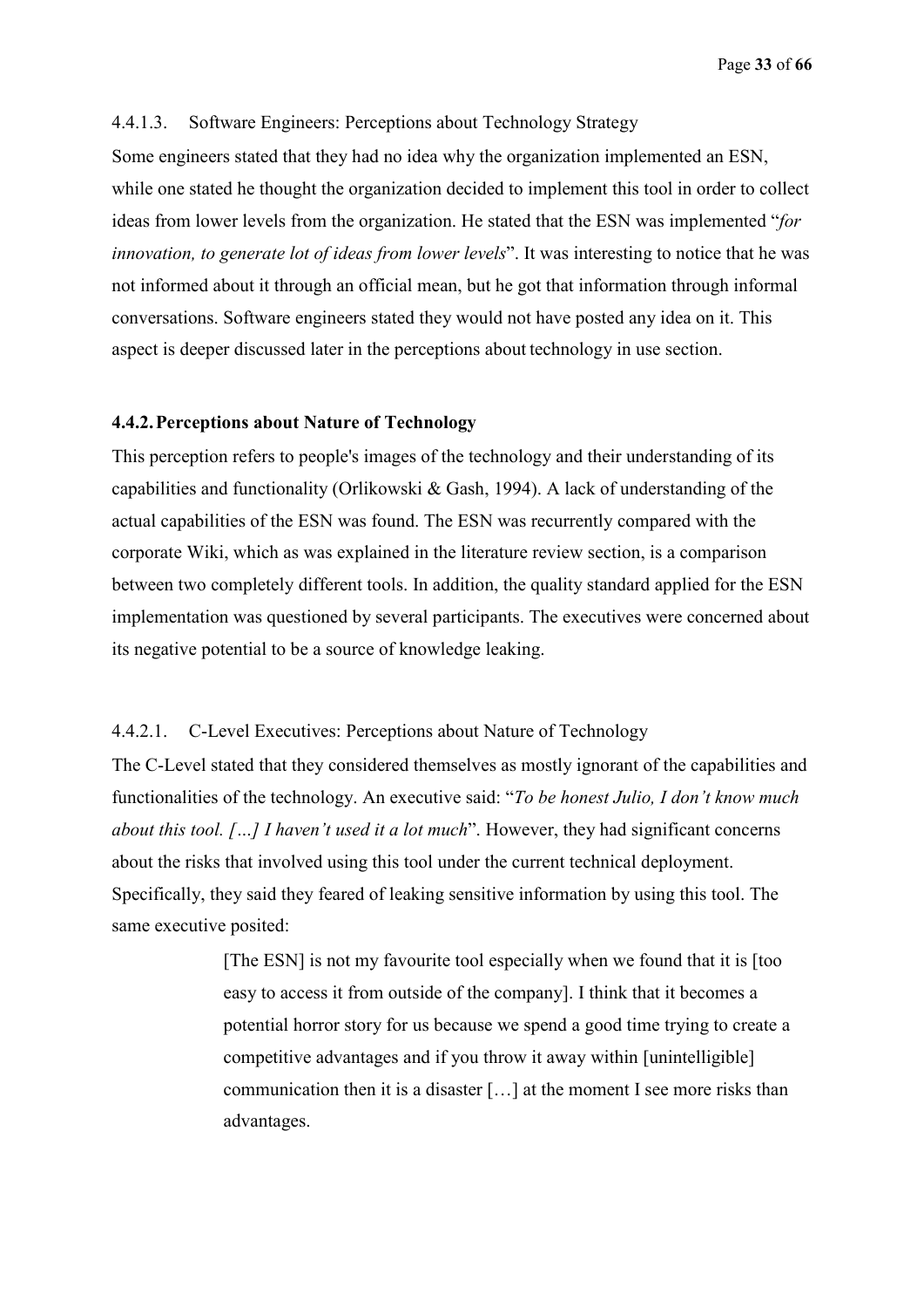#### 4.4.1.3. Software Engineers: Perceptions about Technology Strategy

Some engineers stated that they had no idea why the organization implemented an ESN, while one stated he thought the organization decided to implement this tool in order to collect ideas from lower levels from the organization. He stated that the ESN was implemented "*for innovation, to generate lot of ideas from lower levels*". It was interesting to notice that he was not informed about it through an official mean, but he got that information through informal conversations. Software engineers stated they would not have posted any idea on it. This aspect is deeper discussed later in the perceptions about technology in use section.

### 4.4.2. Perceptions about Nature of Technology

This perception refers to people's images of the technology and their understanding of its capabilities and functionality (Orlikowski & Gash, 1994). A lack of understanding of the actual capabilities of the ESN was found. The ESN was recurrently compared with the corporate Wiki, which as was explained in the literature review section, is a comparison between two completely different tools. In addition, the quality standard applied for the ESN implementation was questioned by several participants. The executives were concerned about its negative potential to be a source of knowledge leaking.

#### 4.4.2.1. C-Level Executives: Perceptions about Nature of Technology

The C-Level stated that they considered themselves as mostly ignorant of the capabilities and functionalities of the technology. An executive said: "*To be honest Julio, I don't know much about this tool. […] I haven't used it a lot much*". However, they had significant concerns about the risks that involved using this tool under the current technical deployment. Specifically, they said they feared of leaking sensitive information by using this tool. The same executive posited:

> [The ESN] is not my favourite tool especially when we found that it is [too easy to access it from outside of the company]. I think that it becomes a potential horror story for us because we spend a good time trying to create a competitive advantages and if you throw it away within [unintelligible] communication then it is a disaster […] at the moment I see more risks than advantages.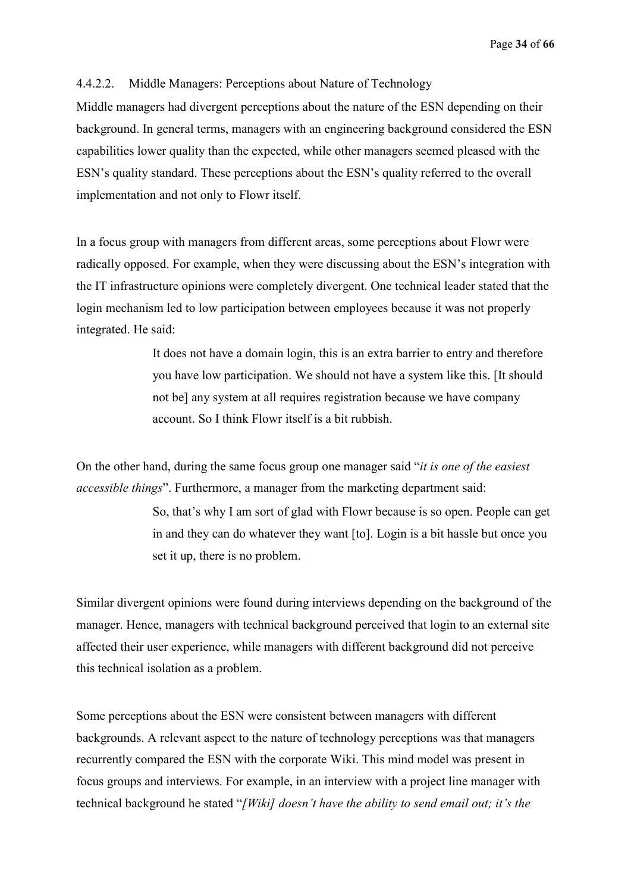#### 4.4.2.2. Middle Managers: Perceptions about Nature of Technology

Middle managers had divergent perceptions about the nature of the ESN depending on their background. In general terms, managers with an engineering background considered the ESN capabilities lower quality than the expected, while other managers seemed pleased with the ESN's quality standard. These perceptions about the ESN's quality referred to the overall implementation and not only to Flowr itself.

In a focus group with managers from different areas, some perceptions about Flowr were radically opposed. For example, when they were discussing about the ESN's integration with the IT infrastructure opinions were completely divergent. One technical leader stated that the login mechanism led to low participation between employees because it was not properly integrated. He said:

> It does not have a domain login, this is an extra barrier to entry and therefore you have low participation. We should not have a system like this. [It should not be] any system at all requires registration because we have company account. So I think Flowr itself is a bit rubbish.

On the other hand, during the same focus group one manager said "*it is one of the easiest accessible things*". Furthermore, a manager from the marketing department said:

> So, that's why I am sort of glad with Flowr because is so open. People can get in and they can do whatever they want [to]. Login is a bit hassle but once you set it up, there is no problem.

Similar divergent opinions were found during interviews depending on the background of the manager. Hence, managers with technical background perceived that login to an external site affected their user experience, while managers with different background did not perceive this technical isolation as a problem.

Some perceptions about the ESN were consistent between managers with different backgrounds. A relevant aspect to the nature of technology perceptions was that managers recurrently compared the ESN with the corporate Wiki. This mind model was present in focus groups and interviews. For example, in an interview with a project line manager with technical background he stated "*[Wiki] doesn't have the ability to send email out; it's the*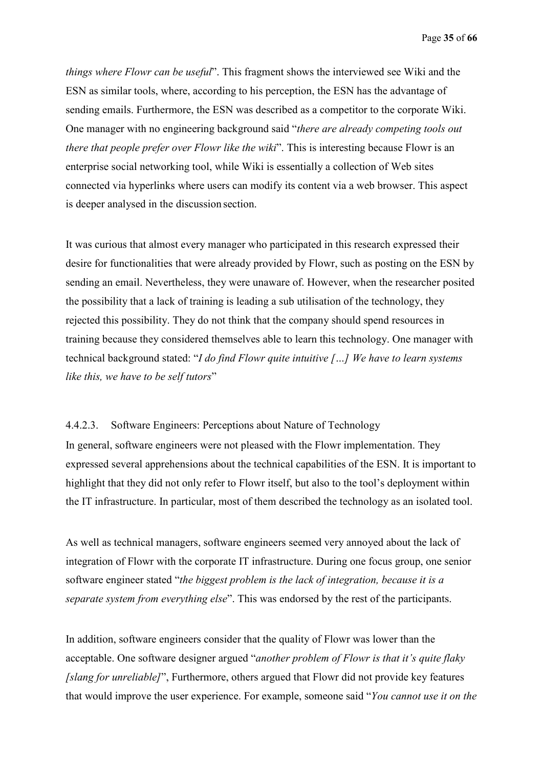*things where Flowr can be useful*". This fragment shows the interviewed see Wiki and the ESN as similar tools, where, according to his perception, the ESN has the advantage of sending emails. Furthermore, the ESN was described as a competitor to the corporate Wiki. One manager with no engineering background said "*there are already competing tools out there that people prefer over Flowr like the wiki*". This is interesting because Flowr is an enterprise social networking tool, while Wiki is essentially a collection of Web sites connected via hyperlinks where users can modify its content via a web browser. This aspect is deeper analysed in the discussion section.

It was curious that almost every manager who participated in this research expressed their desire for functionalities that were already provided by Flowr, such as posting on the ESN by sending an email. Nevertheless, they were unaware of. However, when the researcher posited the possibility that a lack of training is leading a sub utilisation of the technology, they rejected this possibility. They do not think that the company should spend resources in training because they considered themselves able to learn this technology. One manager with technical background stated: "*I do find Flowr quite intuitive […] We have to learn systems like this, we have to be self tutors*"

#### 4.4.2.3. Software Engineers: Perceptions about Nature of Technology

In general, software engineers were not pleased with the Flowr implementation. They expressed several apprehensions about the technical capabilities of the ESN. It is important to highlight that they did not only refer to Flowr itself, but also to the tool's deployment within the IT infrastructure. In particular, most of them described the technology as an isolated tool.

As well as technical managers, software engineers seemed very annoyed about the lack of integration of Flowr with the corporate IT infrastructure. During one focus group, one senior software engineer stated "*the biggest problem is the lack of integration, because it is a separate system from everything else*". This was endorsed by the rest of the participants.

In addition, software engineers consider that the quality of Flowr was lower than the acceptable. One software designer argued "*another problem of Flowr is that it's quite flaky [slang for unreliable]*", Furthermore, others argued that Flowr did not provide key features that would improve the user experience. For example, someone said "*You cannot use it on the*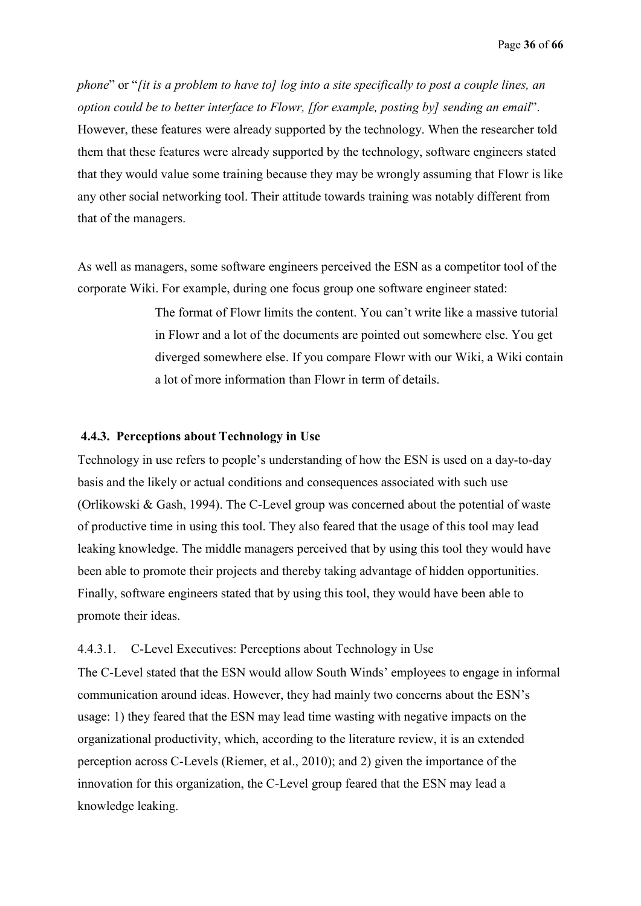*phone*" or "*[it is a problem to have to] log into a site specifically to post a couple lines, an option could be to better interface to Flowr, [for example, posting by] sending an email*". However, these features were already supported by the technology. When the researcher told them that these features were already supported by the technology, software engineers stated that they would value some training because they may be wrongly assuming that Flowr is like any other social networking tool. Their attitude towards training was notably different from that of the managers.

As well as managers, some software engineers perceived the ESN as a competitor tool of the corporate Wiki. For example, during one focus group one software engineer stated:

> The format of Flowr limits the content. You can't write like a massive tutorial in Flowr and a lot of the documents are pointed out somewhere else. You get diverged somewhere else. If you compare Flowr with our Wiki, a Wiki contain a lot of more information than Flowr in term of details.

### 4.4.3. Perceptions about Technology in Use

Technology in use refers to people's understanding of how the ESN is used on a day-to-day basis and the likely or actual conditions and consequences associated with such use (Orlikowski & Gash, 1994). The C-Level group was concerned about the potential of waste of productive time in using this tool. They also feared that the usage of this tool may lead leaking knowledge. The middle managers perceived that by using this tool they would have been able to promote their projects and thereby taking advantage of hidden opportunities. Finally, software engineers stated that by using this tool, they would have been able to promote their ideas.

#### 4.4.3.1. C-Level Executives: Perceptions about Technology in Use

The C-Level stated that the ESN would allow South Winds' employees to engage in informal communication around ideas. However, they had mainly two concerns about the ESN's usage: 1) they feared that the ESN may lead time wasting with negative impacts on the organizational productivity, which, according to the literature review, it is an extended perception across C-Levels (Riemer, et al., 2010); and 2) given the importance of the innovation for this organization, the C-Level group feared that the ESN may lead a knowledge leaking.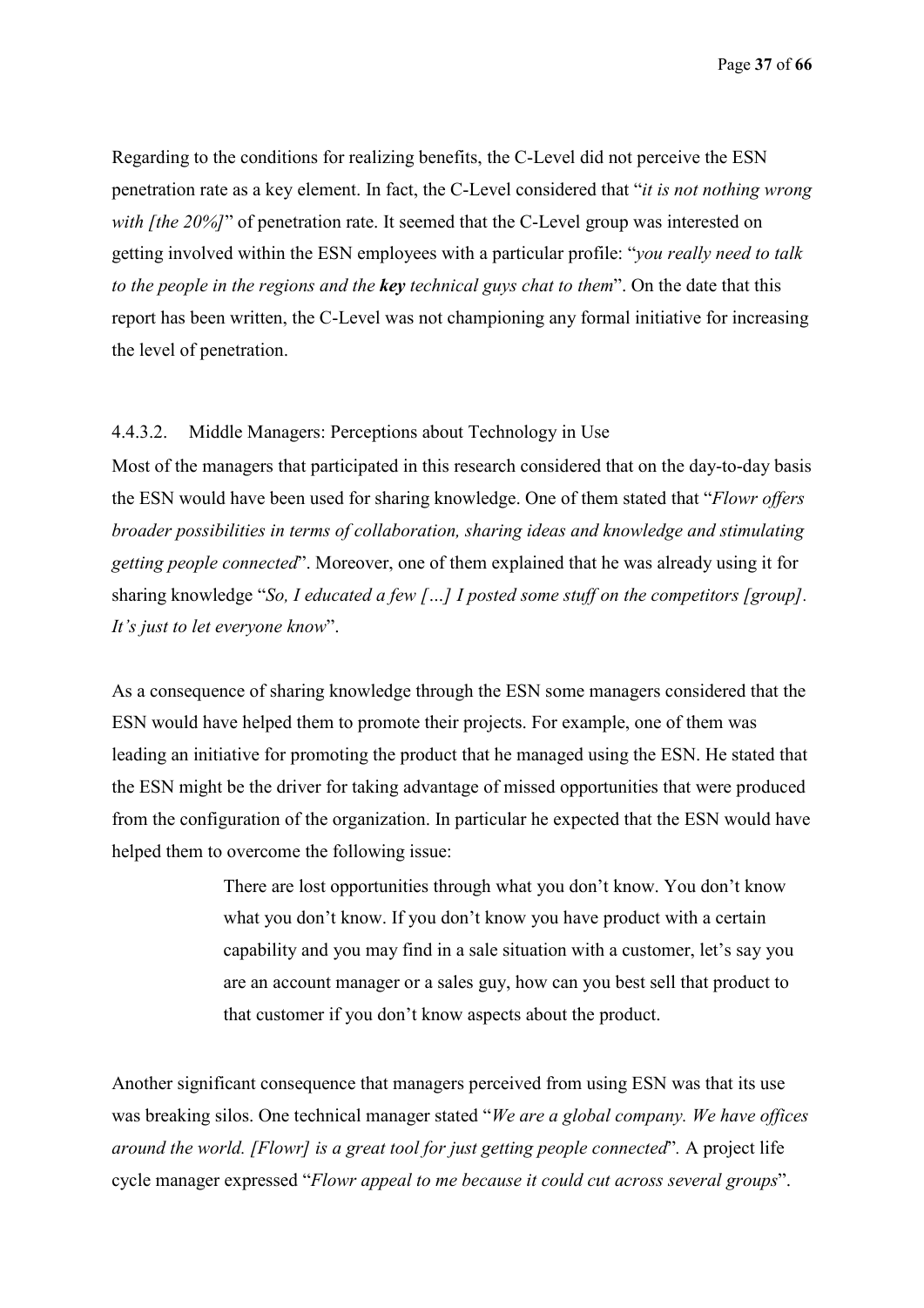Regarding to the conditions for realizing benefits, the C-Level did not perceive the ESN penetration rate as a key element. In fact, the C-Level considered that "*it is not nothing wrong with [the 20%]*" of penetration rate. It seemed that the C-Level group was interested on getting involved within the ESN employees with a particular profile: "*you really need to talk to the people in the regions and the **key** technical guys chat to them*". On the date that this report has been written, the C-Level was not championing any formal initiative for increasing the level of penetration.

#### 4.4.3.2. Middle Managers: Perceptions about Technology in Use

Most of the managers that participated in this research considered that on the day-to-day basis the ESN would have been used for sharing knowledge. One of them stated that "*Flowr offers broader possibilities in terms of collaboration, sharing ideas and knowledge and stimulating getting people connected*". Moreover, one of them explained that he was already using it for sharing knowledge "*So, I educated a few […] I posted some stuff on the competitors [group]. It's just to let everyone know*".

As a consequence of sharing knowledge through the ESN some managers considered that the ESN would have helped them to promote their projects. For example, one of them was leading an initiative for promoting the product that he managed using the ESN. He stated that the ESN might be the driver for taking advantage of missed opportunities that were produced from the configuration of the organization. In particular he expected that the ESN would have helped them to overcome the following issue:

> There are lost opportunities through what you don't know. You don't know what you don't know. If you don't know you have product with a certain capability and you may find in a sale situation with a customer, let's say you are an account manager or a sales guy, how can you best sell that product to that customer if you don't know aspects about the product.

Another significant consequence that managers perceived from using ESN was that its use was breaking silos. One technical manager stated "*We are a global company. We have offices around the world. [Flowr] is a great tool for just getting people connected*". A project life cycle manager expressed "*Flowr appeal to me because it could cut across several groups*".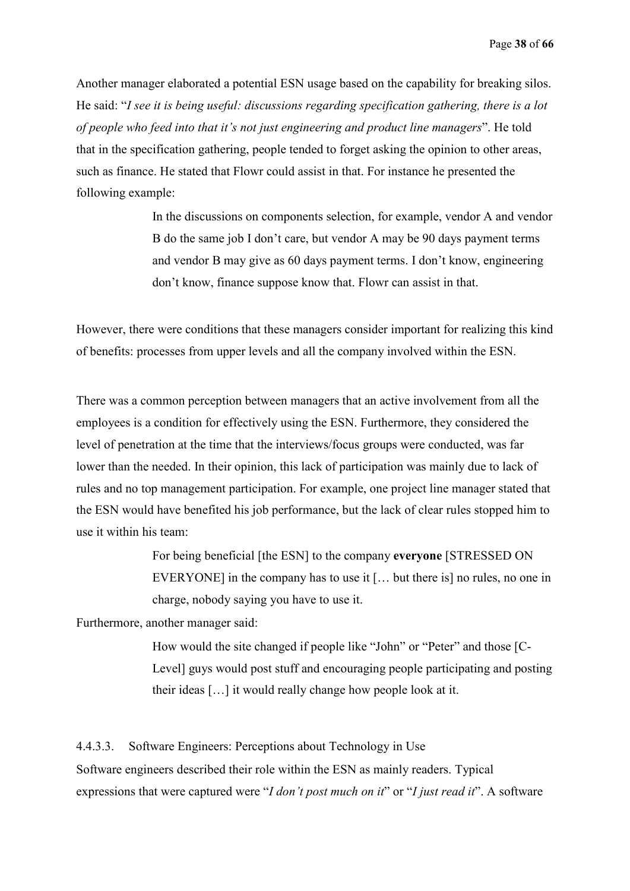Another manager elaborated a potential ESN usage based on the capability for breaking silos. He said: "*I see it is being useful: discussions regarding specification gathering, there is a lot of people who feed into that it's not just engineering and product line managers*". He told that in the specification gathering, people tended to forget asking the opinion to other areas, such as finance. He stated that Flowr could assist in that. For instance he presented the following example:

> In the discussions on components selection, for example, vendor A and vendor B do the same job I don't care, but vendor A may be 90 days payment terms and vendor B may give as 60 days payment terms. I don't know, engineering don't know, finance suppose know that. Flowr can assist in that.

However, there were conditions that these managers consider important for realizing this kind of benefits: processes from upper levels and all the company involved within the ESN.

There was a common perception between managers that an active involvement from all the employees is a condition for effectively using the ESN. Furthermore, they considered the level of penetration at the time that the interviews/focus groups were conducted, was far lower than the needed. In their opinion, this lack of participation was mainly due to lack of rules and no top management participation. For example, one project line manager stated that the ESN would have benefited his job performance, but the lack of clear rules stopped him to use it within his team:

> For being beneficial [the ESN] to the company **everyone** [STRESSED ON EVERYONE] in the company has to use it [… but there is] no rules, no one in charge, nobody saying you have to use it.

Furthermore, another manager said:

> How would the site changed if people like "John" or "Peter" and those [C-Level] guys would post stuff and encouraging people participating and posting their ideas […] it would really change how people look at it.

#### 4.4.3.3. Software Engineers: Perceptions about Technology in Use

Software engineers described their role within the ESN as mainly readers. Typical expressions that were captured were "*I don't post much on it*" or "*I just read it*". A software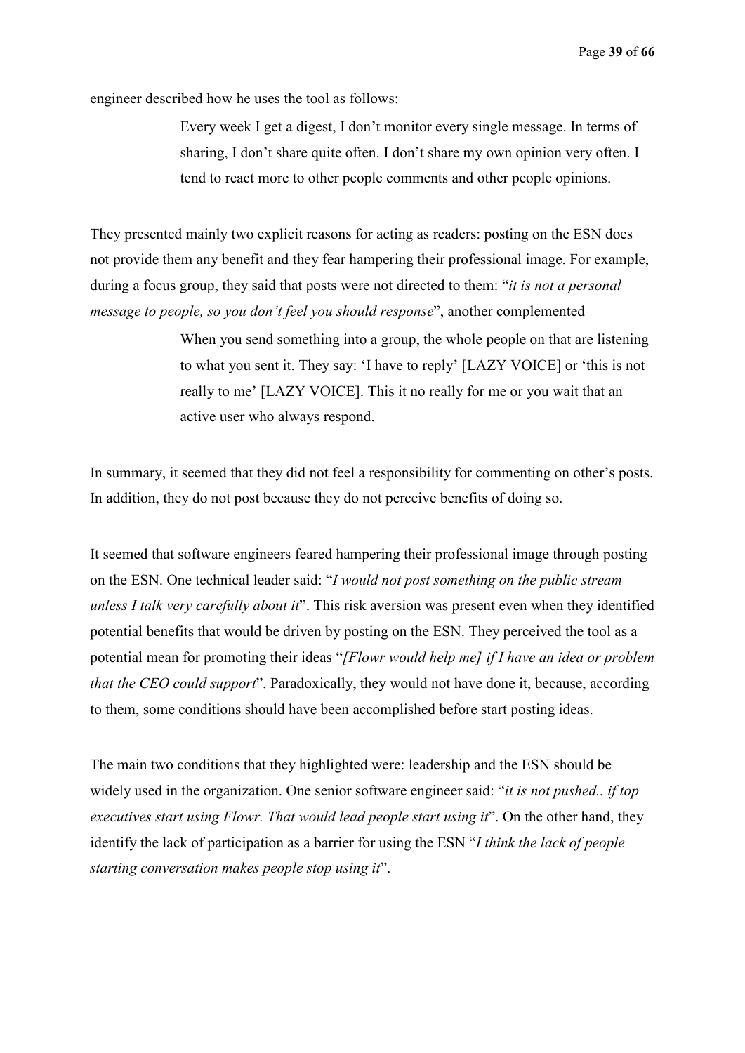engineer described how he uses the tool as follows:

> Every week I get a digest, I don't monitor every single message. In terms of sharing, I don't share quite often. I don't share my own opinion very often. I tend to react more to other people comments and other people opinions.

They presented mainly two explicit reasons for acting as readers: posting on the ESN does not provide them any benefit and they fear hampering their professional image. For example, during a focus group, they said that posts were not directed to them: "*it is not a personal message to people, so you don't feel you should response*", another complemented

> When you send something into a group, the whole people on that are listening to what you sent it. They say: 'I have to reply' [LAZY VOICE] or 'this is not really to me' [LAZY VOICE]. This it no really for me or you wait that an active user who always respond.

In summary, it seemed that they did not feel a responsibility for commenting on other's posts. In addition, they do not post because they do not perceive benefits of doing so.

It seemed that software engineers feared hampering their professional image through posting on the ESN. One technical leader said: "*I would not post something on the public stream unless I talk very carefully about it*". This risk aversion was present even when they identified potential benefits that would be driven by posting on the ESN. They perceived the tool as a potential mean for promoting their ideas "*[Flowr would help me] if I have an idea or problem that the CEO could support*". Paradoxically, they would not have done it, because, according to them, some conditions should have been accomplished before start posting ideas.

The main two conditions that they highlighted were: leadership and the ESN should be widely used in the organization. One senior software engineer said: "*it is not pushed.. if top executives start using Flowr. That would lead people start using it*". On the other hand, they identify the lack of participation as a barrier for using the ESN "*I think the lack of people starting conversation makes people stop using it*".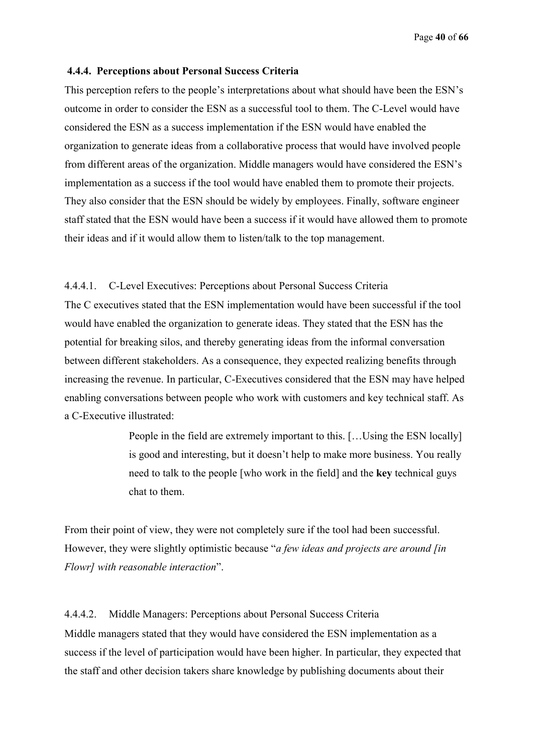### 4.4.4. Perceptions about Personal Success Criteria

This perception refers to the people's interpretations about what should have been the ESN's outcome in order to consider the ESN as a successful tool to them. The C-Level would have considered the ESN as a success implementation if the ESN would have enabled the organization to generate ideas from a collaborative process that would have involved people from different areas of the organization. Middle managers would have considered the ESN's implementation as a success if the tool would have enabled them to promote their projects. They also consider that the ESN should be widely by employees. Finally, software engineer staff stated that the ESN would have been a success if it would have allowed them to promote their ideas and if it would allow them to listen/talk to the top management.

#### 4.4.4.1. C-Level Executives: Perceptions about Personal Success Criteria

The C executives stated that the ESN implementation would have been successful if the tool would have enabled the organization to generate ideas. They stated that the ESN has the potential for breaking silos, and thereby generating ideas from the informal conversation between different stakeholders. As a consequence, they expected realizing benefits through increasing the revenue. In particular, C-Executives considered that the ESN may have helped enabling conversations between people who work with customers and key technical staff. As a C-Executive illustrated:

> People in the field are extremely important to this. […Using the ESN locally] is good and interesting, but it doesn't help to make more business. You really need to talk to the people [who work in the field] and the **key** technical guys chat to them.

From their point of view, they were not completely sure if the tool had been successful. However, they were slightly optimistic because "*a few ideas and projects are around [in Flowr] with reasonable interaction*".

#### 4.4.4.2. Middle Managers: Perceptions about Personal Success Criteria

Middle managers stated that they would have considered the ESN implementation as a success if the level of participation would have been higher. In particular, they expected that the staff and other decision takers share knowledge by publishing documents about their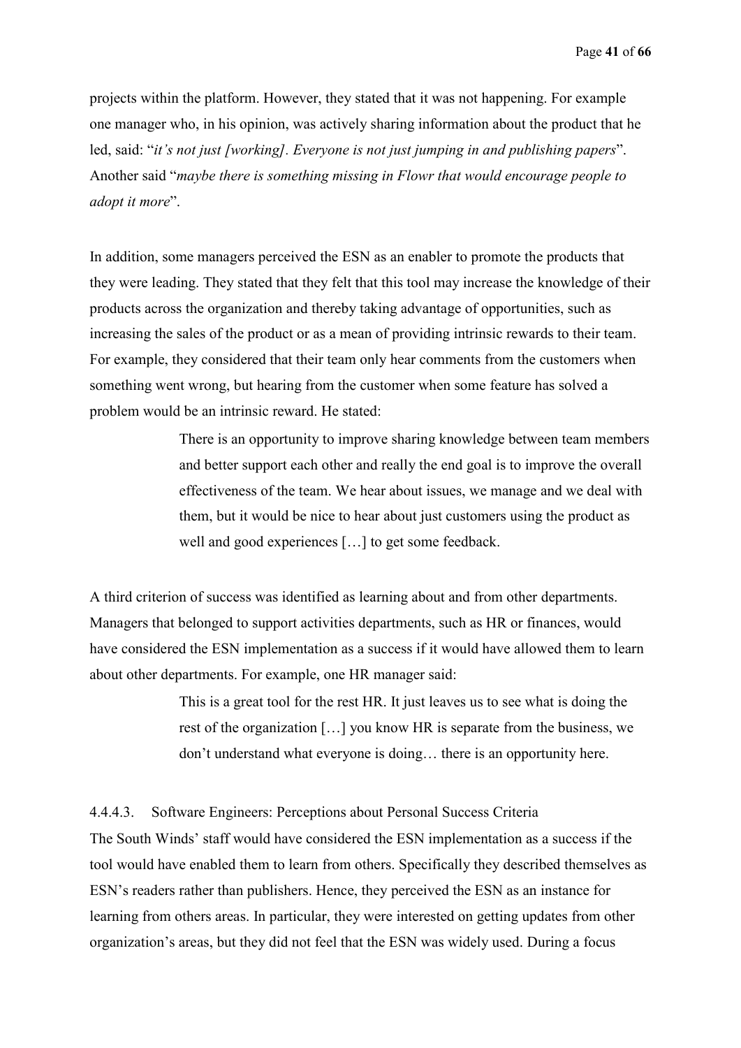projects within the platform. However, they stated that it was not happening. For example one manager who, in his opinion, was actively sharing information about the product that he led, said: "*it's not just [working]. Everyone is not just jumping in and publishing papers*". Another said "*maybe there is something missing in Flowr that would encourage people to adopt it more*".

In addition, some managers perceived the ESN as an enabler to promote the products that they were leading. They stated that they felt that this tool may increase the knowledge of their products across the organization and thereby taking advantage of opportunities, such as increasing the sales of the product or as a mean of providing intrinsic rewards to their team. For example, they considered that their team only hear comments from the customers when something went wrong, but hearing from the customer when some feature has solved a problem would be an intrinsic reward. He stated:

> There is an opportunity to improve sharing knowledge between team members and better support each other and really the end goal is to improve the overall effectiveness of the team. We hear about issues, we manage and we deal with them, but it would be nice to hear about just customers using the product as well and good experiences […] to get some feedback.

A third criterion of success was identified as learning about and from other departments. Managers that belonged to support activities departments, such as HR or finances, would have considered the ESN implementation as a success if it would have allowed them to learn about other departments. For example, one HR manager said:

> This is a great tool for the rest HR. It just leaves us to see what is doing the rest of the organization […] you know HR is separate from the business, we don't understand what everyone is doing… there is an opportunity here.

#### 4.4.4.3. Software Engineers: Perceptions about Personal Success Criteria

The South Winds' staff would have considered the ESN implementation as a success if the tool would have enabled them to learn from others. Specifically they described themselves as ESN's readers rather than publishers. Hence, they perceived the ESN as an instance for learning from others areas. In particular, they were interested on getting updates from other organization's areas, but they did not feel that the ESN was widely used. During a focus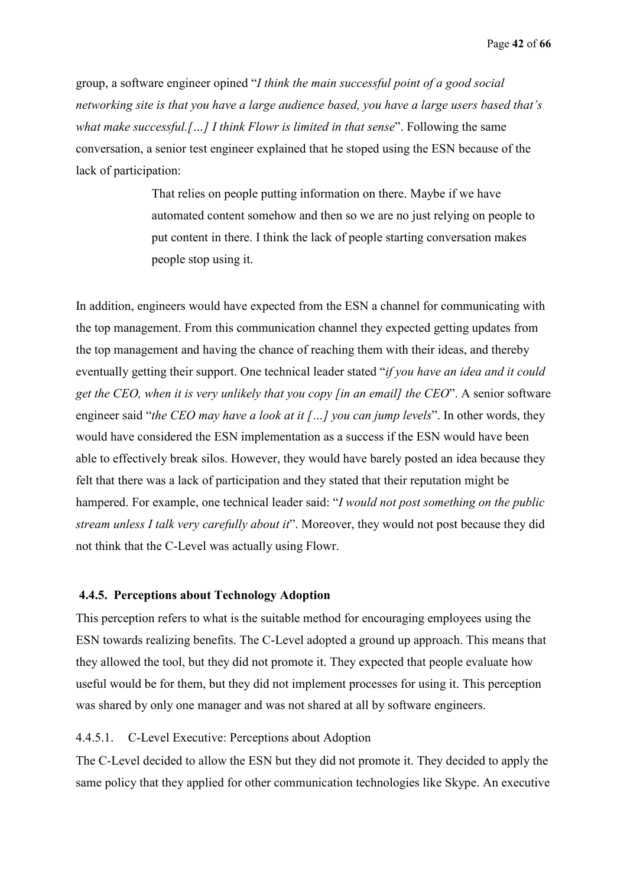group, a software engineer opined "*I think the main successful point of a good social networking site is that you have a large audience based, you have a large users based that's what make successful.[…] I think Flowr is limited in that sense*". Following the same conversation, a senior test engineer explained that he stoped using the ESN because of the lack of participation:

> That relies on people putting information on there. Maybe if we have automated content somehow and then so we are no just relying on people to put content in there. I think the lack of people starting conversation makes people stop using it.

In addition, engineers would have expected from the ESN a channel for communicating with the top management. From this communication channel they expected getting updates from the top management and having the chance of reaching them with their ideas, and thereby eventually getting their support. One technical leader stated "*if you have an idea and it could get the CEO, when it is very unlikely that you copy [in an email] the CEO*". A senior software engineer said "*the CEO may have a look at it […] you can jump levels*". In other words, they would have considered the ESN implementation as a success if the ESN would have been able to effectively break silos. However, they would have barely posted an idea because they felt that there was a lack of participation and they stated that their reputation might be hampered. For example, one technical leader said: "*I would not post something on the public stream unless I talk very carefully about it*". Moreover, they would not post because they did not think that the C-Level was actually using Flowr.

### 4.4.5. Perceptions about Technology Adoption

This perception refers to what is the suitable method for encouraging employees using the ESN towards realizing benefits. The C-Level adopted a ground up approach. This means that they allowed the tool, but they did not promote it. They expected that people evaluate how useful would be for them, but they did not implement processes for using it. This perception was shared by only one manager and was not shared at all by software engineers.

#### 4.4.5.1. C-Level Executive: Perceptions about Adoption

The C-Level decided to allow the ESN but they did not promote it. They decided to apply the same policy that they applied for other communication technologies like Skype. An executive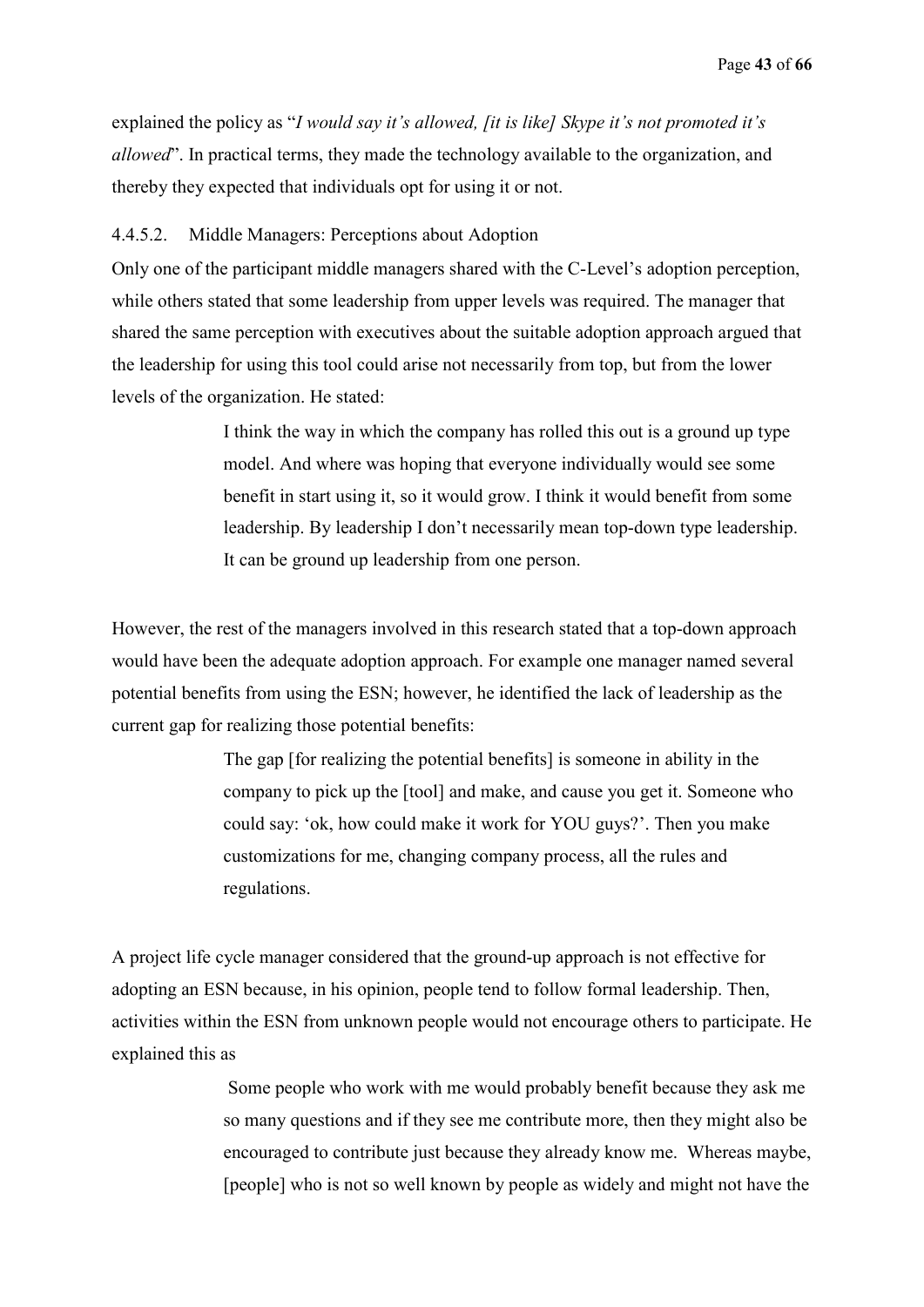explained the policy as "*I would say it's allowed, [it is like] Skype it's not promoted it's allowed*". In practical terms, they made the technology available to the organization, and thereby they expected that individuals opt for using it or not.

#### 4.4.5.2. Middle Managers: Perceptions about Adoption

Only one of the participant middle managers shared with the C-Level's adoption perception, while others stated that some leadership from upper levels was required. The manager that shared the same perception with executives about the suitable adoption approach argued that the leadership for using this tool could arise not necessarily from top, but from the lower levels of the organization. He stated:

> I think the way in which the company has rolled this out is a ground up type model. And where was hoping that everyone individually would see some benefit in start using it, so it would grow. I think it would benefit from some leadership. By leadership I don't necessarily mean top-down type leadership. It can be ground up leadership from one person.

However, the rest of the managers involved in this research stated that a top-down approach would have been the adequate adoption approach. For example one manager named several potential benefits from using the ESN; however, he identified the lack of leadership as the current gap for realizing those potential benefits:

> The gap [for realizing the potential benefits] is someone in ability in the company to pick up the [tool] and make, and cause you get it. Someone who could say: 'ok, how could make it work for YOU guys?'. Then you make customizations for me, changing company process, all the rules and regulations.

A project life cycle manager considered that the ground-up approach is not effective for adopting an ESN because, in his opinion, people tend to follow formal leadership. Then, activities within the ESN from unknown people would not encourage others to participate. He explained this as

> Some people who work with me would probably benefit because they ask me so many questions and if they see me contribute more, then they might also be encouraged to contribute just because they already know me. Whereas maybe, [people] who is not so well known by people as widely and might not have the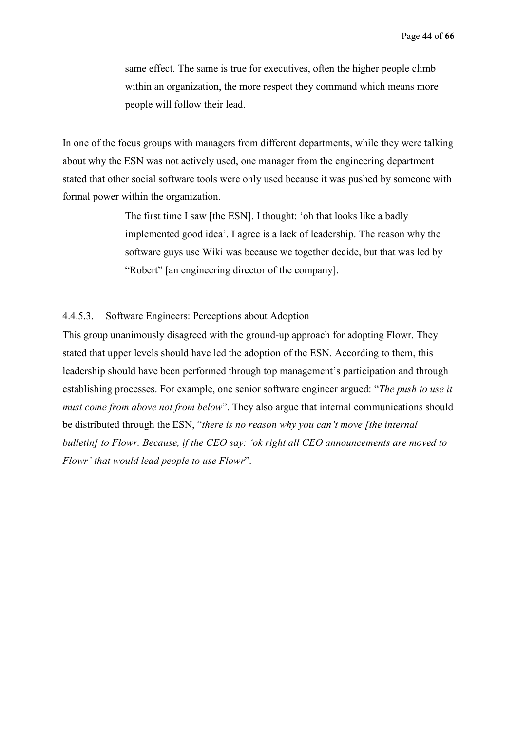> same effect. The same is true for executives, often the higher people climb within an organization, the more respect they command which means more people will follow their lead.

In one of the focus groups with managers from different departments, while they were talking about why the ESN was not actively used, one manager from the engineering department stated that other social software tools were only used because it was pushed by someone with formal power within the organization.

> The first time I saw [the ESN]. I thought: 'oh that looks like a badly implemented good idea'. I agree is a lack of leadership. The reason why the software guys use Wiki was because we together decide, but that was led by "Robert" [an engineering director of the company].

#### 4.4.5.3. Software Engineers: Perceptions about Adoption

This group unanimously disagreed with the ground-up approach for adopting Flowr. They stated that upper levels should have led the adoption of the ESN. According to them, this leadership should have been performed through top management's participation and through establishing processes. For example, one senior software engineer argued: "*The push to use it must come from above not from below*". They also argue that internal communications should be distributed through the ESN, "*there is no reason why you can't move [the internal bulletin] to Flowr. Because, if the CEO say: 'ok right all CEO announcements are moved to Flowr' that would lead people to use Flowr*".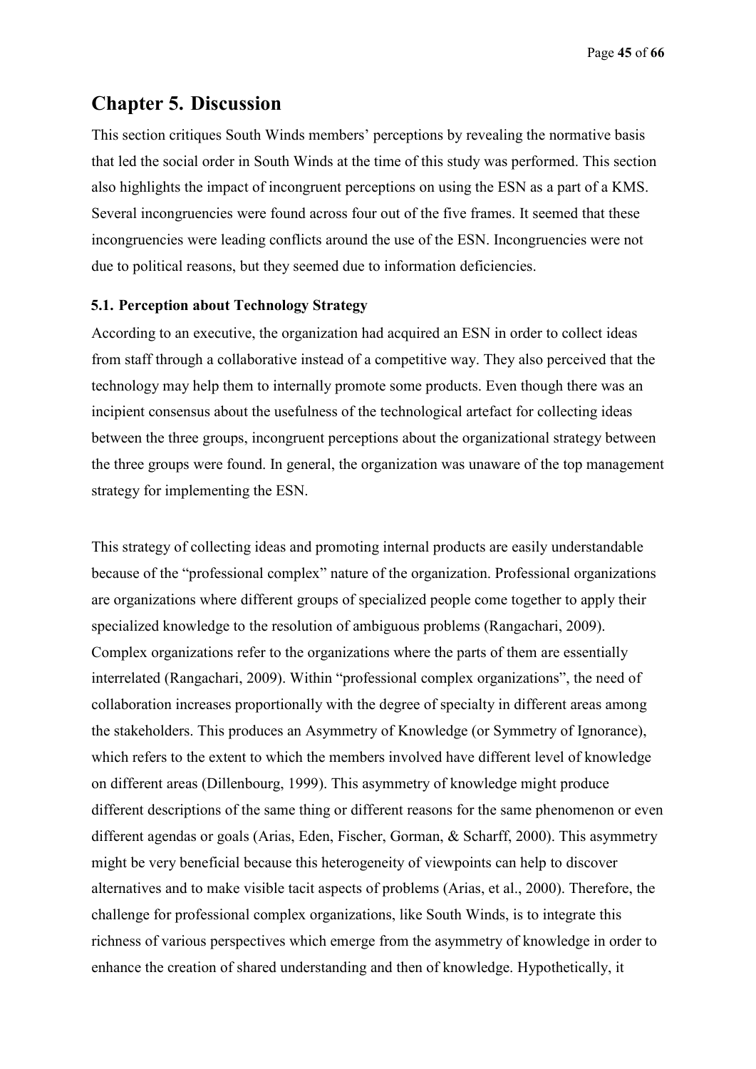# Chapter 5. Discussion

This section critiques South Winds members' perceptions by revealing the normative basis that led the social order in South Winds at the time of this study was performed. This section also highlights the impact of incongruent perceptions on using the ESN as a part of a KMS. Several incongruencies were found across four out of the five frames. It seemed that these incongruencies were leading conflicts around the use of the ESN. Incongruencies were not due to political reasons, but they seemed due to information deficiencies.

### 5.1. Perception about Technology Strategy

According to an executive, the organization had acquired an ESN in order to collect ideas from staff through a collaborative instead of a competitive way. They also perceived that the technology may help them to internally promote some products. Even though there was an incipient consensus about the usefulness of the technological artefact for collecting ideas between the three groups, incongruent perceptions about the organizational strategy between the three groups were found. In general, the organization was unaware of the top management strategy for implementing the ESN.

This strategy of collecting ideas and promoting internal products are easily understandable because of the "professional complex" nature of the organization. Professional organizations are organizations where different groups of specialized people come together to apply their specialized knowledge to the resolution of ambiguous problems (Rangachari, 2009). Complex organizations refer to the organizations where the parts of them are essentially interrelated (Rangachari, 2009). Within "professional complex organizations", the need of collaboration increases proportionally with the degree of specialty in different areas among the stakeholders. This produces an Asymmetry of Knowledge (or Symmetry of Ignorance), which refers to the extent to which the members involved have different level of knowledge on different areas (Dillenbourg, 1999). This asymmetry of knowledge might produce different descriptions of the same thing or different reasons for the same phenomenon or even different agendas or goals (Arias, Eden, Fischer, Gorman, & Scharff, 2000). This asymmetry might be very beneficial because this heterogeneity of viewpoints can help to discover alternatives and to make visible tacit aspects of problems (Arias, et al., 2000). Therefore, the challenge for professional complex organizations, like South Winds, is to integrate this richness of various perspectives which emerge from the asymmetry of knowledge in order to enhance the creation of shared understanding and then of knowledge. Hypothetically, it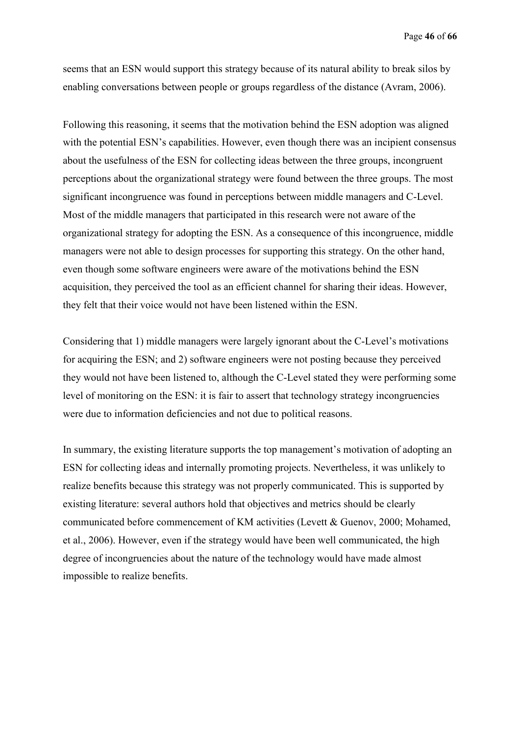seems that an ESN would support this strategy because of its natural ability to break silos by enabling conversations between people or groups regardless of the distance (Avram, 2006).

Following this reasoning, it seems that the motivation behind the ESN adoption was aligned with the potential ESN's capabilities. However, even though there was an incipient consensus about the usefulness of the ESN for collecting ideas between the three groups, incongruent perceptions about the organizational strategy were found between the three groups. The most significant incongruence was found in perceptions between middle managers and C-Level. Most of the middle managers that participated in this research were not aware of the organizational strategy for adopting the ESN. As a consequence of this incongruence, middle managers were not able to design processes for supporting this strategy. On the other hand, even though some software engineers were aware of the motivations behind the ESN acquisition, they perceived the tool as an efficient channel for sharing their ideas. However, they felt that their voice would not have been listened within the ESN.

Considering that 1) middle managers were largely ignorant about the C-Level's motivations for acquiring the ESN; and 2) software engineers were not posting because they perceived they would not have been listened to, although the C-Level stated they were performing some level of monitoring on the ESN: it is fair to assert that technology strategy incongruencies were due to information deficiencies and not due to political reasons.

In summary, the existing literature supports the top management's motivation of adopting an ESN for collecting ideas and internally promoting projects. Nevertheless, it was unlikely to realize benefits because this strategy was not properly communicated. This is supported by existing literature: several authors hold that objectives and metrics should be clearly communicated before commencement of KM activities (Levett & Guenov, 2000; Mohamed, et al., 2006). However, even if the strategy would have been well communicated, the high degree of incongruencies about the nature of the technology would have made almost impossible to realize benefits.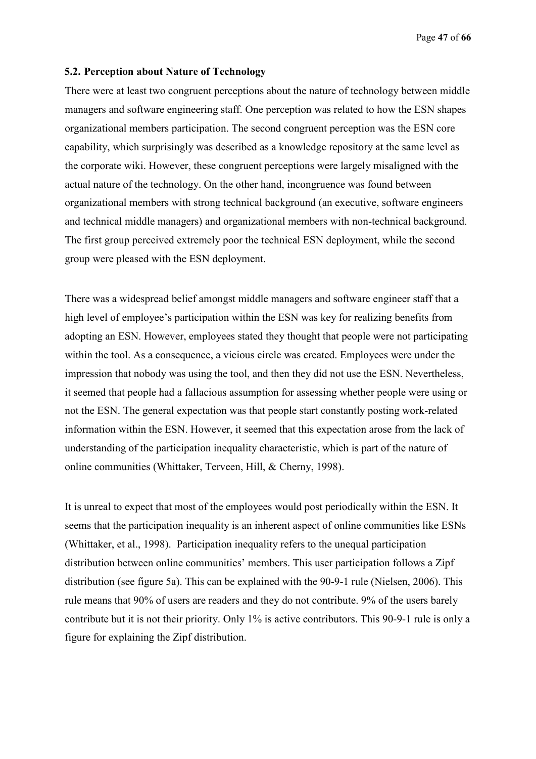### 5.2. Perception about Nature of Technology

There were at least two congruent perceptions about the nature of technology between middle managers and software engineering staff. One perception was related to how the ESN shapes organizational members participation. The second congruent perception was the ESN core capability, which surprisingly was described as a knowledge repository at the same level as the corporate wiki. However, these congruent perceptions were largely misaligned with the actual nature of the technology. On the other hand, incongruence was found between organizational members with strong technical background (an executive, software engineers and technical middle managers) and organizational members with non-technical background. The first group perceived extremely poor the technical ESN deployment, while the second group were pleased with the ESN deployment.

There was a widespread belief amongst middle managers and software engineer staff that a high level of employee's participation within the ESN was key for realizing benefits from adopting an ESN. However, employees stated they thought that people were not participating within the tool. As a consequence, a vicious circle was created. Employees were under the impression that nobody was using the tool, and then they did not use the ESN. Nevertheless, it seemed that people had a fallacious assumption for assessing whether people were using or not the ESN. The general expectation was that people start constantly posting work-related information within the ESN. However, it seemed that this expectation arose from the lack of understanding of the participation inequality characteristic, which is part of the nature of online communities (Whittaker, Terveen, Hill, & Cherny, 1998).

It is unreal to expect that most of the employees would post periodically within the ESN. It seems that the participation inequality is an inherent aspect of online communities like ESNs (Whittaker, et al., 1998). Participation inequality refers to the unequal participation distribution between online communities' members. This user participation follows a Zipf distribution (see figure 5a). This can be explained with the 90-9-1 rule (Nielsen, 2006). This rule means that 90% of users are readers and they do not contribute. 9% of the users barely contribute but it is not their priority. Only 1% is active contributors. This 90-9-1 rule is only a figure for explaining the Zipf distribution.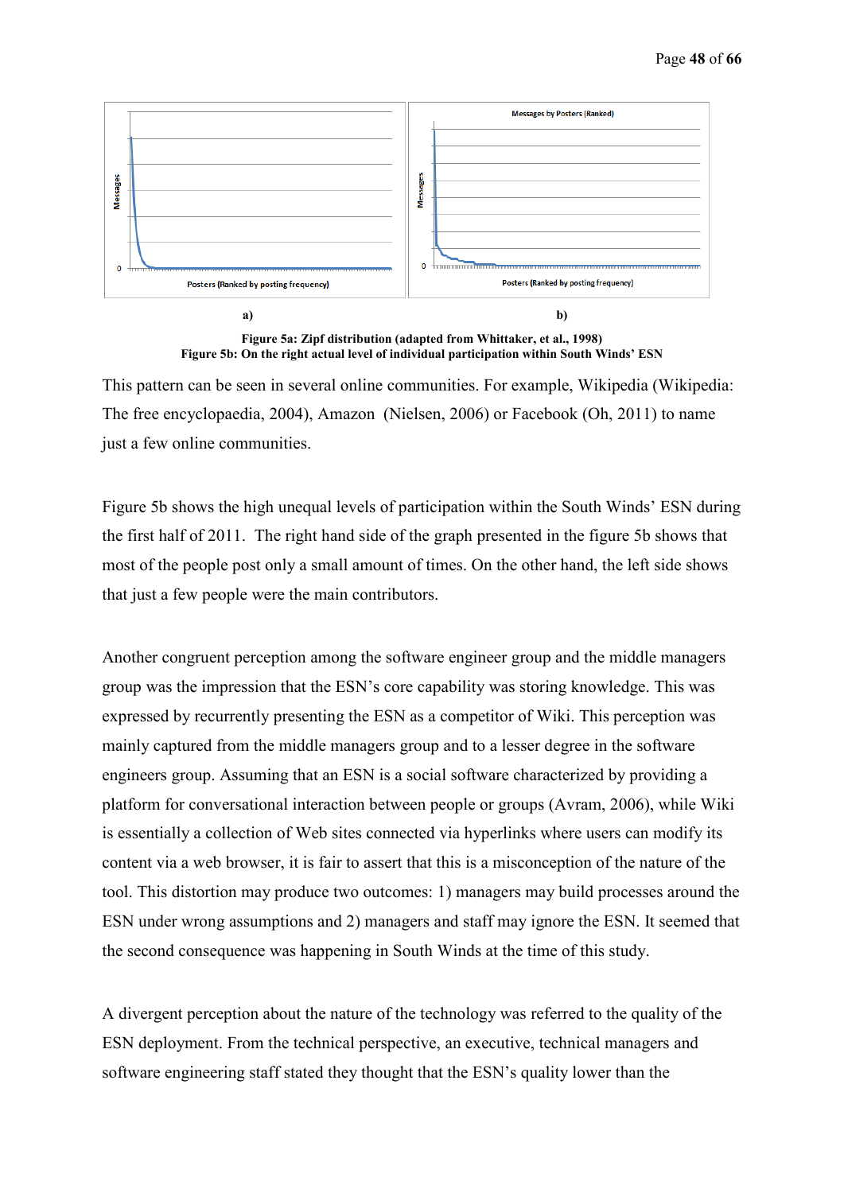a) b)

**Figure 5a: Zipf distribution (adapted from Whittaker, et al., 1998)**
**Figure 5b: On the right actual level of individual participation within South Winds' ESN**

This pattern can be seen in several online communities. For example, Wikipedia (Wikipedia: The free encyclopaedia, 2004), Amazon (Nielsen, 2006) or Facebook (Oh, 2011) to name just a few online communities.

Figure 5b shows the high unequal levels of participation within the South Winds' ESN during the first half of 2011. The right hand side of the graph presented in the figure 5b shows that most of the people post only a small amount of times. On the other hand, the left side shows that just a few people were the main contributors.

Another congruent perception among the software engineer group and the middle managers group was the impression that the ESN's core capability was storing knowledge. This was expressed by recurrently presenting the ESN as a competitor of Wiki. This perception was mainly captured from the middle managers group and to a lesser degree in the software engineers group. Assuming that an ESN is a social software characterized by providing a platform for conversational interaction between people or groups (Avram, 2006), while Wiki is essentially a collection of Web sites connected via hyperlinks where users can modify its content via a web browser, it is fair to assert that this is a misconception of the nature of the tool. This distortion may produce two outcomes: 1) managers may build processes around the ESN under wrong assumptions and 2) managers and staff may ignore the ESN. It seemed that the second consequence was happening in South Winds at the time of this study.

A divergent perception about the nature of the technology was referred to the quality of the ESN deployment. From the technical perspective, an executive, technical managers and software engineering staff stated they thought that the ESN's quality lower than the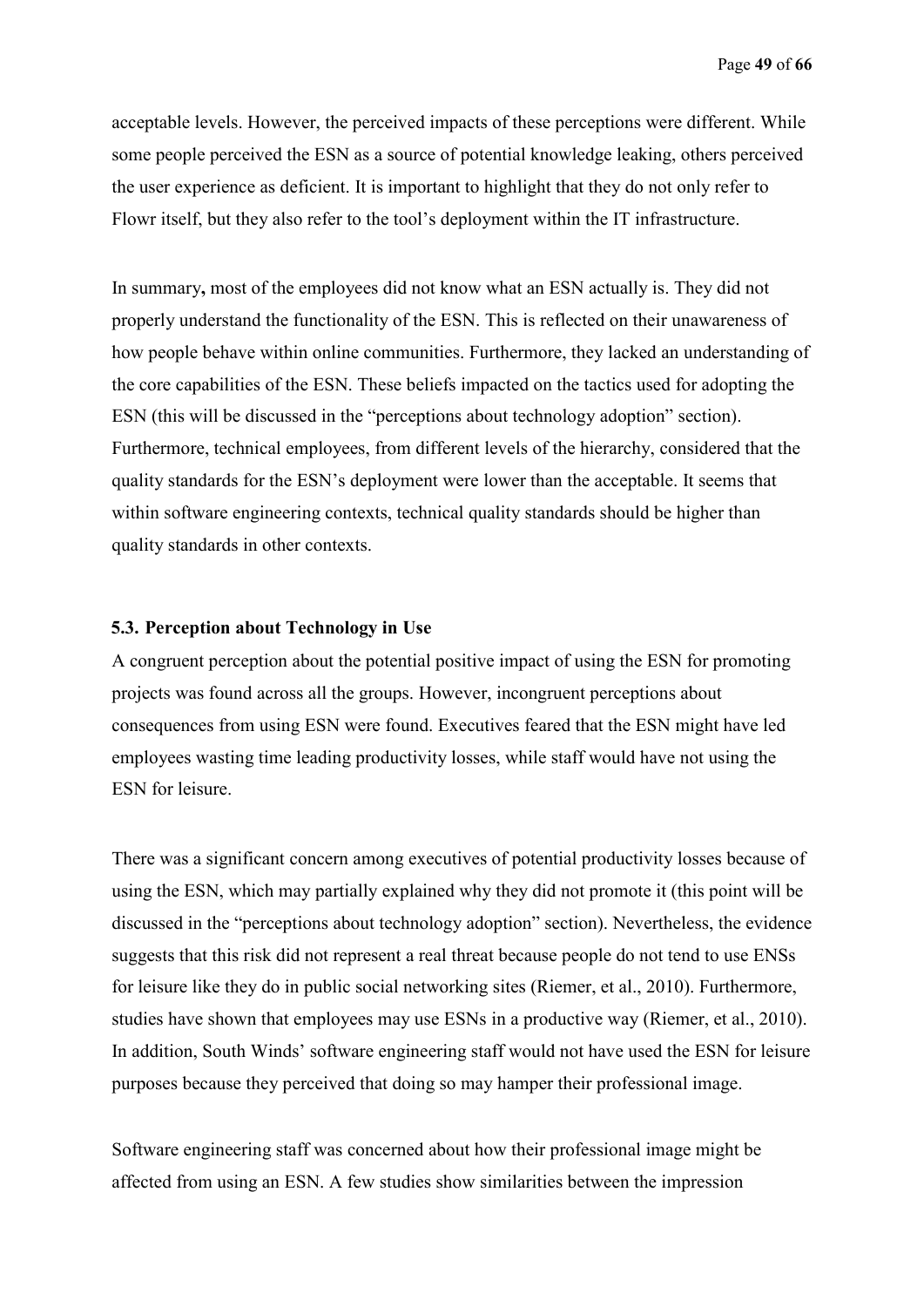acceptable levels. However, the perceived impacts of these perceptions were different. While some people perceived the ESN as a source of potential knowledge leaking, others perceived the user experience as deficient. It is important to highlight that they do not only refer to Flowr itself, but they also refer to the tool's deployment within the IT infrastructure.

In summary**,** most of the employees did not know what an ESN actually is. They did not properly understand the functionality of the ESN. This is reflected on their unawareness of how people behave within online communities. Furthermore, they lacked an understanding of the core capabilities of the ESN. These beliefs impacted on the tactics used for adopting the ESN (this will be discussed in the "perceptions about technology adoption" section). Furthermore, technical employees, from different levels of the hierarchy, considered that the quality standards for the ESN's deployment were lower than the acceptable. It seems that within software engineering contexts, technical quality standards should be higher than quality standards in other contexts.

### 5.3. Perception about Technology in Use

A congruent perception about the potential positive impact of using the ESN for promoting projects was found across all the groups. However, incongruent perceptions about consequences from using ESN were found. Executives feared that the ESN might have led employees wasting time leading productivity losses, while staff would have not using the ESN for leisure.

There was a significant concern among executives of potential productivity losses because of using the ESN, which may partially explained why they did not promote it (this point will be discussed in the "perceptions about technology adoption" section). Nevertheless, the evidence suggests that this risk did not represent a real threat because people do not tend to use ENSs for leisure like they do in public social networking sites (Riemer, et al., 2010). Furthermore, studies have shown that employees may use ESNs in a productive way (Riemer, et al., 2010). In addition, South Winds' software engineering staff would not have used the ESN for leisure purposes because they perceived that doing so may hamper their professional image.

Software engineering staff was concerned about how their professional image might be affected from using an ESN. A few studies show similarities between the impression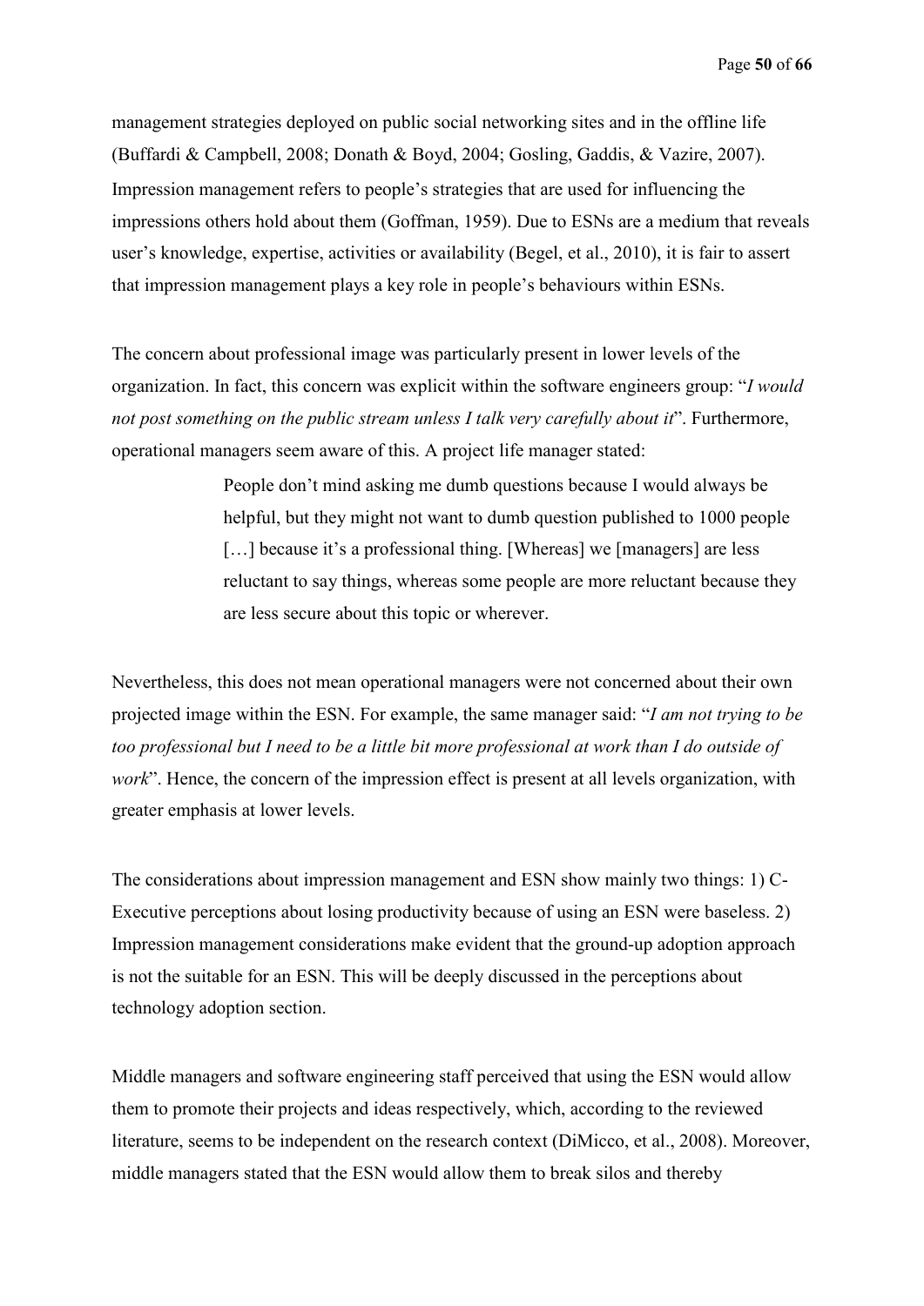management strategies deployed on public social networking sites and in the offline life (Buffardi & Campbell, 2008; Donath & Boyd, 2004; Gosling, Gaddis, & Vazire, 2007). Impression management refers to people's strategies that are used for influencing the impressions others hold about them (Goffman, 1959). Due to ESNs are a medium that reveals user's knowledge, expertise, activities or availability (Begel, et al., 2010), it is fair to assert that impression management plays a key role in people's behaviours within ESNs.

The concern about professional image was particularly present in lower levels of the organization. In fact, this concern was explicit within the software engineers group: "*I would not post something on the public stream unless I talk very carefully about it*". Furthermore, operational managers seem aware of this. A project life manager stated:

> People don't mind asking me dumb questions because I would always be helpful, but they might not want to dumb question published to 1000 people […] because it's a professional thing. [Whereas] we [managers] are less reluctant to say things, whereas some people are more reluctant because they are less secure about this topic or wherever.

Nevertheless, this does not mean operational managers were not concerned about their own projected image within the ESN. For example, the same manager said: "*I am not trying to be too professional but I need to be a little bit more professional at work than I do outside of work*". Hence, the concern of the impression effect is present at all levels organization, with greater emphasis at lower levels.

The considerations about impression management and ESN show mainly two things: 1) C-Executive perceptions about losing productivity because of using an ESN were baseless. 2) Impression management considerations make evident that the ground-up adoption approach is not the suitable for an ESN. This will be deeply discussed in the perceptions about technology adoption section.

Middle managers and software engineering staff perceived that using the ESN would allow them to promote their projects and ideas respectively, which, according to the reviewed literature, seems to be independent on the research context (DiMicco, et al., 2008). Moreover, middle managers stated that the ESN would allow them to break silos and thereby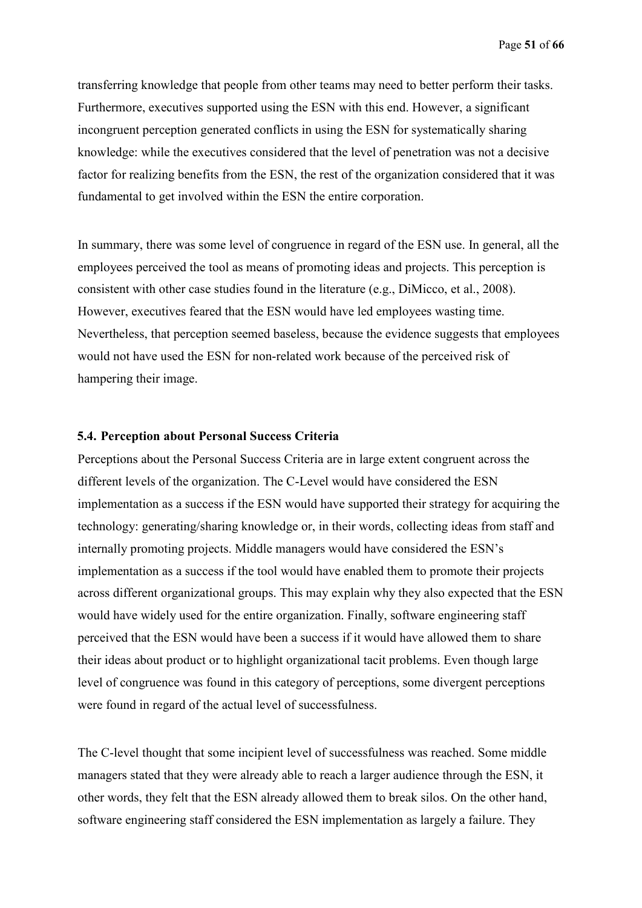transferring knowledge that people from other teams may need to better perform their tasks. Furthermore, executives supported using the ESN with this end. However, a significant incongruent perception generated conflicts in using the ESN for systematically sharing knowledge: while the executives considered that the level of penetration was not a decisive factor for realizing benefits from the ESN, the rest of the organization considered that it was fundamental to get involved within the ESN the entire corporation.

In summary, there was some level of congruence in regard of the ESN use. In general, all the employees perceived the tool as means of promoting ideas and projects. This perception is consistent with other case studies found in the literature (e.g., DiMicco, et al., 2008). However, executives feared that the ESN would have led employees wasting time. Nevertheless, that perception seemed baseless, because the evidence suggests that employees would not have used the ESN for non-related work because of the perceived risk of hampering their image.

### 5.4. Perception about Personal Success Criteria

Perceptions about the Personal Success Criteria are in large extent congruent across the different levels of the organization. The C-Level would have considered the ESN implementation as a success if the ESN would have supported their strategy for acquiring the technology: generating/sharing knowledge or, in their words, collecting ideas from staff and internally promoting projects. Middle managers would have considered the ESN's implementation as a success if the tool would have enabled them to promote their projects across different organizational groups. This may explain why they also expected that the ESN would have widely used for the entire organization. Finally, software engineering staff perceived that the ESN would have been a success if it would have allowed them to share their ideas about product or to highlight organizational tacit problems. Even though large level of congruence was found in this category of perceptions, some divergent perceptions were found in regard of the actual level of successfulness.

The C-level thought that some incipient level of successfulness was reached. Some middle managers stated that they were already able to reach a larger audience through the ESN, it other words, they felt that the ESN already allowed them to break silos. On the other hand, software engineering staff considered the ESN implementation as largely a failure. They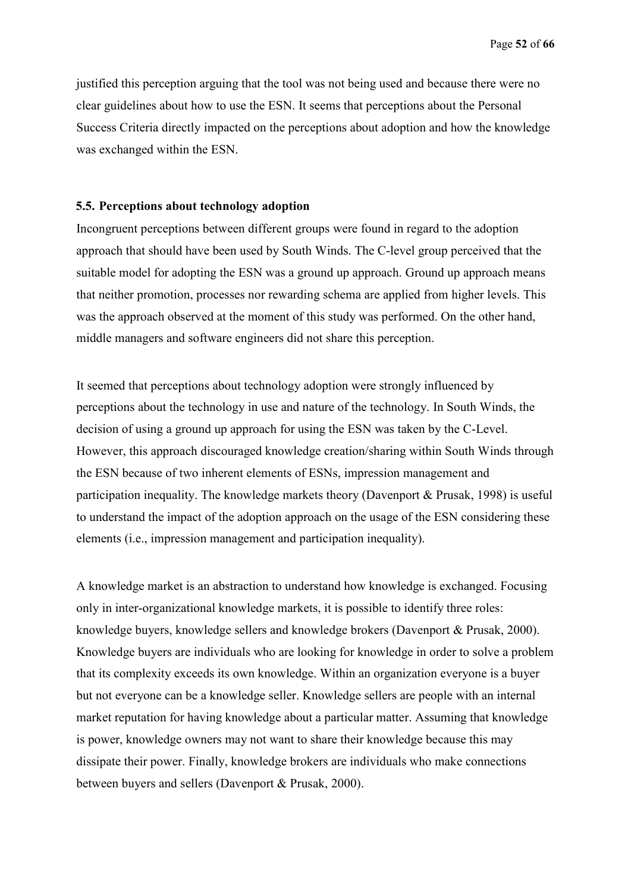justified this perception arguing that the tool was not being used and because there were no clear guidelines about how to use the ESN. It seems that perceptions about the Personal Success Criteria directly impacted on the perceptions about adoption and how the knowledge was exchanged within the ESN.

### 5.5. Perceptions about technology adoption

Incongruent perceptions between different groups were found in regard to the adoption approach that should have been used by South Winds. The C-level group perceived that the suitable model for adopting the ESN was a ground up approach. Ground up approach means that neither promotion, processes nor rewarding schema are applied from higher levels. This was the approach observed at the moment of this study was performed. On the other hand, middle managers and software engineers did not share this perception.

It seemed that perceptions about technology adoption were strongly influenced by perceptions about the technology in use and nature of the technology. In South Winds, the decision of using a ground up approach for using the ESN was taken by the C-Level. However, this approach discouraged knowledge creation/sharing within South Winds through the ESN because of two inherent elements of ESNs, impression management and participation inequality. The knowledge markets theory (Davenport & Prusak, 1998) is useful to understand the impact of the adoption approach on the usage of the ESN considering these elements (i.e., impression management and participation inequality).

A knowledge market is an abstraction to understand how knowledge is exchanged. Focusing only in inter-organizational knowledge markets, it is possible to identify three roles: knowledge buyers, knowledge sellers and knowledge brokers (Davenport & Prusak, 2000). Knowledge buyers are individuals who are looking for knowledge in order to solve a problem that its complexity exceeds its own knowledge. Within an organization everyone is a buyer but not everyone can be a knowledge seller. Knowledge sellers are people with an internal market reputation for having knowledge about a particular matter. Assuming that knowledge is power, knowledge owners may not want to share their knowledge because this may dissipate their power. Finally, knowledge brokers are individuals who make connections between buyers and sellers (Davenport & Prusak, 2000).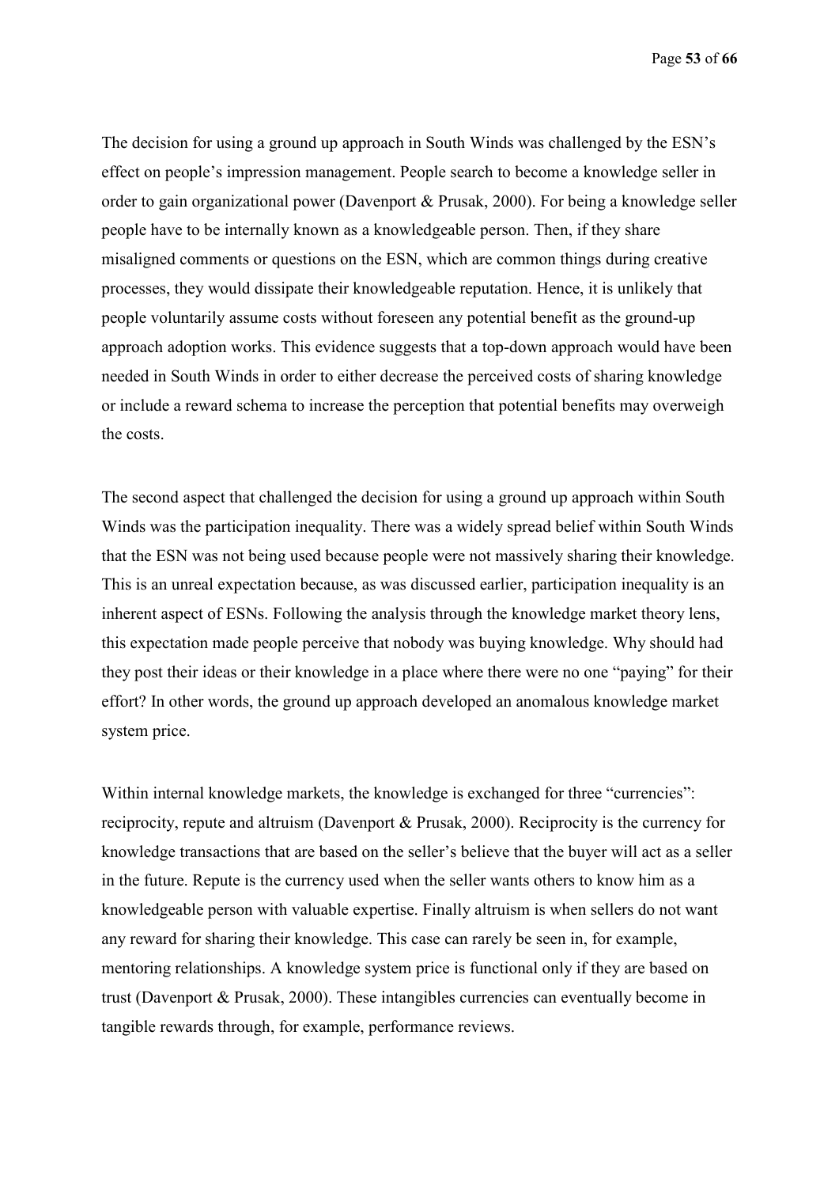The decision for using a ground up approach in South Winds was challenged by the ESN's effect on people's impression management. People search to become a knowledge seller in order to gain organizational power (Davenport & Prusak, 2000). For being a knowledge seller people have to be internally known as a knowledgeable person. Then, if they share misaligned comments or questions on the ESN, which are common things during creative processes, they would dissipate their knowledgeable reputation. Hence, it is unlikely that people voluntarily assume costs without foreseen any potential benefit as the ground-up approach adoption works. This evidence suggests that a top-down approach would have been needed in South Winds in order to either decrease the perceived costs of sharing knowledge or include a reward schema to increase the perception that potential benefits may overweigh the costs.

The second aspect that challenged the decision for using a ground up approach within South Winds was the participation inequality. There was a widely spread belief within South Winds that the ESN was not being used because people were not massively sharing their knowledge. This is an unreal expectation because, as was discussed earlier, participation inequality is an inherent aspect of ESNs. Following the analysis through the knowledge market theory lens, this expectation made people perceive that nobody was buying knowledge. Why should had they post their ideas or their knowledge in a place where there were no one "paying" for their effort? In other words, the ground up approach developed an anomalous knowledge market system price.

Within internal knowledge markets, the knowledge is exchanged for three "currencies": reciprocity, repute and altruism (Davenport & Prusak, 2000). Reciprocity is the currency for knowledge transactions that are based on the seller's believe that the buyer will act as a seller in the future. Repute is the currency used when the seller wants others to know him as a knowledgeable person with valuable expertise. Finally altruism is when sellers do not want any reward for sharing their knowledge. This case can rarely be seen in, for example, mentoring relationships. A knowledge system price is functional only if they are based on trust (Davenport & Prusak, 2000). These intangibles currencies can eventually become in tangible rewards through, for example, performance reviews.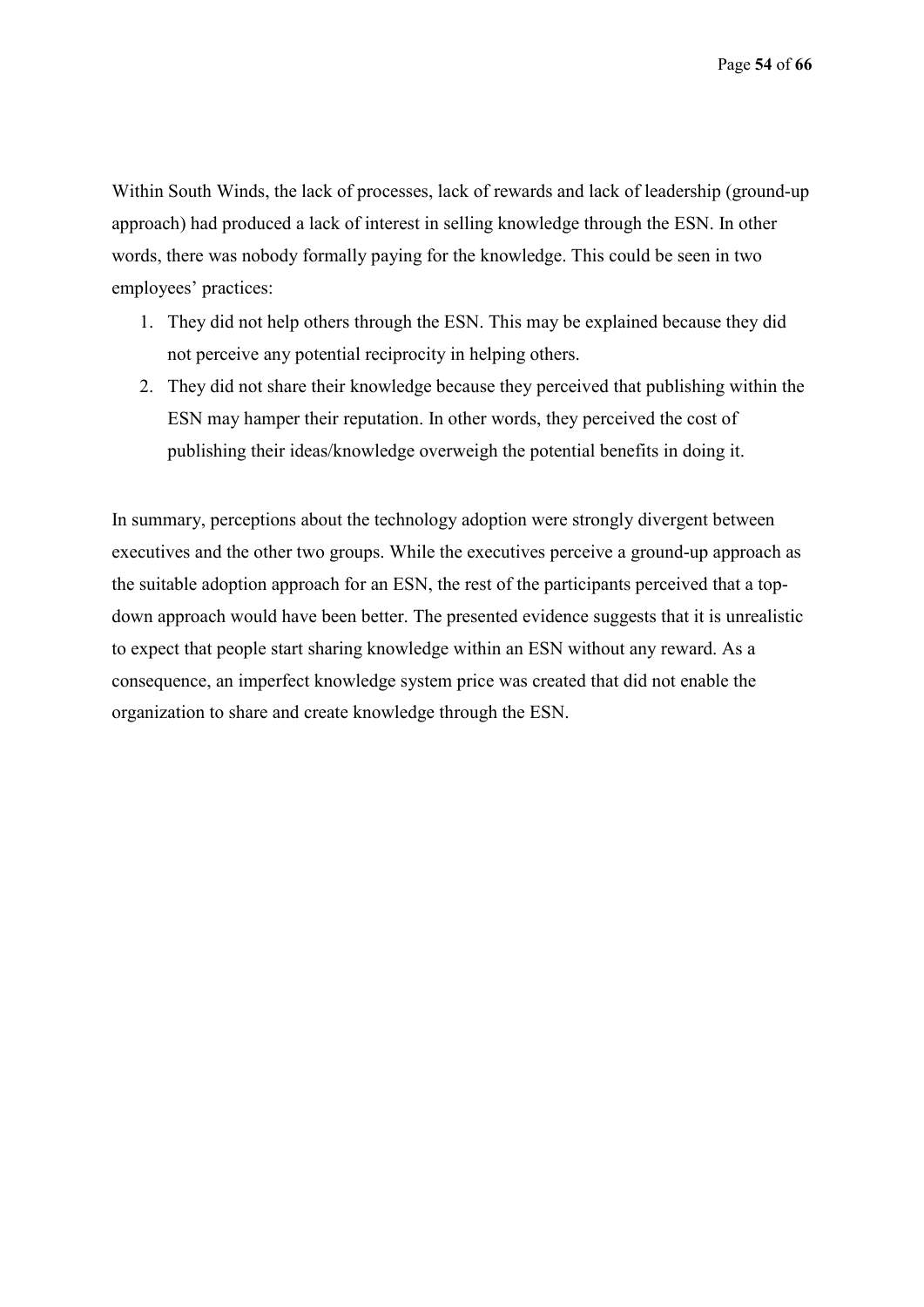Within South Winds, the lack of processes, lack of rewards and lack of leadership (ground-up approach) had produced a lack of interest in selling knowledge through the ESN. In other words, there was nobody formally paying for the knowledge. This could be seen in two employees' practices:

1. They did not help others through the ESN. This may be explained because they did not perceive any potential reciprocity in helping others.
2. They did not share their knowledge because they perceived that publishing within the ESN may hamper their reputation. In other words, they perceived the cost of publishing their ideas/knowledge overweigh the potential benefits in doing it.

In summary, perceptions about the technology adoption were strongly divergent between executives and the other two groups. While the executives perceive a ground-up approach as the suitable adoption approach for an ESN, the rest of the participants perceived that a top-down approach would have been better. The presented evidence suggests that it is unrealistic to expect that people start sharing knowledge within an ESN without any reward. As a consequence, an imperfect knowledge system price was created that did not enable the organization to share and create knowledge through the ESN.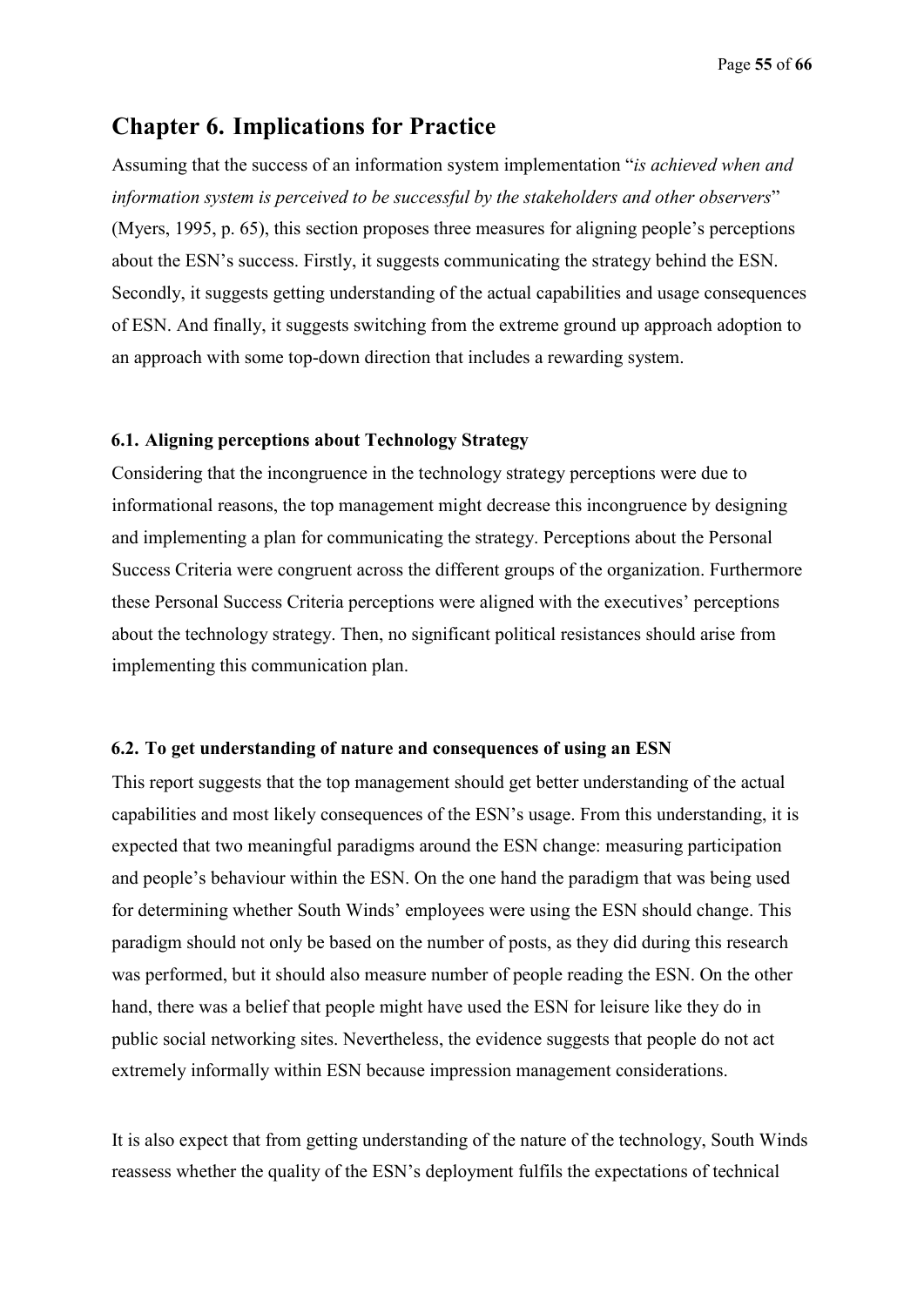# Chapter 6. Implications for Practice

Assuming that the success of an information system implementation "*is achieved when and information system is perceived to be successful by the stakeholders and other observers*" (Myers, 1995, p. 65), this section proposes three measures for aligning people's perceptions about the ESN's success. Firstly, it suggests communicating the strategy behind the ESN. Secondly, it suggests getting understanding of the actual capabilities and usage consequences of ESN. And finally, it suggests switching from the extreme ground up approach adoption to an approach with some top-down direction that includes a rewarding system.

### 6.1. Aligning perceptions about Technology Strategy

Considering that the incongruence in the technology strategy perceptions were due to informational reasons, the top management might decrease this incongruence by designing and implementing a plan for communicating the strategy. Perceptions about the Personal Success Criteria were congruent across the different groups of the organization. Furthermore these Personal Success Criteria perceptions were aligned with the executives' perceptions about the technology strategy. Then, no significant political resistances should arise from implementing this communication plan.

### 6.2. To get understanding of nature and consequences of using an ESN

This report suggests that the top management should get better understanding of the actual capabilities and most likely consequences of the ESN's usage. From this understanding, it is expected that two meaningful paradigms around the ESN change: measuring participation and people's behaviour within the ESN. On the one hand the paradigm that was being used for determining whether South Winds' employees were using the ESN should change. This paradigm should not only be based on the number of posts, as they did during this research was performed, but it should also measure number of people reading the ESN. On the other hand, there was a belief that people might have used the ESN for leisure like they do in public social networking sites. Nevertheless, the evidence suggests that people do not act extremely informally within ESN because impression management considerations.

It is also expect that from getting understanding of the nature of the technology, South Winds reassess whether the quality of the ESN's deployment fulfils the expectations of technical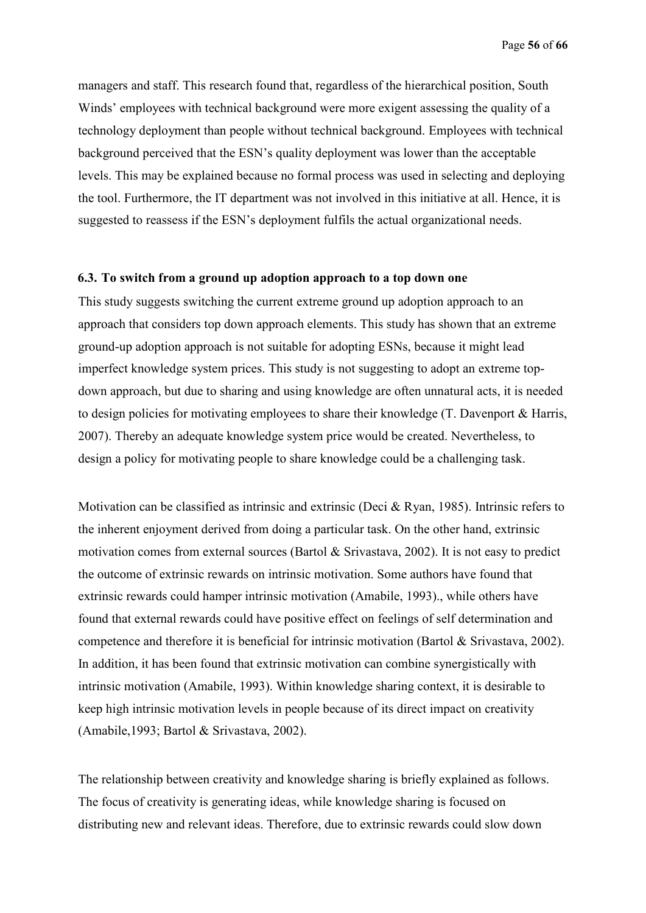managers and staff. This research found that, regardless of the hierarchical position, South Winds' employees with technical background were more exigent assessing the quality of a technology deployment than people without technical background. Employees with technical background perceived that the ESN's quality deployment was lower than the acceptable levels. This may be explained because no formal process was used in selecting and deploying the tool. Furthermore, the IT department was not involved in this initiative at all. Hence, it is suggested to reassess if the ESN's deployment fulfils the actual organizational needs.

### 6.3. To switch from a ground up adoption approach to a top down one

This study suggests switching the current extreme ground up adoption approach to an approach that considers top down approach elements. This study has shown that an extreme ground-up adoption approach is not suitable for adopting ESNs, because it might lead imperfect knowledge system prices. This study is not suggesting to adopt an extreme top-down approach, but due to sharing and using knowledge are often unnatural acts, it is needed to design policies for motivating employees to share their knowledge (T. Davenport & Harris, 2007). Thereby an adequate knowledge system price would be created. Nevertheless, to design a policy for motivating people to share knowledge could be a challenging task.

Motivation can be classified as intrinsic and extrinsic (Deci & Ryan, 1985). Intrinsic refers to the inherent enjoyment derived from doing a particular task. On the other hand, extrinsic motivation comes from external sources (Bartol & Srivastava, 2002). It is not easy to predict the outcome of extrinsic rewards on intrinsic motivation. Some authors have found that extrinsic rewards could hamper intrinsic motivation (Amabile, 1993)., while others have found that external rewards could have positive effect on feelings of self determination and competence and therefore it is beneficial for intrinsic motivation (Bartol & Srivastava, 2002). In addition, it has been found that extrinsic motivation can combine synergistically with intrinsic motivation (Amabile, 1993). Within knowledge sharing context, it is desirable to keep high intrinsic motivation levels in people because of its direct impact on creativity (Amabile,1993; Bartol & Srivastava, 2002).

The relationship between creativity and knowledge sharing is briefly explained as follows. The focus of creativity is generating ideas, while knowledge sharing is focused on distributing new and relevant ideas. Therefore, due to extrinsic rewards could slow down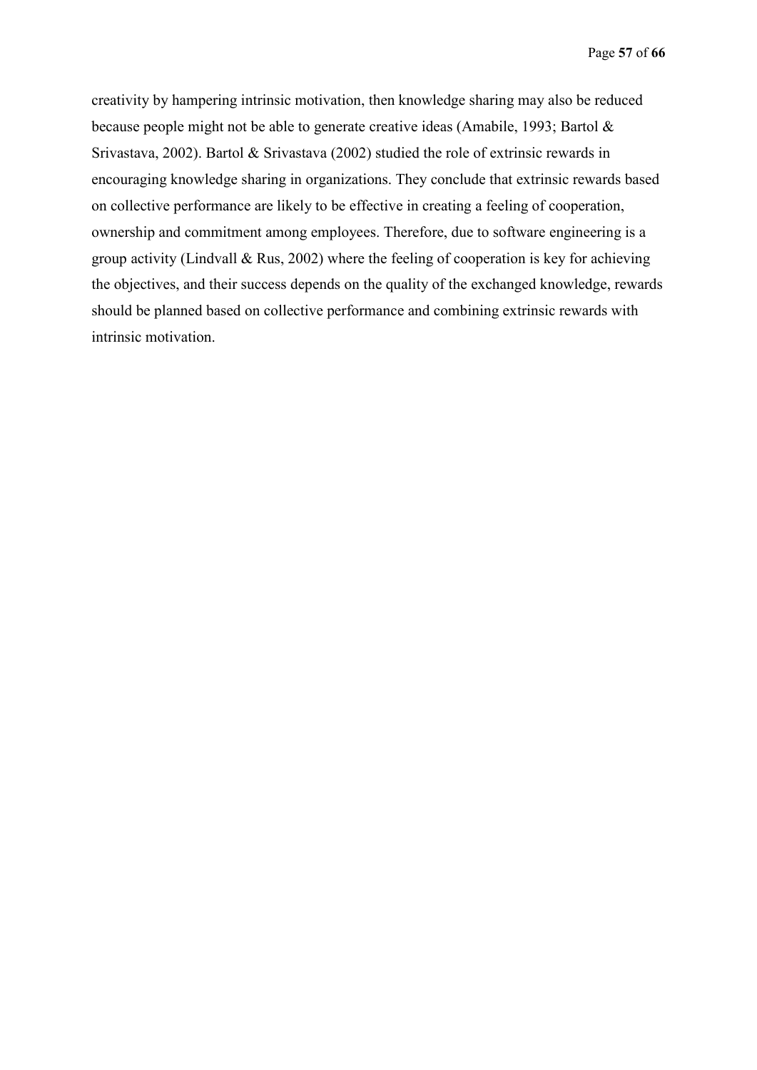creativity by hampering intrinsic motivation, then knowledge sharing may also be reduced because people might not be able to generate creative ideas (Amabile, 1993; Bartol & Srivastava, 2002). Bartol & Srivastava (2002) studied the role of extrinsic rewards in encouraging knowledge sharing in organizations. They conclude that extrinsic rewards based on collective performance are likely to be effective in creating a feeling of cooperation, ownership and commitment among employees. Therefore, due to software engineering is a group activity (Lindvall & Rus, 2002) where the feeling of cooperation is key for achieving the objectives, and their success depends on the quality of the exchanged knowledge, rewards should be planned based on collective performance and combining extrinsic rewards with intrinsic motivation.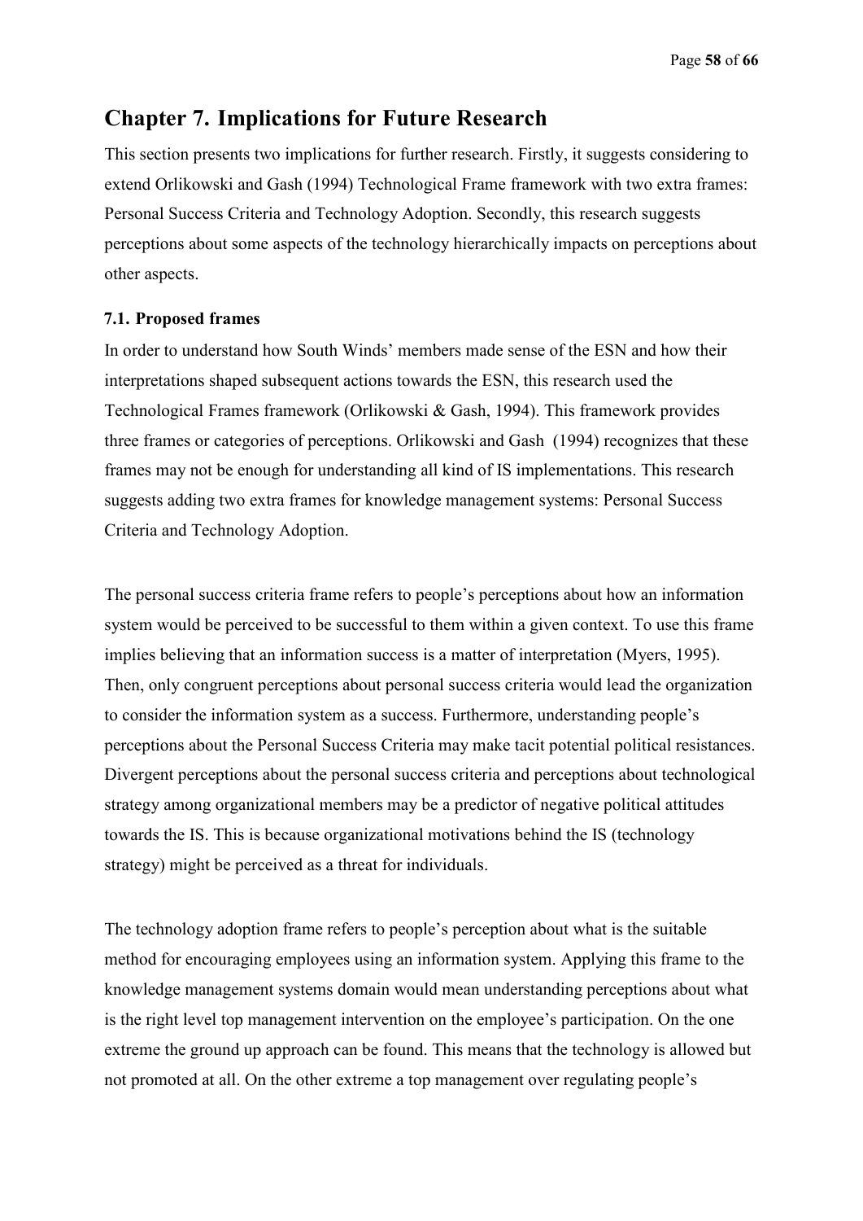# Chapter 7. Implications for Future Research

This section presents two implications for further research. Firstly, it suggests considering to extend Orlikowski and Gash (1994) Technological Frame framework with two extra frames: Personal Success Criteria and Technology Adoption. Secondly, this research suggests perceptions about some aspects of the technology hierarchically impacts on perceptions about other aspects.

### 7.1. Proposed frames

In order to understand how South Winds' members made sense of the ESN and how their interpretations shaped subsequent actions towards the ESN, this research used the Technological Frames framework (Orlikowski & Gash, 1994). This framework provides three frames or categories of perceptions. Orlikowski and Gash (1994) recognizes that these frames may not be enough for understanding all kind of IS implementations. This research suggests adding two extra frames for knowledge management systems: Personal Success Criteria and Technology Adoption.

The personal success criteria frame refers to people's perceptions about how an information system would be perceived to be successful to them within a given context. To use this frame implies believing that an information success is a matter of interpretation (Myers, 1995). Then, only congruent perceptions about personal success criteria would lead the organization to consider the information system as a success. Furthermore, understanding people's perceptions about the Personal Success Criteria may make tacit potential political resistances. Divergent perceptions about the personal success criteria and perceptions about technological strategy among organizational members may be a predictor of negative political attitudes towards the IS. This is because organizational motivations behind the IS (technology strategy) might be perceived as a threat for individuals.

The technology adoption frame refers to people's perception about what is the suitable method for encouraging employees using an information system. Applying this frame to the knowledge management systems domain would mean understanding perceptions about what is the right level top management intervention on the employee's participation. On the one extreme the ground up approach can be found. This means that the technology is allowed but not promoted at all. On the other extreme a top management over regulating people's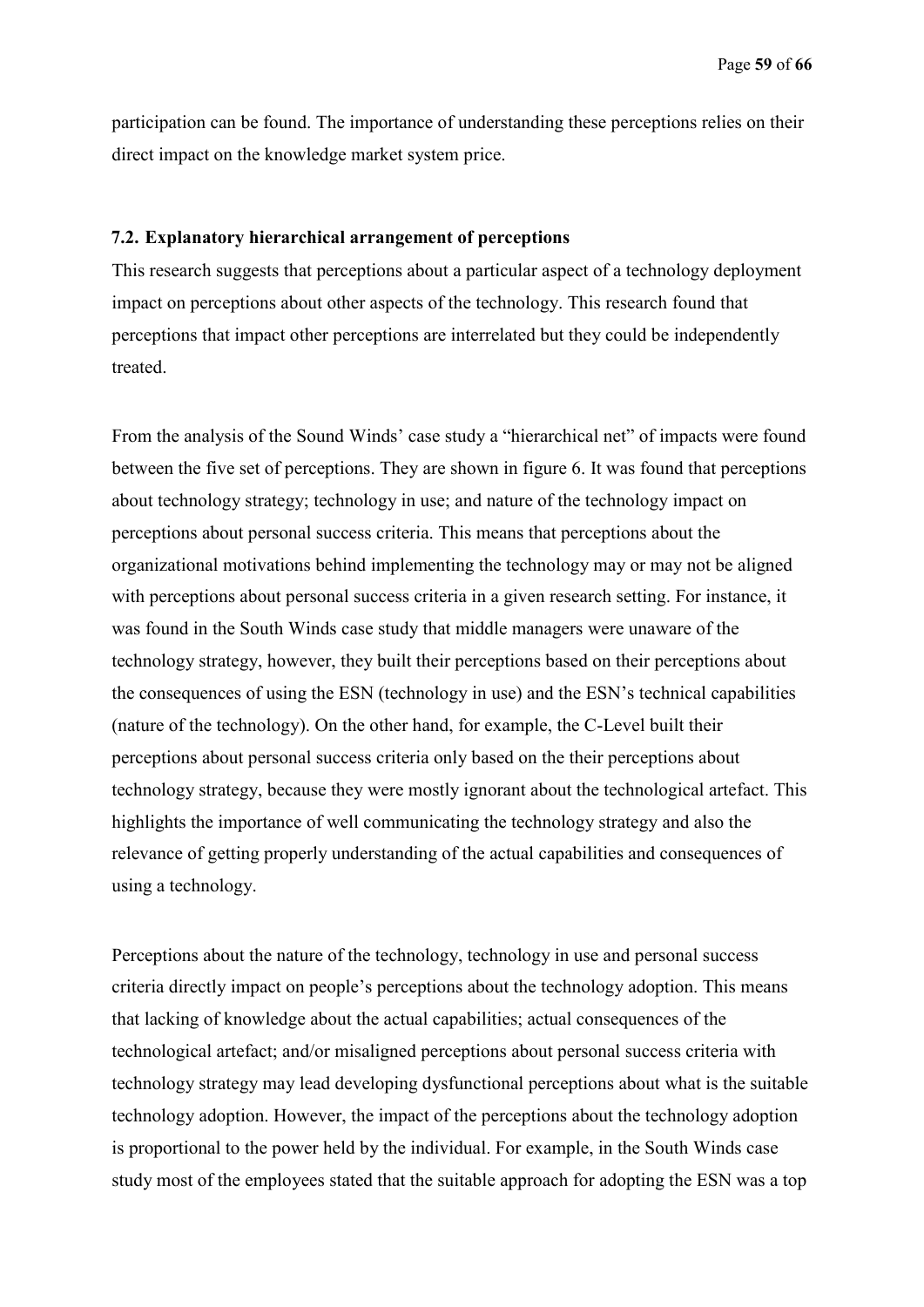participation can be found. The importance of understanding these perceptions relies on their direct impact on the knowledge market system price.

### 7.2. Explanatory hierarchical arrangement of perceptions

This research suggests that perceptions about a particular aspect of a technology deployment impact on perceptions about other aspects of the technology. This research found that perceptions that impact other perceptions are interrelated but they could be independently treated.

From the analysis of the Sound Winds' case study a "hierarchical net" of impacts were found between the five set of perceptions. They are shown in figure 6. It was found that perceptions about technology strategy; technology in use; and nature of the technology impact on perceptions about personal success criteria. This means that perceptions about the organizational motivations behind implementing the technology may or may not be aligned with perceptions about personal success criteria in a given research setting. For instance, it was found in the South Winds case study that middle managers were unaware of the technology strategy, however, they built their perceptions based on their perceptions about the consequences of using the ESN (technology in use) and the ESN's technical capabilities (nature of the technology). On the other hand, for example, the C-Level built their perceptions about personal success criteria only based on the their perceptions about technology strategy, because they were mostly ignorant about the technological artefact. This highlights the importance of well communicating the technology strategy and also the relevance of getting properly understanding of the actual capabilities and consequences of using a technology.

Perceptions about the nature of the technology, technology in use and personal success criteria directly impact on people's perceptions about the technology adoption. This means that lacking of knowledge about the actual capabilities; actual consequences of the technological artefact; and/or misaligned perceptions about personal success criteria with technology strategy may lead developing dysfunctional perceptions about what is the suitable technology adoption. However, the impact of the perceptions about the technology adoption is proportional to the power held by the individual. For example, in the South Winds case study most of the employees stated that the suitable approach for adopting the ESN was a top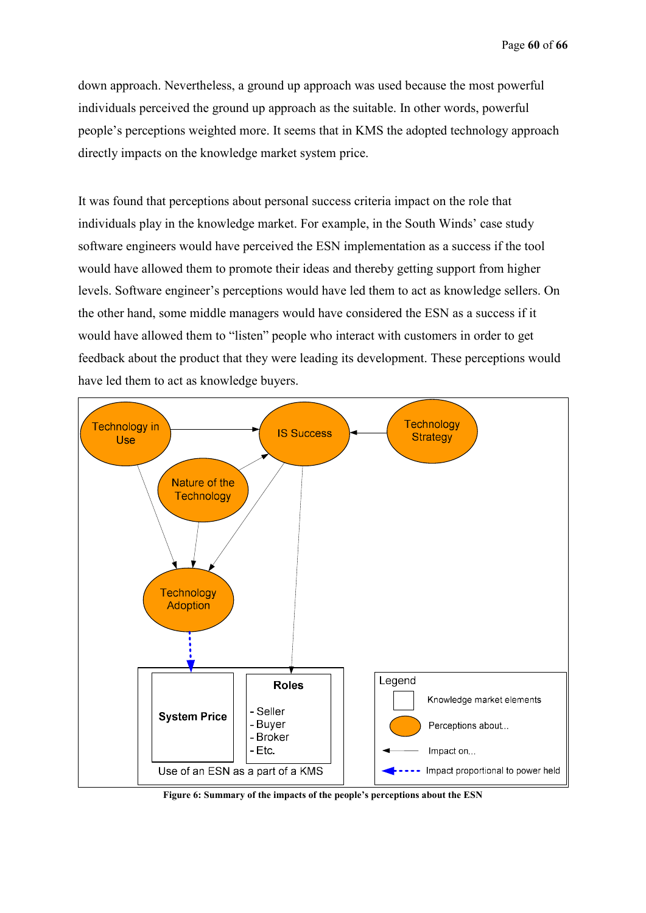down approach. Nevertheless, a ground up approach was used because the most powerful individuals perceived the ground up approach as the suitable. In other words, powerful people's perceptions weighted more. It seems that in KMS the adopted technology approach directly impacts on the knowledge market system price.

It was found that perceptions about personal success criteria impact on the role that individuals play in the knowledge market. For example, in the South Winds' case study software engineers would have perceived the ESN implementation as a success if the tool would have allowed them to promote their ideas and thereby getting support from higher levels. Software engineer's perceptions would have led them to act as knowledge sellers. On the other hand, some middle managers would have considered the ESN as a success if it would have allowed them to "listen" people who interact with customers in order to get feedback about the product that they were leading its development. These perceptions would have led them to act as knowledge buyers.

Technology in Use

IS Success

Technology Strategy

Nature of the Technology

Technology Adoption

System Price

Roles

- Seller
- Buyer
- Broker
- Etc.

Use of an ESN as a part of a KMS

Legend

Knowledge market elements

Perceptions about...

Impact on...

Impact proportional to power held

**Figure 6: Summary of the impacts of the people's perceptions about the ESN**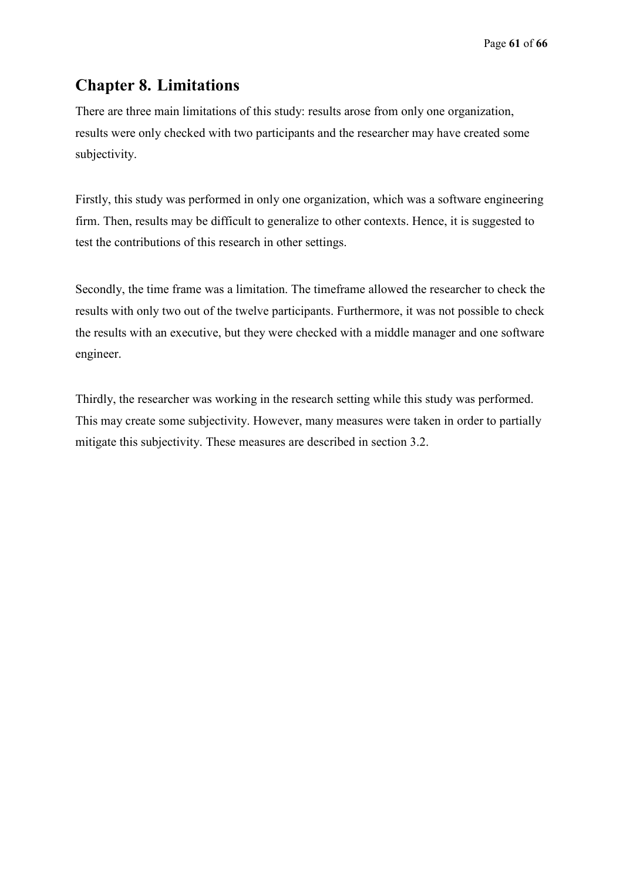# Chapter 8. Limitations

There are three main limitations of this study: results arose from only one organization, results were only checked with two participants and the researcher may have created some subjectivity.

Firstly, this study was performed in only one organization, which was a software engineering firm. Then, results may be difficult to generalize to other contexts. Hence, it is suggested to test the contributions of this research in other settings.

Secondly, the time frame was a limitation. The timeframe allowed the researcher to check the results with only two out of the twelve participants. Furthermore, it was not possible to check the results with an executive, but they were checked with a middle manager and one software engineer.

Thirdly, the researcher was working in the research setting while this study was performed. This may create some subjectivity. However, many measures were taken in order to partially mitigate this subjectivity. These measures are described in section 3.2.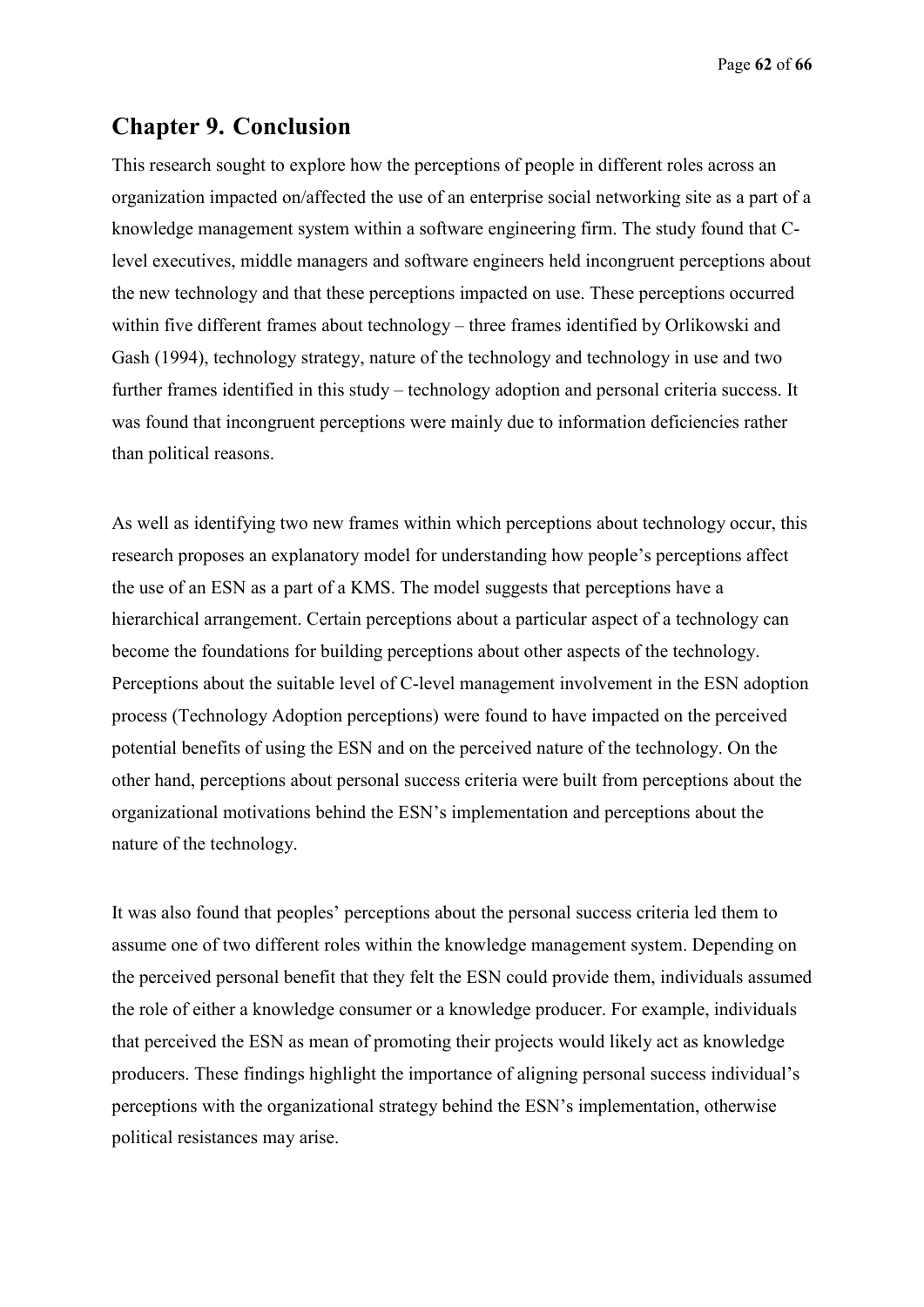# Chapter 9. Conclusion

This research sought to explore how the perceptions of people in different roles across an organization impacted on/affected the use of an enterprise social networking site as a part of a knowledge management system within a software engineering firm. The study found that C-level executives, middle managers and software engineers held incongruent perceptions about the new technology and that these perceptions impacted on use. These perceptions occurred within five different frames about technology – three frames identified by Orlikowski and Gash (1994), technology strategy, nature of the technology and technology in use and two further frames identified in this study – technology adoption and personal criteria success. It was found that incongruent perceptions were mainly due to information deficiencies rather than political reasons.

As well as identifying two new frames within which perceptions about technology occur, this research proposes an explanatory model for understanding how people's perceptions affect the use of an ESN as a part of a KMS. The model suggests that perceptions have a hierarchical arrangement. Certain perceptions about a particular aspect of a technology can become the foundations for building perceptions about other aspects of the technology. Perceptions about the suitable level of C-level management involvement in the ESN adoption process (Technology Adoption perceptions) were found to have impacted on the perceived potential benefits of using the ESN and on the perceived nature of the technology. On the other hand, perceptions about personal success criteria were built from perceptions about the organizational motivations behind the ESN's implementation and perceptions about the nature of the technology.

It was also found that peoples' perceptions about the personal success criteria led them to assume one of two different roles within the knowledge management system. Depending on the perceived personal benefit that they felt the ESN could provide them, individuals assumed the role of either a knowledge consumer or a knowledge producer. For example, individuals that perceived the ESN as mean of promoting their projects would likely act as knowledge producers. These findings highlight the importance of aligning personal success individual's perceptions with the organizational strategy behind the ESN's implementation, otherwise political resistances may arise.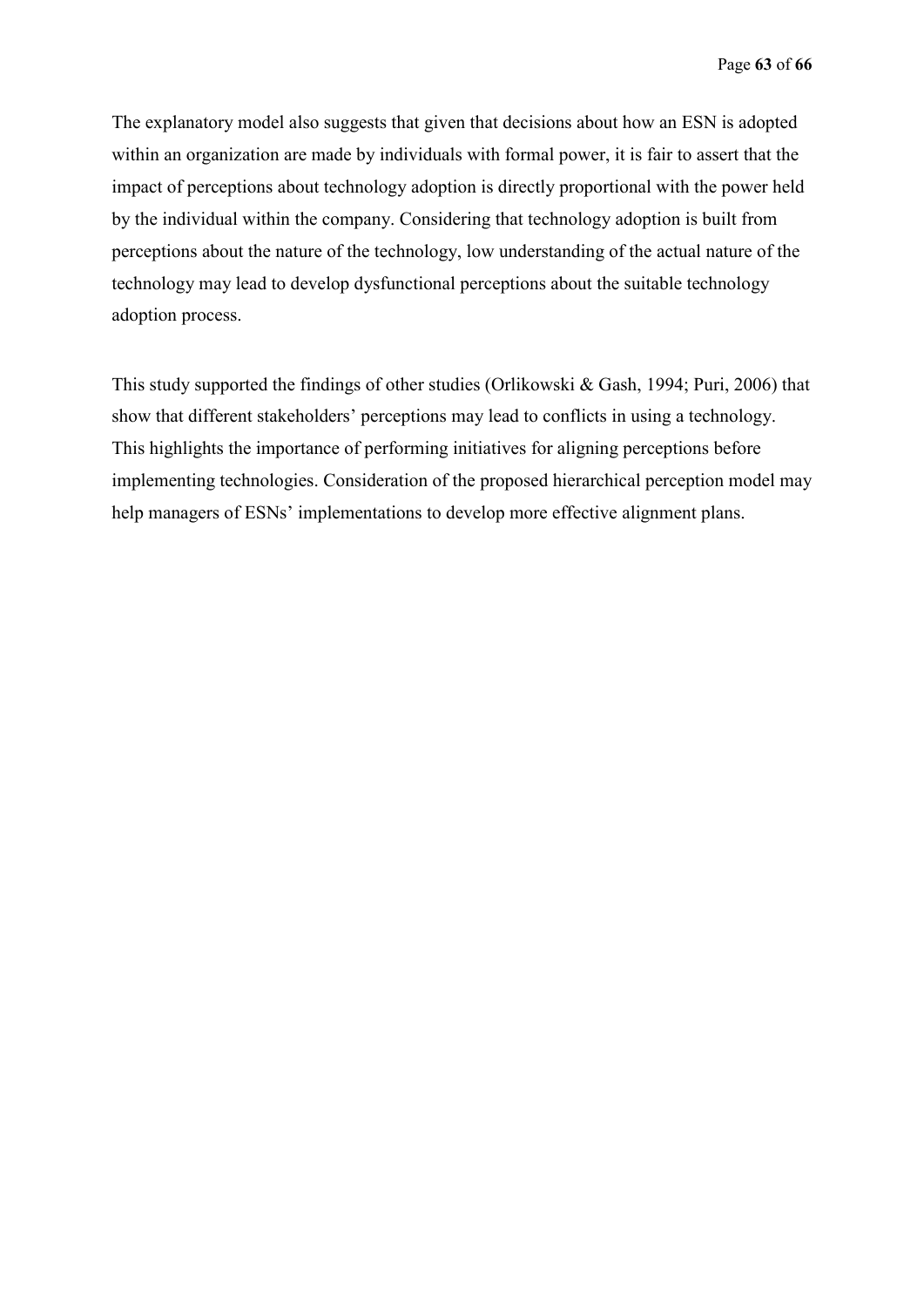The explanatory model also suggests that given that decisions about how an ESN is adopted within an organization are made by individuals with formal power, it is fair to assert that the impact of perceptions about technology adoption is directly proportional with the power held by the individual within the company. Considering that technology adoption is built from perceptions about the nature of the technology, low understanding of the actual nature of the technology may lead to develop dysfunctional perceptions about the suitable technology adoption process.

This study supported the findings of other studies (Orlikowski & Gash, 1994; Puri, 2006) that show that different stakeholders' perceptions may lead to conflicts in using a technology. This highlights the importance of performing initiatives for aligning perceptions before implementing technologies. Consideration of the proposed hierarchical perception model may help managers of ESNs' implementations to develop more effective alignment plans.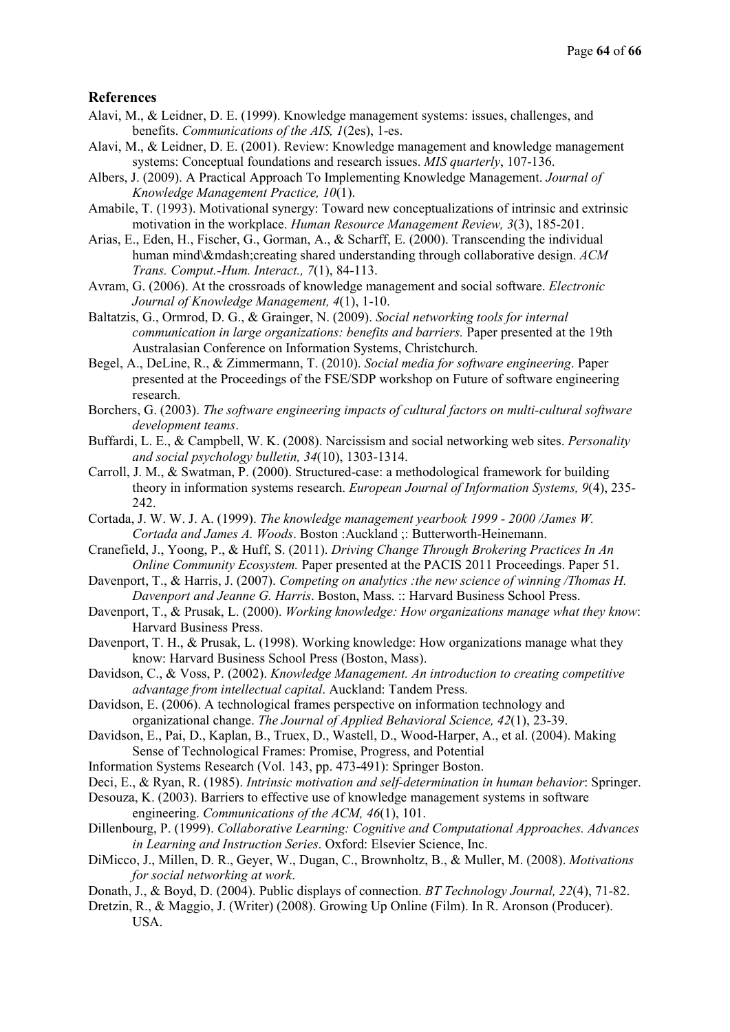## References

Alavi, M., & Leidner, D. E. (1999). Knowledge management systems: issues, challenges, and benefits. *Communications of the AIS, 1*(2es), 1-es.

Alavi, M., & Leidner, D. E. (2001). Review: Knowledge management and knowledge management systems: Conceptual foundations and research issues. *MIS quarterly*, 107-136.

Albers, J. (2009). A Practical Approach To Implementing Knowledge Management. *Journal of Knowledge Management Practice, 10*(1).

Amabile, T. (1993). Motivational synergy: Toward new conceptualizations of intrinsic and extrinsic motivation in the workplace. *Human Resource Management Review, 3*(3), 185-201.

Arias, E., Eden, H., Fischer, G., Gorman, A., & Scharff, E. (2000). Transcending the individual human mind\&mdash;creating shared understanding through collaborative design. *ACM Trans. Comput.-Hum. Interact., 7*(1), 84-113.

Avram, G. (2006). At the crossroads of knowledge management and social software. *Electronic Journal of Knowledge Management, 4*(1), 1-10.

Baltatzis, G., Ormrod, D. G., & Grainger, N. (2009). *Social networking tools for internal communication in large organizations: benefits and barriers.* Paper presented at the 19th Australasian Conference on Information Systems, Christchurch.

Begel, A., DeLine, R., & Zimmermann, T. (2010). *Social media for software engineering*. Paper presented at the Proceedings of the FSE/SDP workshop on Future of software engineering research.

Borchers, G. (2003). *The software engineering impacts of cultural factors on multi-cultural software development teams*.

Buffardi, L. E., & Campbell, W. K. (2008). Narcissism and social networking web sites. *Personality and social psychology bulletin, 34*(10), 1303-1314.

Carroll, J. M., & Swatman, P. (2000). Structured-case: a methodological framework for building theory in information systems research. *European Journal of Information Systems, 9*(4), 235-242.

Cortada, J. W. W. J. A. (1999). *The knowledge management yearbook 1999 - 2000 /James W. Cortada and James A. Woods*. Boston :Auckland ;: Butterworth-Heinemann.

Cranefield, J., Yoong, P., & Huff, S. (2011). *Driving Change Through Brokering Practices In An Online Community Ecosystem.* Paper presented at the PACIS 2011 Proceedings. Paper 51.

Davenport, T., & Harris, J. (2007). *Competing on analytics :the new science of winning /Thomas H. Davenport and Jeanne G. Harris*. Boston, Mass. :: Harvard Business School Press.

Davenport, T., & Prusak, L. (2000). *Working knowledge: How organizations manage what they know*: Harvard Business Press.

Davenport, T. H., & Prusak, L. (1998). Working knowledge: How organizations manage what they know: Harvard Business School Press (Boston, Mass).

Davidson, C., & Voss, P. (2002). *Knowledge Management. An introduction to creating competitive advantage from intellectual capital*. Auckland: Tandem Press.

Davidson, E. (2006). A technological frames perspective on information technology and organizational change. *The Journal of Applied Behavioral Science, 42*(1), 23-39.

Davidson, E., Pai, D., Kaplan, B., Truex, D., Wastell, D., Wood-Harper, A., et al. (2004). Making Sense of Technological Frames: Promise, Progress, and Potential

Information Systems Research (Vol. 143, pp. 473-491): Springer Boston.

Deci, E., & Ryan, R. (1985). *Intrinsic motivation and self-determination in human behavior*: Springer.

Desouza, K. (2003). Barriers to effective use of knowledge management systems in software engineering. *Communications of the ACM, 46*(1), 101.

Dillenbourg, P. (1999). *Collaborative Learning: Cognitive and Computational Approaches. Advances in Learning and Instruction Series*. Oxford: Elsevier Science, Inc.

DiMicco, J., Millen, D. R., Geyer, W., Dugan, C., Brownholtz, B., & Muller, M. (2008). *Motivations for social networking at work*.

Donath, J., & Boyd, D. (2004). Public displays of connection. *BT Technology Journal, 22*(4), 71-82.

Dretzin, R., & Maggio, J. (Writer) (2008). Growing Up Online (Film). In R. Aronson (Producer). USA.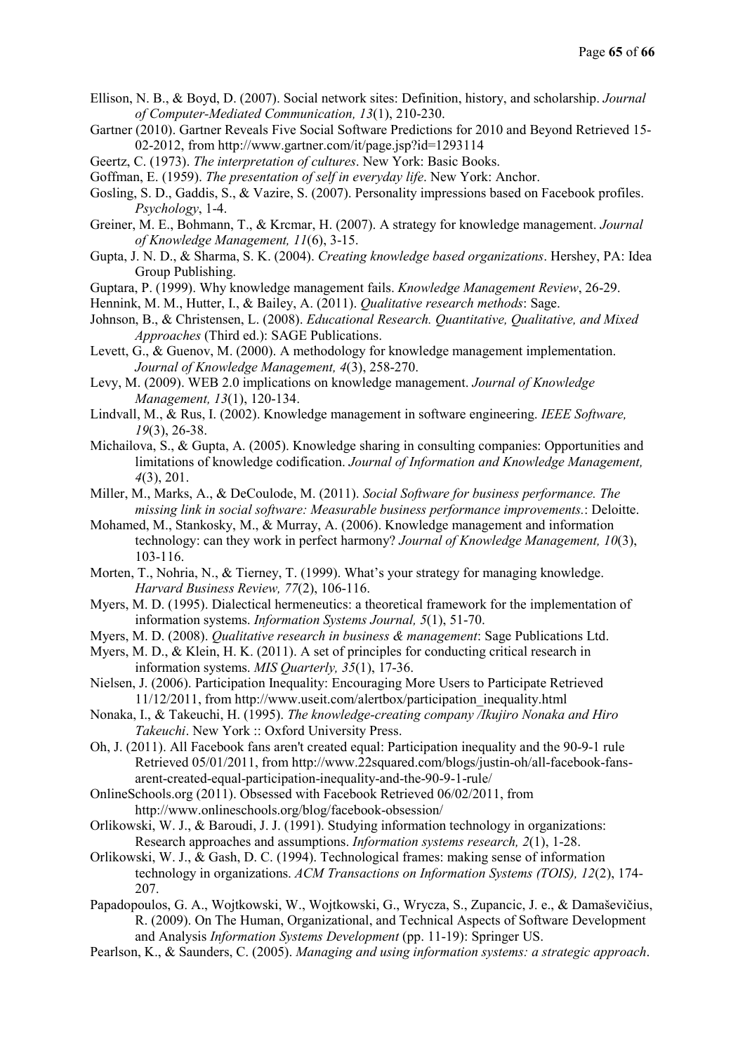Ellison, N. B., & Boyd, D. (2007). Social network sites: Definition, history, and scholarship. *Journal of Computer-Mediated Communication, 13*(1), 210-230.

Gartner (2010). Gartner Reveals Five Social Software Predictions for 2010 and Beyond Retrieved 15-02-2012, from http://www.gartner.com/it/page.jsp?id=1293114

Geertz, C. (1973). *The interpretation of cultures*. New York: Basic Books.

Goffman, E. (1959). *The presentation of self in everyday life*. New York: Anchor.

Gosling, S. D., Gaddis, S., & Vazire, S. (2007). Personality impressions based on Facebook profiles. *Psychology*, 1-4.

Greiner, M. E., Bohmann, T., & Krcmar, H. (2007). A strategy for knowledge management. *Journal of Knowledge Management, 11*(6), 3-15.

Gupta, J. N. D., & Sharma, S. K. (2004). *Creating knowledge based organizations*. Hershey, PA: Idea Group Publishing.

Guptara, P. (1999). Why knowledge management fails. *Knowledge Management Review*, 26-29.

Hennink, M. M., Hutter, I., & Bailey, A. (2011). *Qualitative research methods*: Sage.

Johnson, B., & Christensen, L. (2008). *Educational Research. Quantitative, Qualitative, and Mixed Approaches* (Third ed.): SAGE Publications.

Levett, G., & Guenov, M. (2000). A methodology for knowledge management implementation. *Journal of Knowledge Management, 4*(3), 258-270.

Levy, M. (2009). WEB 2.0 implications on knowledge management. *Journal of Knowledge Management, 13*(1), 120-134.

Lindvall, M., & Rus, I. (2002). Knowledge management in software engineering. *IEEE Software, 19*(3), 26-38.

Michailova, S., & Gupta, A. (2005). Knowledge sharing in consulting companies: Opportunities and limitations of knowledge codification. *Journal of Information and Knowledge Management, 4*(3), 201.

Miller, M., Marks, A., & DeCoulode, M. (2011). *Social Software for business performance. The missing link in social software: Measurable business performance improvements.*: Deloitte.

Mohamed, M., Stankosky, M., & Murray, A. (2006). Knowledge management and information technology: can they work in perfect harmony? *Journal of Knowledge Management, 10*(3), 103-116.

Morten, T., Nohria, N., & Tierney, T. (1999). What's your strategy for managing knowledge. *Harvard Business Review, 77*(2), 106-116.

Myers, M. D. (1995). Dialectical hermeneutics: a theoretical framework for the implementation of information systems. *Information Systems Journal, 5*(1), 51-70.

Myers, M. D. (2008). *Qualitative research in business & management*: Sage Publications Ltd.

Myers, M. D., & Klein, H. K. (2011). A set of principles for conducting critical research in information systems. *MIS Quarterly, 35*(1), 17-36.

Nielsen, J. (2006). Participation Inequality: Encouraging More Users to Participate Retrieved 11/12/2011, from http://www.useit.com/alertbox/participation_inequality.html

Nonaka, I., & Takeuchi, H. (1995). *The knowledge-creating company /Ikujiro Nonaka and Hiro Takeuchi*. New York :: Oxford University Press.

Oh, J. (2011). All Facebook fans aren't created equal: Participation inequality and the 90-9-1 rule Retrieved 05/01/2011, from http://www.22squared.com/blogs/justin-oh/all-facebook-fans-arent-created-equal-participation-inequality-and-the-90-9-1-rule/

OnlineSchools.org (2011). Obsessed with Facebook Retrieved 06/02/2011, from http://www.onlineschools.org/blog/facebook-obsession/

Orlikowski, W. J., & Baroudi, J. J. (1991). Studying information technology in organizations: Research approaches and assumptions. *Information systems research, 2*(1), 1-28.

Orlikowski, W. J., & Gash, D. C. (1994). Technological frames: making sense of information technology in organizations. *ACM Transactions on Information Systems (TOIS), 12*(2), 174-207.

Papadopoulos, G. A., Wojtkowski, W., Wojtkowski, G., Wrycza, S., Zupancic, J. e., & Damaševičius, R. (2009). On The Human, Organizational, and Technical Aspects of Software Development and Analysis *Information Systems Development* (pp. 11-19): Springer US.

Pearlson, K., & Saunders, C. (2005). *Managing and using information systems: a strategic approach*.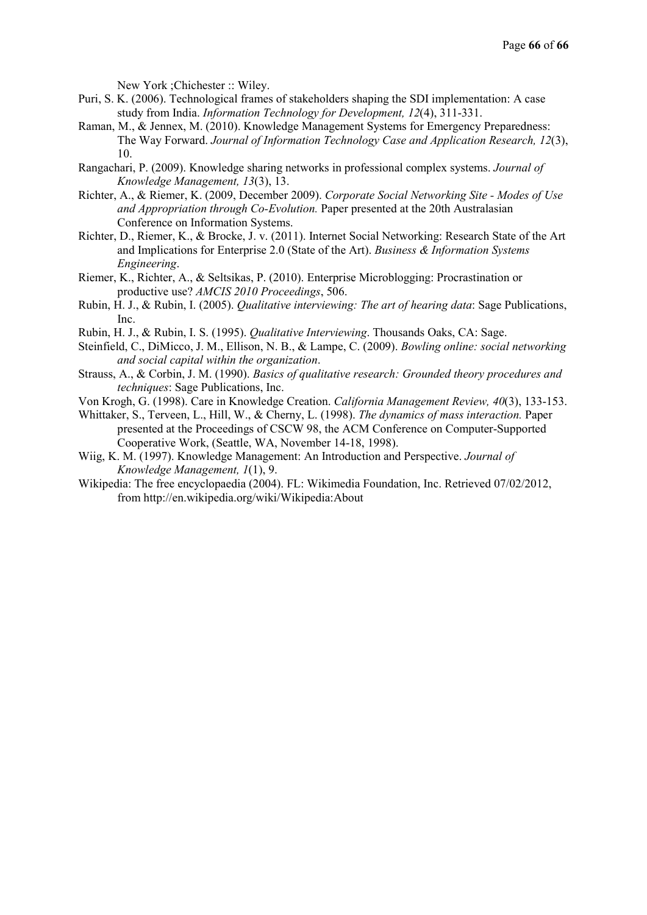New York ;Chichester :: Wiley.

Puri, S. K. (2006). Technological frames of stakeholders shaping the SDI implementation: A case study from India. *Information Technology for Development, 12*(4), 311-331.

Raman, M., & Jennex, M. (2010). Knowledge Management Systems for Emergency Preparedness: The Way Forward. *Journal of Information Technology Case and Application Research, 12*(3), 10.

Rangachari, P. (2009). Knowledge sharing networks in professional complex systems. *Journal of Knowledge Management, 13*(3), 13.

Richter, A., & Riemer, K. (2009, December 2009). *Corporate Social Networking Site - Modes of Use and Appropriation through Co-Evolution.* Paper presented at the 20th Australasian Conference on Information Systems.

Richter, D., Riemer, K., & Brocke, J. v. (2011). Internet Social Networking: Research State of the Art and Implications for Enterprise 2.0 (State of the Art). *Business & Information Systems Engineering*.

Riemer, K., Richter, A., & Seltsikas, P. (2010). Enterprise Microblogging: Procrastination or productive use? *AMCIS 2010 Proceedings*, 506.

Rubin, H. J., & Rubin, I. (2005). *Qualitative interviewing: The art of hearing data*: Sage Publications, Inc.

Rubin, H. J., & Rubin, I. S. (1995). *Qualitative Interviewing*. Thousands Oaks, CA: Sage.

Steinfield, C., DiMicco, J. M., Ellison, N. B., & Lampe, C. (2009). *Bowling online: social networking and social capital within the organization*.

Strauss, A., & Corbin, J. M. (1990). *Basics of qualitative research: Grounded theory procedures and techniques*: Sage Publications, Inc.

Von Krogh, G. (1998). Care in Knowledge Creation. *California Management Review, 40*(3), 133-153.

Whittaker, S., Terveen, L., Hill, W., & Cherny, L. (1998). *The dynamics of mass interaction.* Paper presented at the Proceedings of CSCW 98, the ACM Conference on Computer-Supported Cooperative Work, (Seattle, WA, November 14-18, 1998).

Wiig, K. M. (1997). Knowledge Management: An Introduction and Perspective. *Journal of Knowledge Management, 1*(1), 9.

Wikipedia: The free encyclopaedia (2004). FL: Wikimedia Foundation, Inc. Retrieved 07/02/2012, from http://en.wikipedia.org/wiki/Wikipedia:About